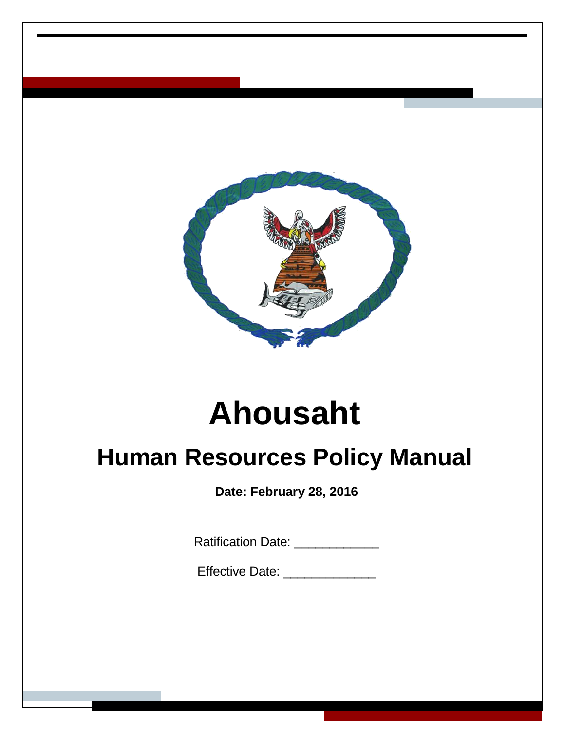# Ahousaht

## Human Resources Policy Manual

**Date: February 28, 2016**

Ratification Date: ____________

Effective Date: _____________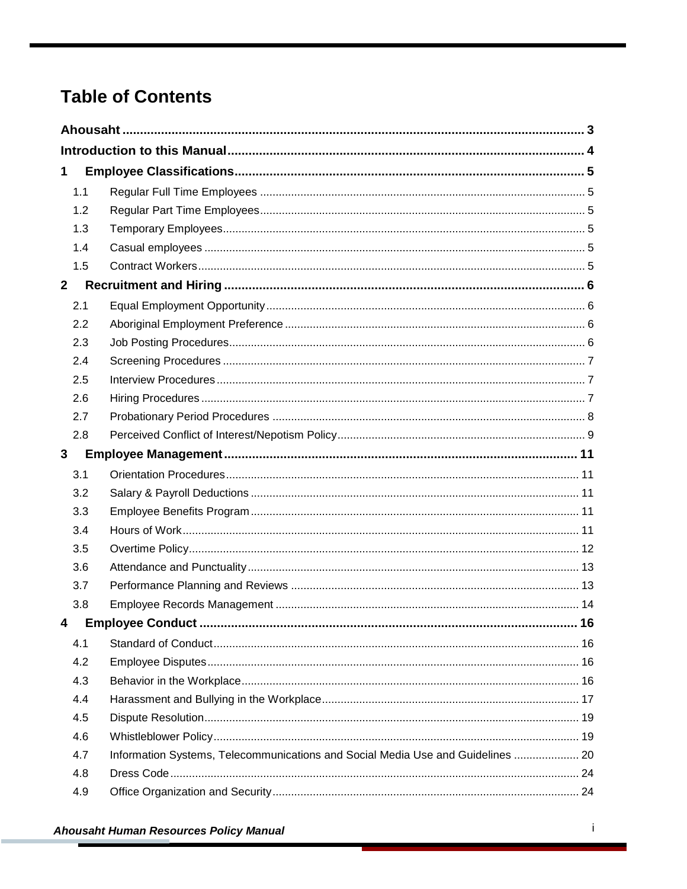# Table of Contents

**Ahousaht** .................................................................................................................................... 3

**Introduction to this Manual** ..................................................................................................... 4

**1 Employee Classifications** ................................................................................................... 5

- 1.1 Regular Full Time Employees ....................................................................................................... 5
- 1.2 Regular Part Time Employees ....................................................................................................... 5
- 1.3 Temporary Employees ................................................................................................................... 5
- 1.4 Casual employees ......................................................................................................................... 5
- 1.5 Contract Workers ........................................................................................................................... 5

**2 Recruitment and Hiring** ...................................................................................................... 6

- 2.1 Equal Employment Opportunity ..................................................................................................... 6
- 2.2 Aboriginal Employment Preference ............................................................................................... 6
- 2.3 Job Posting Procedures ................................................................................................................. 6
- 2.4 Screening Procedures ................................................................................................................... 7
- 2.5 Interview Procedures ..................................................................................................................... 7
- 2.6 Hiring Procedures .......................................................................................................................... 7
- 2.7 Probationary Period Procedures ................................................................................................... 8
- 2.8 Perceived Conflict of Interest/Nepotism Policy ............................................................................... 9

**3 Employee Management** .................................................................................................... 11

- 3.1 Orientation Procedures ................................................................................................................ 11
- 3.2 Salary & Payroll Deductions ......................................................................................................... 11
- 3.3 Employee Benefits Program ......................................................................................................... 11
- 3.4 Hours of Work .............................................................................................................................. 11
- 3.5 Overtime Policy ............................................................................................................................ 12
- 3.6 Attendance and Punctuality .......................................................................................................... 13
- 3.7 Performance Planning and Reviews ............................................................................................ 13
- 3.8 Employee Records Management ................................................................................................ 14

**4 Employee Conduct** ........................................................................................................... 16

- 4.1 Standard of Conduct .................................................................................................................... 16
- 4.2 Employee Disputes ...................................................................................................................... 16
- 4.3 Behavior in the Workplace ........................................................................................................... 16
- 4.4 Harassment and Bullying in the Workplace .................................................................................. 17
- 4.5 Dispute Resolution ....................................................................................................................... 19
- 4.6 Whistleblower Policy .................................................................................................................... 19
- 4.7 Information Systems, Telecommunications and Social Media Use and Guidelines ..................... 20
- 4.8 Dress Code .................................................................................................................................. 24
- 4.9 Office Organization and Security .................................................................................................. 24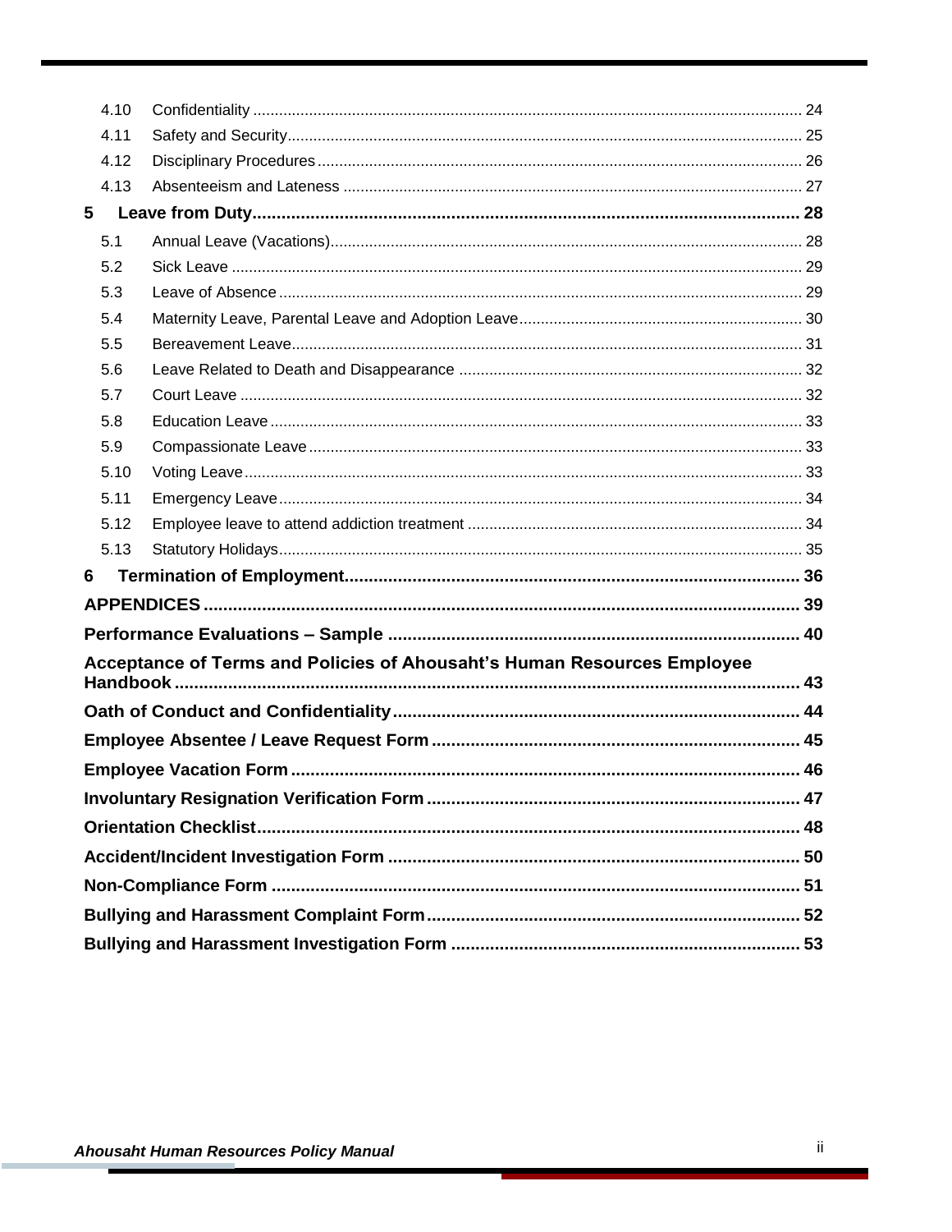4.10 Confidentiality ............................................................................................................................ 24

4.11 Safety and Security ..................................................................................................................... 25

4.12 Disciplinary Procedures .............................................................................................................. 26

4.13 Absenteeism and Lateness ......................................................................................................... 27

**5 Leave from Duty ................................................................................................................ 28**

5.1 Annual Leave (Vacations) ............................................................................................................ 28

5.2 Sick Leave ................................................................................................................................... 29

5.3 Leave of Absence ........................................................................................................................ 29

5.4 Maternity Leave, Parental Leave and Adoption Leave ................................................................. 30

5.5 Bereavement Leave ..................................................................................................................... 31

5.6 Leave Related to Death and Disappearance ............................................................................... 32

5.7 Court Leave ................................................................................................................................. 32

5.8 Education Leave .......................................................................................................................... 33

5.9 Compassionate Leave ................................................................................................................. 33

5.10 Voting Leave ............................................................................................................................... 33

5.11 Emergency Leave ....................................................................................................................... 34

5.12 Employee leave to attend addiction treatment ............................................................................ 34

5.13 Statutory Holidays ....................................................................................................................... 35

**6 Termination of Employment ............................................................................................. 36**

**APPENDICES ........................................................................................................................... 39**

**Performance Evaluations – Sample .................................................................................... 40**

**Acceptance of Terms and Policies of Ahousaht's Human Resources Employee Handbook ................................................................................................................................ 43**

**Oath of Conduct and Confidentiality ................................................................................... 44**

**Employee Absentee / Leave Request Form ......................................................................... 45**

**Employee Vacation Form ...................................................................................................... 46**

**Involuntary Resignation Verification Form ......................................................................... 47**

**Orientation Checklist ............................................................................................................. 48**

**Accident/Incident Investigation Form .................................................................................. 50**

**Non-Compliance Form .......................................................................................................... 51**

**Bullying and Harassment Complaint Form .......................................................................... 52**

**Bullying and Harassment Investigation Form ..................................................................... 53**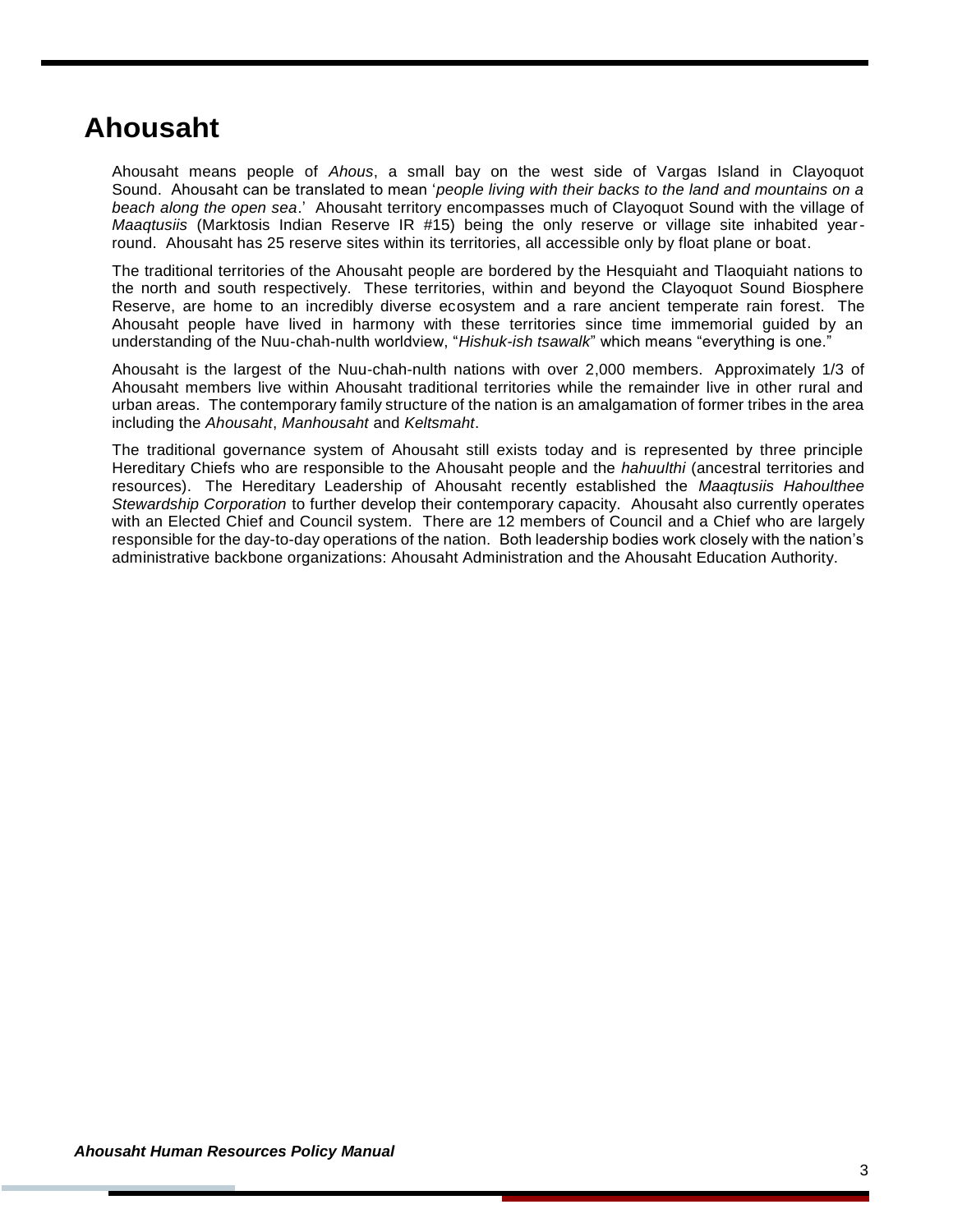# Ahousaht

Ahousaht means people of *Ahous*, a small bay on the west side of Vargas Island in Clayoquot Sound. Ahousaht can be translated to mean '*people living with their backs to the land and mountains on a beach along the open sea*.' Ahousaht territory encompasses much of Clayoquot Sound with the village of *Maaqtusiis* (Marktosis Indian Reserve IR #15) being the only reserve or village site inhabited year-round. Ahousaht has 25 reserve sites within its territories, all accessible only by float plane or boat.

The traditional territories of the Ahousaht people are bordered by the Hesquiaht and Tlaoquiaht nations to the north and south respectively. These territories, within and beyond the Clayoquot Sound Biosphere Reserve, are home to an incredibly diverse ecosystem and a rare ancient temperate rain forest. The Ahousaht people have lived in harmony with these territories since time immemorial guided by an understanding of the Nuu-chah-nulth worldview, "*Hishuk-ish tsawalk*" which means "everything is one."

Ahousaht is the largest of the Nuu-chah-nulth nations with over 2,000 members. Approximately 1/3 of Ahousaht members live within Ahousaht traditional territories while the remainder live in other rural and urban areas. The contemporary family structure of the nation is an amalgamation of former tribes in the area including the *Ahousaht*, *Manhousaht* and *Keltsmaht*.

The traditional governance system of Ahousaht still exists today and is represented by three principle Hereditary Chiefs who are responsible to the Ahousaht people and the *hahuulthi* (ancestral territories and resources). The Hereditary Leadership of Ahousaht recently established the *Maaqtusiis Hahoulthee Stewardship Corporation* to further develop their contemporary capacity. Ahousaht also currently operates with an Elected Chief and Council system. There are 12 members of Council and a Chief who are largely responsible for the day-to-day operations of the nation. Both leadership bodies work closely with the nation's administrative backbone organizations: Ahousaht Administration and the Ahousaht Education Authority.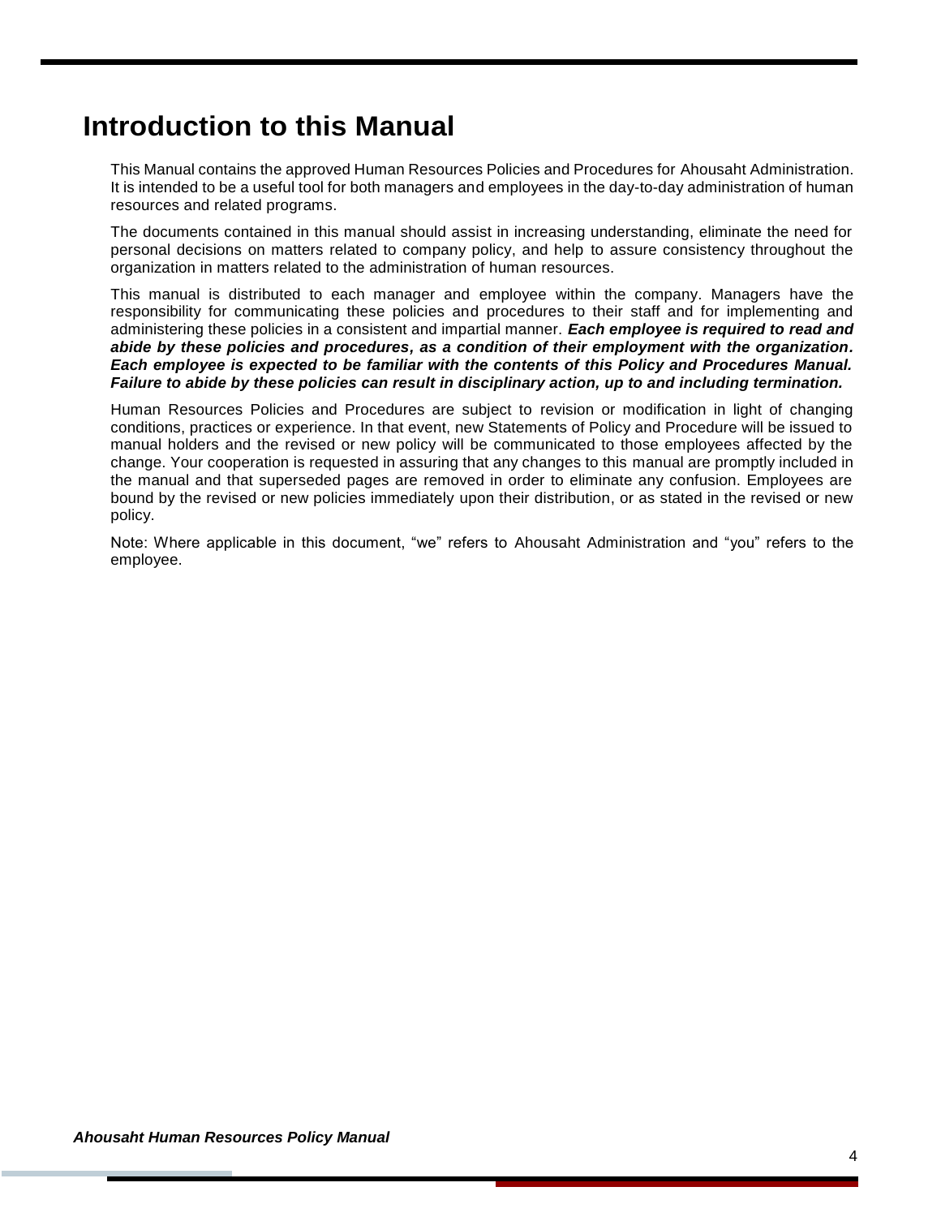# Introduction to this Manual

This Manual contains the approved Human Resources Policies and Procedures for Ahousaht Administration. It is intended to be a useful tool for both managers and employees in the day-to-day administration of human resources and related programs.

The documents contained in this manual should assist in increasing understanding, eliminate the need for personal decisions on matters related to company policy, and help to assure consistency throughout the organization in matters related to the administration of human resources.

This manual is distributed to each manager and employee within the company. Managers have the responsibility for communicating these policies and procedures to their staff and for implementing and administering these policies in a consistent and impartial manner. ***Each employee is required to read and abide by these policies and procedures, as a condition of their employment with the organization. Each employee is expected to be familiar with the contents of this Policy and Procedures Manual. Failure to abide by these policies can result in disciplinary action, up to and including termination.***

Human Resources Policies and Procedures are subject to revision or modification in light of changing conditions, practices or experience. In that event, new Statements of Policy and Procedure will be issued to manual holders and the revised or new policy will be communicated to those employees affected by the change. Your cooperation is requested in assuring that any changes to this manual are promptly included in the manual and that superseded pages are removed in order to eliminate any confusion. Employees are bound by the revised or new policies immediately upon their distribution, or as stated in the revised or new policy.

Note: Where applicable in this document, "we" refers to Ahousaht Administration and "you" refers to the employee.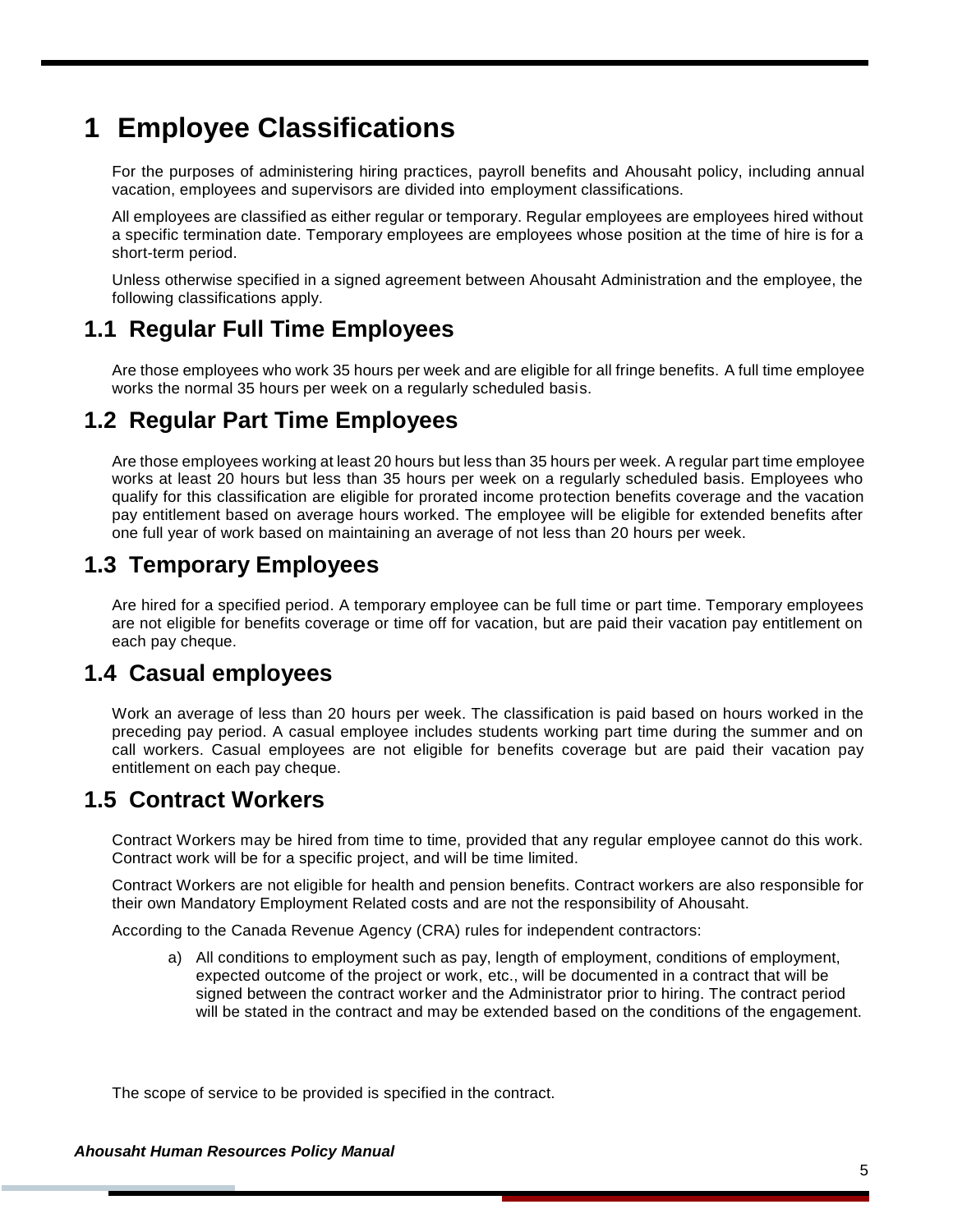# 1 Employee Classifications

For the purposes of administering hiring practices, payroll benefits and Ahousaht policy, including annual vacation, employees and supervisors are divided into employment classifications.

All employees are classified as either regular or temporary. Regular employees are employees hired without a specific termination date. Temporary employees are employees whose position at the time of hire is for a short-term period.

Unless otherwise specified in a signed agreement between Ahousaht Administration and the employee, the following classifications apply.

## 1.1 Regular Full Time Employees

Are those employees who work 35 hours per week and are eligible for all fringe benefits. A full time employee works the normal 35 hours per week on a regularly scheduled basis.

## 1.2 Regular Part Time Employees

Are those employees working at least 20 hours but less than 35 hours per week. A regular part time employee works at least 20 hours but less than 35 hours per week on a regularly scheduled basis. Employees who qualify for this classification are eligible for prorated income protection benefits coverage and the vacation pay entitlement based on average hours worked. The employee will be eligible for extended benefits after one full year of work based on maintaining an average of not less than 20 hours per week.

## 1.3 Temporary Employees

Are hired for a specified period. A temporary employee can be full time or part time. Temporary employees are not eligible for benefits coverage or time off for vacation, but are paid their vacation pay entitlement on each pay cheque.

## 1.4 Casual employees

Work an average of less than 20 hours per week. The classification is paid based on hours worked in the preceding pay period. A casual employee includes students working part time during the summer and on call workers. Casual employees are not eligible for benefits coverage but are paid their vacation pay entitlement on each pay cheque.

## 1.5 Contract Workers

Contract Workers may be hired from time to time, provided that any regular employee cannot do this work. Contract work will be for a specific project, and will be time limited.

Contract Workers are not eligible for health and pension benefits. Contract workers are also responsible for their own Mandatory Employment Related costs and are not the responsibility of Ahousaht.

According to the Canada Revenue Agency (CRA) rules for independent contractors:

a) All conditions to employment such as pay, length of employment, conditions of employment, expected outcome of the project or work, etc., will be documented in a contract that will be signed between the contract worker and the Administrator prior to hiring. The contract period will be stated in the contract and may be extended based on the conditions of the engagement.

The scope of service to be provided is specified in the contract.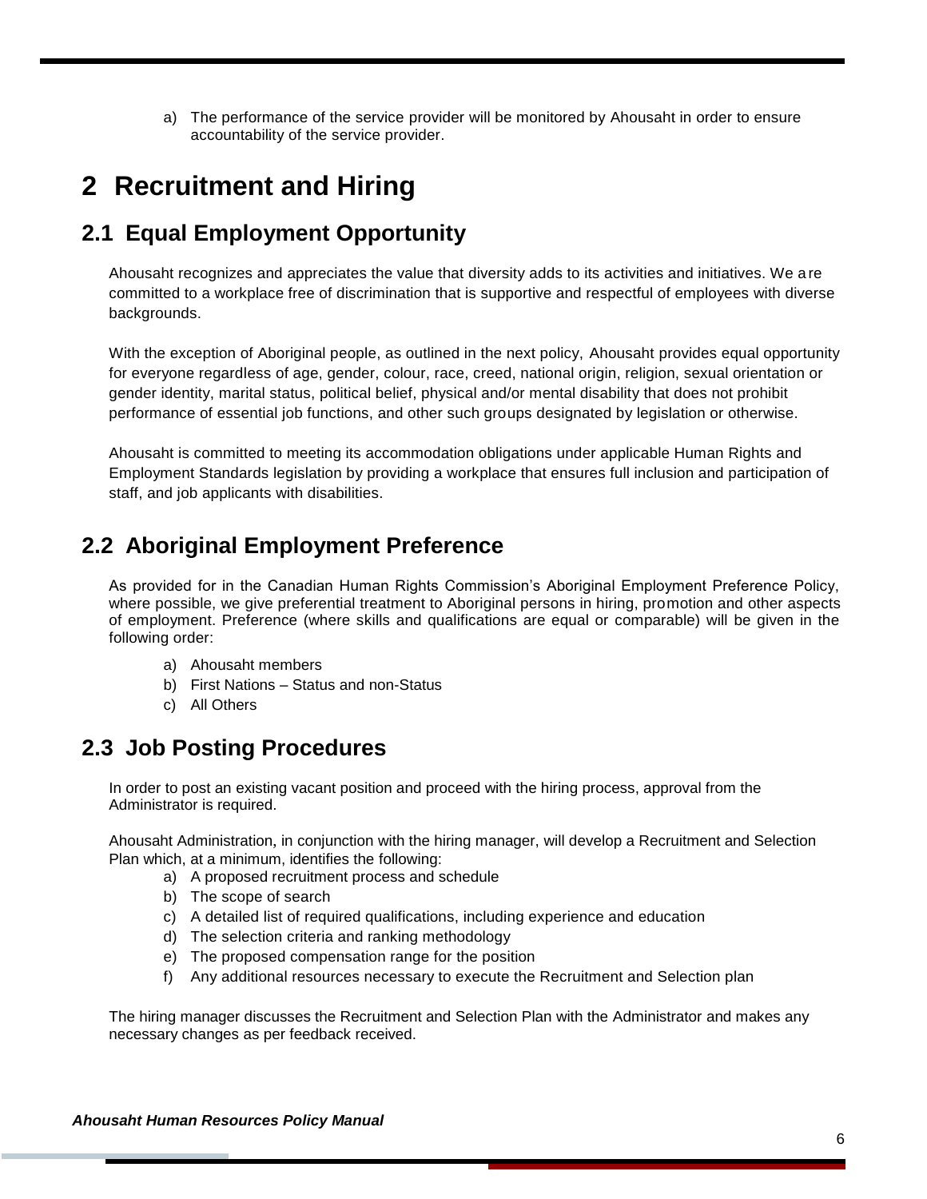a) The performance of the service provider will be monitored by Ahousaht in order to ensure accountability of the service provider.

# 2 Recruitment and Hiring

## 2.1 Equal Employment Opportunity

Ahousaht recognizes and appreciates the value that diversity adds to its activities and initiatives. We are committed to a workplace free of discrimination that is supportive and respectful of employees with diverse backgrounds.

With the exception of Aboriginal people, as outlined in the next policy, Ahousaht provides equal opportunity for everyone regardless of age, gender, colour, race, creed, national origin, religion, sexual orientation or gender identity, marital status, political belief, physical and/or mental disability that does not prohibit performance of essential job functions, and other such groups designated by legislation or otherwise.

Ahousaht is committed to meeting its accommodation obligations under applicable Human Rights and Employment Standards legislation by providing a workplace that ensures full inclusion and participation of staff, and job applicants with disabilities.

## 2.2 Aboriginal Employment Preference

As provided for in the Canadian Human Rights Commission's Aboriginal Employment Preference Policy, where possible, we give preferential treatment to Aboriginal persons in hiring, promotion and other aspects of employment. Preference (where skills and qualifications are equal or comparable) will be given in the following order:

a) Ahousaht members
b) First Nations – Status and non-Status
c) All Others

## 2.3 Job Posting Procedures

In order to post an existing vacant position and proceed with the hiring process, approval from the Administrator is required.

Ahousaht Administration, in conjunction with the hiring manager, will develop a Recruitment and Selection Plan which, at a minimum, identifies the following:

a) A proposed recruitment process and schedule
b) The scope of search
c) A detailed list of required qualifications, including experience and education
d) The selection criteria and ranking methodology
e) The proposed compensation range for the position
f) Any additional resources necessary to execute the Recruitment and Selection plan

The hiring manager discusses the Recruitment and Selection Plan with the Administrator and makes any necessary changes as per feedback received.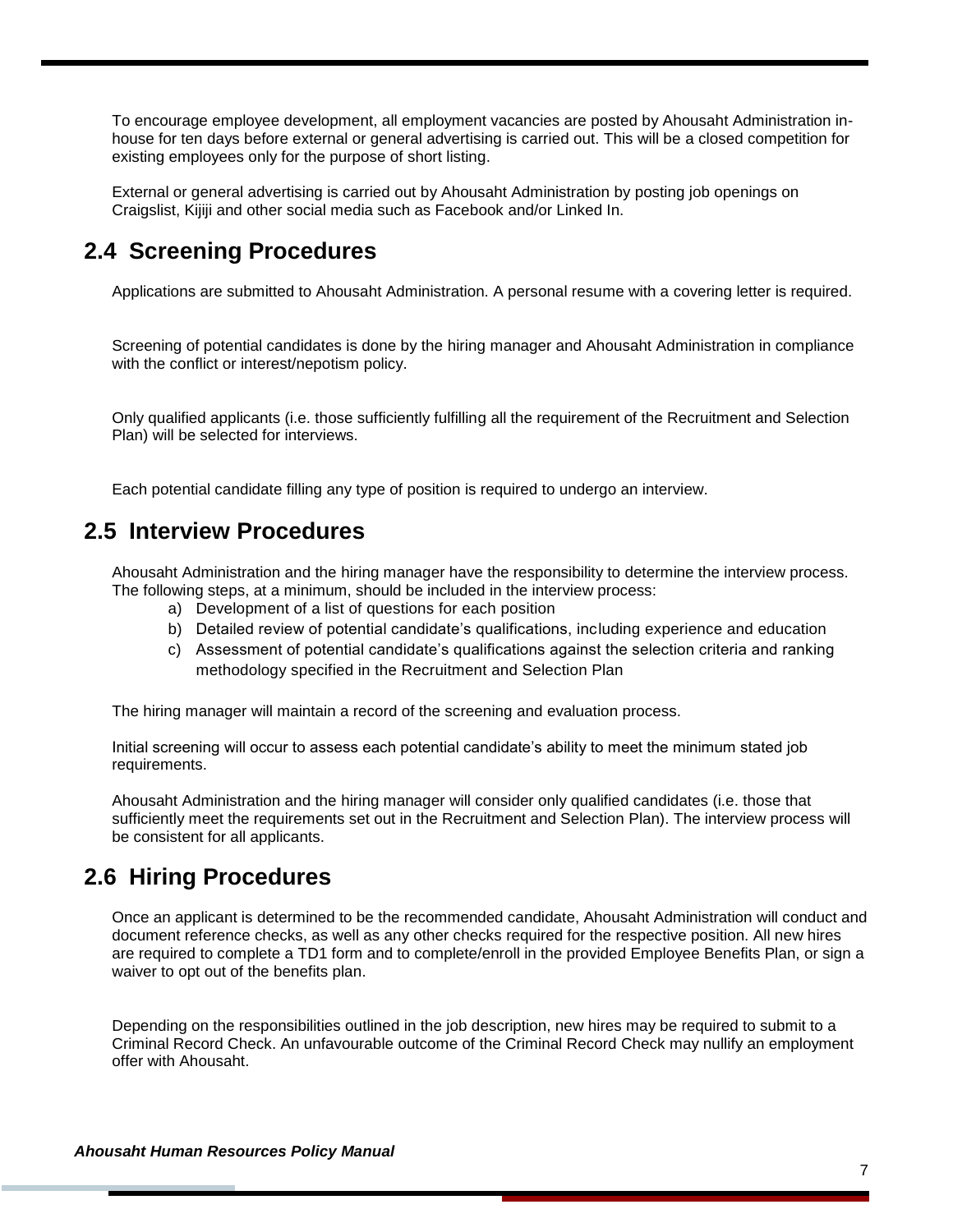To encourage employee development, all employment vacancies are posted by Ahousaht Administration in-house for ten days before external or general advertising is carried out. This will be a closed competition for existing employees only for the purpose of short listing.

External or general advertising is carried out by Ahousaht Administration by posting job openings on Craigslist, Kijiji and other social media such as Facebook and/or Linked In.

## 2.4 Screening Procedures

Applications are submitted to Ahousaht Administration. A personal resume with a covering letter is required.

Screening of potential candidates is done by the hiring manager and Ahousaht Administration in compliance with the conflict or interest/nepotism policy.

Only qualified applicants (i.e. those sufficiently fulfilling all the requirement of the Recruitment and Selection Plan) will be selected for interviews.

Each potential candidate filling any type of position is required to undergo an interview.

## 2.5 Interview Procedures

Ahousaht Administration and the hiring manager have the responsibility to determine the interview process. The following steps, at a minimum, should be included in the interview process:

a) Development of a list of questions for each position
b) Detailed review of potential candidate's qualifications, including experience and education
c) Assessment of potential candidate's qualifications against the selection criteria and ranking methodology specified in the Recruitment and Selection Plan

The hiring manager will maintain a record of the screening and evaluation process.

Initial screening will occur to assess each potential candidate's ability to meet the minimum stated job requirements.

Ahousaht Administration and the hiring manager will consider only qualified candidates (i.e. those that sufficiently meet the requirements set out in the Recruitment and Selection Plan). The interview process will be consistent for all applicants.

## 2.6 Hiring Procedures

Once an applicant is determined to be the recommended candidate, Ahousaht Administration will conduct and document reference checks, as well as any other checks required for the respective position. All new hires are required to complete a TD1 form and to complete/enroll in the provided Employee Benefits Plan, or sign a waiver to opt out of the benefits plan.

Depending on the responsibilities outlined in the job description, new hires may be required to submit to a Criminal Record Check. An unfavourable outcome of the Criminal Record Check may nullify an employment offer with Ahousaht.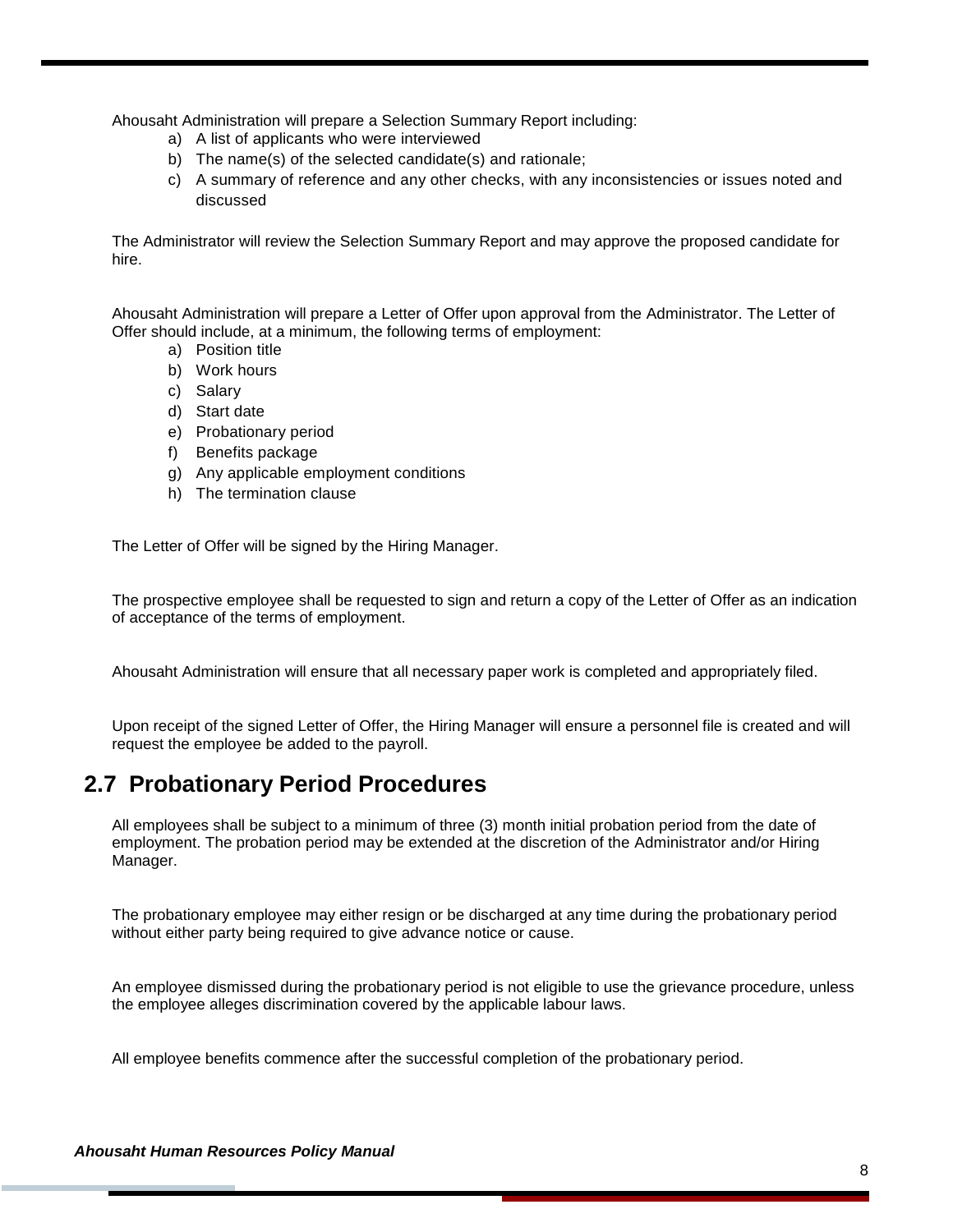Ahousaht Administration will prepare a Selection Summary Report including:

a) A list of applicants who were interviewed
b) The name(s) of the selected candidate(s) and rationale;
c) A summary of reference and any other checks, with any inconsistencies or issues noted and discussed

The Administrator will review the Selection Summary Report and may approve the proposed candidate for hire.

Ahousaht Administration will prepare a Letter of Offer upon approval from the Administrator. The Letter of Offer should include, at a minimum, the following terms of employment:

a) Position title
b) Work hours
c) Salary
d) Start date
e) Probationary period
f) Benefits package
g) Any applicable employment conditions
h) The termination clause

The Letter of Offer will be signed by the Hiring Manager.

The prospective employee shall be requested to sign and return a copy of the Letter of Offer as an indication of acceptance of the terms of employment.

Ahousaht Administration will ensure that all necessary paper work is completed and appropriately filed.

Upon receipt of the signed Letter of Offer, the Hiring Manager will ensure a personnel file is created and will request the employee be added to the payroll.

## 2.7 Probationary Period Procedures

All employees shall be subject to a minimum of three (3) month initial probation period from the date of employment. The probation period may be extended at the discretion of the Administrator and/or Hiring Manager.

The probationary employee may either resign or be discharged at any time during the probationary period without either party being required to give advance notice or cause.

An employee dismissed during the probationary period is not eligible to use the grievance procedure, unless the employee alleges discrimination covered by the applicable labour laws.

All employee benefits commence after the successful completion of the probationary period.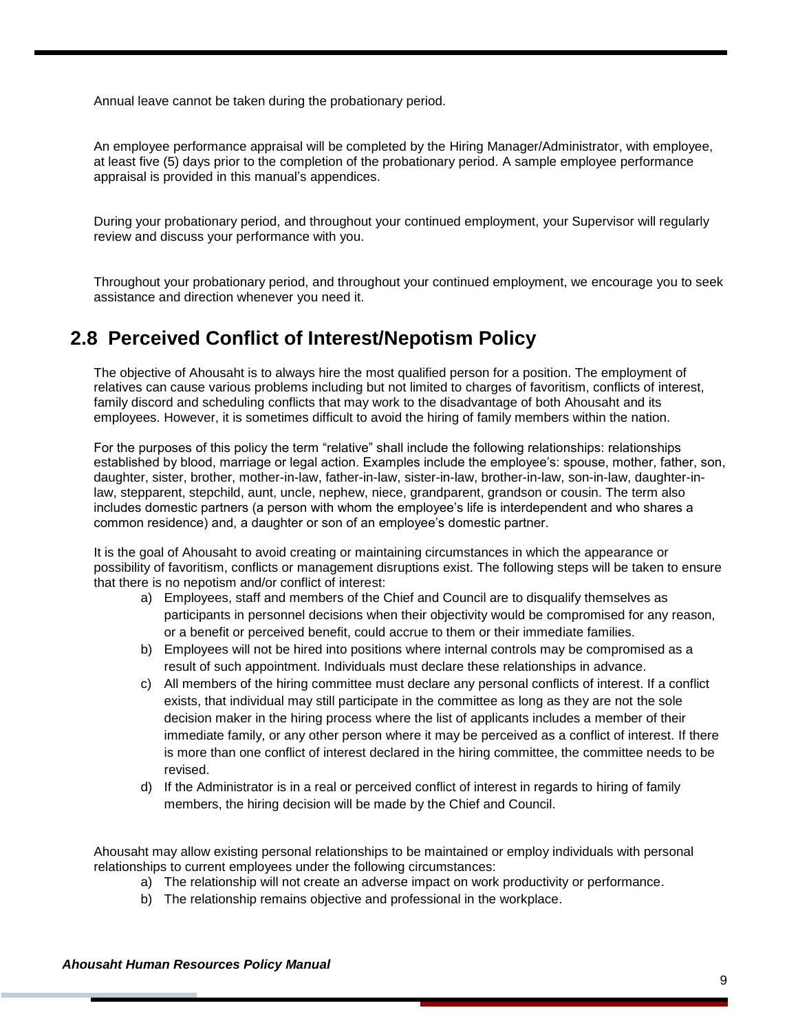Annual leave cannot be taken during the probationary period.

An employee performance appraisal will be completed by the Hiring Manager/Administrator, with employee, at least five (5) days prior to the completion of the probationary period. A sample employee performance appraisal is provided in this manual's appendices.

During your probationary period, and throughout your continued employment, your Supervisor will regularly review and discuss your performance with you.

Throughout your probationary period, and throughout your continued employment, we encourage you to seek assistance and direction whenever you need it.

## 2.8 Perceived Conflict of Interest/Nepotism Policy

The objective of Ahousaht is to always hire the most qualified person for a position. The employment of relatives can cause various problems including but not limited to charges of favoritism, conflicts of interest, family discord and scheduling conflicts that may work to the disadvantage of both Ahousaht and its employees. However, it is sometimes difficult to avoid the hiring of family members within the nation.

For the purposes of this policy the term "relative" shall include the following relationships: relationships established by blood, marriage or legal action. Examples include the employee's: spouse, mother, father, son, daughter, sister, brother, mother-in-law, father-in-law, sister-in-law, brother-in-law, son-in-law, daughter-in-law, stepparent, stepchild, aunt, uncle, nephew, niece, grandparent, grandson or cousin. The term also includes domestic partners (a person with whom the employee's life is interdependent and who shares a common residence) and, a daughter or son of an employee's domestic partner.

It is the goal of Ahousaht to avoid creating or maintaining circumstances in which the appearance or possibility of favoritism, conflicts or management disruptions exist. The following steps will be taken to ensure that there is no nepotism and/or conflict of interest:

a) Employees, staff and members of the Chief and Council are to disqualify themselves as participants in personnel decisions when their objectivity would be compromised for any reason, or a benefit or perceived benefit, could accrue to them or their immediate families.
b) Employees will not be hired into positions where internal controls may be compromised as a result of such appointment. Individuals must declare these relationships in advance.
c) All members of the hiring committee must declare any personal conflicts of interest. If a conflict exists, that individual may still participate in the committee as long as they are not the sole decision maker in the hiring process where the list of applicants includes a member of their immediate family, or any other person where it may be perceived as a conflict of interest. If there is more than one conflict of interest declared in the hiring committee, the committee needs to be revised.
d) If the Administrator is in a real or perceived conflict of interest in regards to hiring of family members, the hiring decision will be made by the Chief and Council.

Ahousaht may allow existing personal relationships to be maintained or employ individuals with personal relationships to current employees under the following circumstances:

a) The relationship will not create an adverse impact on work productivity or performance.
b) The relationship remains objective and professional in the workplace.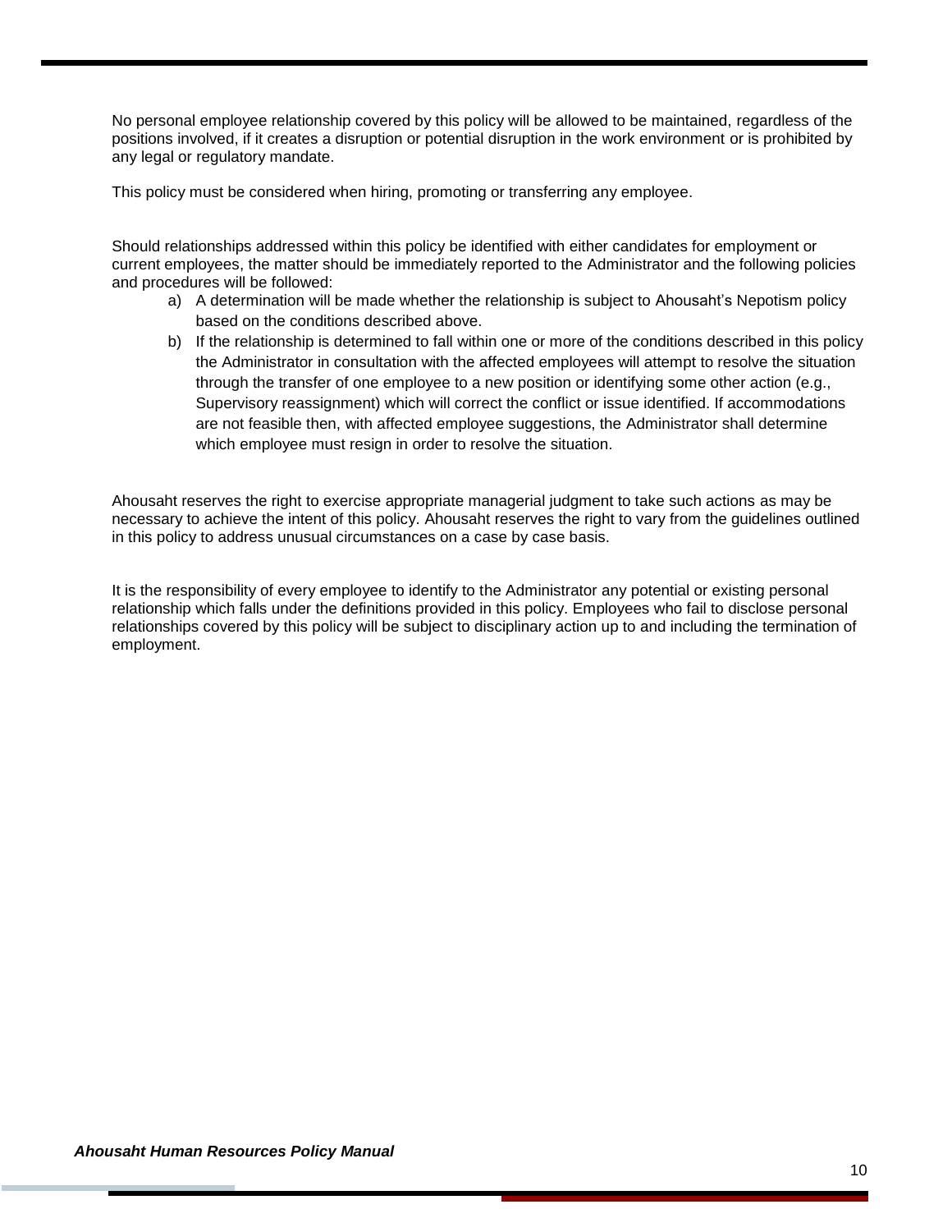No personal employee relationship covered by this policy will be allowed to be maintained, regardless of the positions involved, if it creates a disruption or potential disruption in the work environment or is prohibited by any legal or regulatory mandate.

This policy must be considered when hiring, promoting or transferring any employee.

Should relationships addressed within this policy be identified with either candidates for employment or current employees, the matter should be immediately reported to the Administrator and the following policies and procedures will be followed:

a) A determination will be made whether the relationship is subject to Ahousaht's Nepotism policy based on the conditions described above.
b) If the relationship is determined to fall within one or more of the conditions described in this policy the Administrator in consultation with the affected employees will attempt to resolve the situation through the transfer of one employee to a new position or identifying some other action (e.g., Supervisory reassignment) which will correct the conflict or issue identified. If accommodations are not feasible then, with affected employee suggestions, the Administrator shall determine which employee must resign in order to resolve the situation.

Ahousaht reserves the right to exercise appropriate managerial judgment to take such actions as may be necessary to achieve the intent of this policy. Ahousaht reserves the right to vary from the guidelines outlined in this policy to address unusual circumstances on a case by case basis.

It is the responsibility of every employee to identify to the Administrator any potential or existing personal relationship which falls under the definitions provided in this policy. Employees who fail to disclose personal relationships covered by this policy will be subject to disciplinary action up to and including the termination of employment.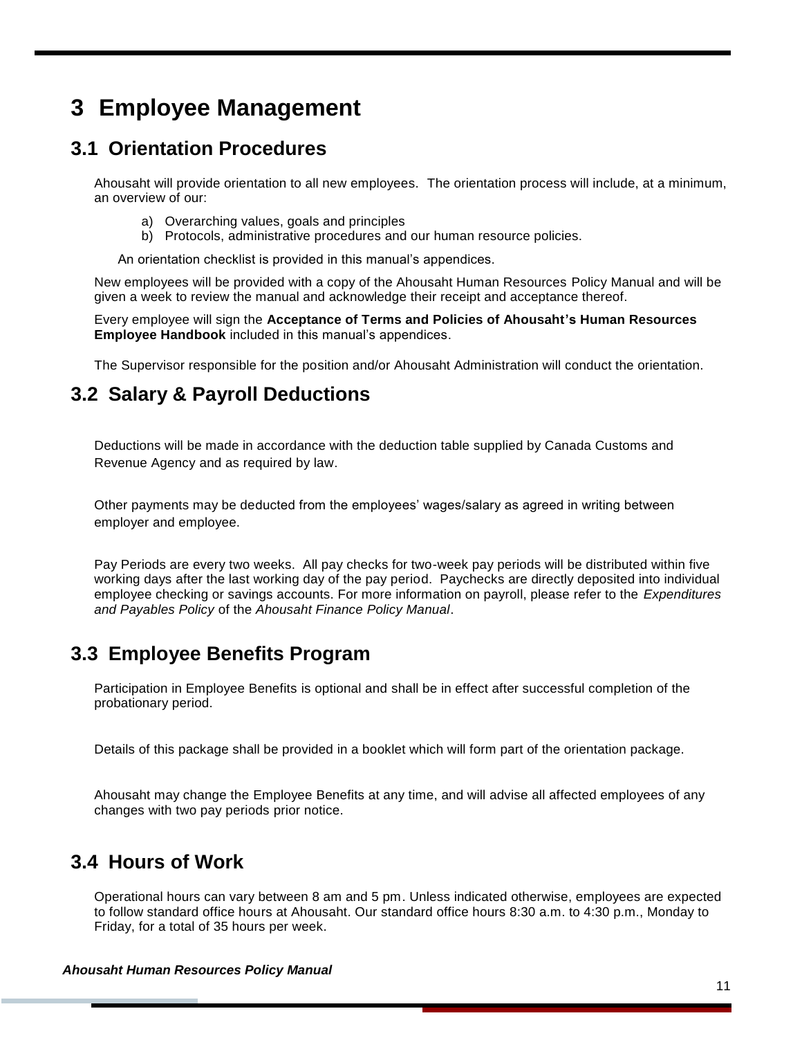# 3 Employee Management

## 3.1 Orientation Procedures

Ahousaht will provide orientation to all new employees. The orientation process will include, at a minimum, an overview of our:

a) Overarching values, goals and principles
b) Protocols, administrative procedures and our human resource policies.

An orientation checklist is provided in this manual's appendices.

New employees will be provided with a copy of the Ahousaht Human Resources Policy Manual and will be given a week to review the manual and acknowledge their receipt and acceptance thereof.

Every employee will sign the **Acceptance of Terms and Policies of Ahousaht's Human Resources Employee Handbook** included in this manual's appendices.

The Supervisor responsible for the position and/or Ahousaht Administration will conduct the orientation.

## 3.2 Salary & Payroll Deductions

Deductions will be made in accordance with the deduction table supplied by Canada Customs and Revenue Agency and as required by law.

Other payments may be deducted from the employees' wages/salary as agreed in writing between employer and employee.

Pay Periods are every two weeks. All pay checks for two-week pay periods will be distributed within five working days after the last working day of the pay period. Paychecks are directly deposited into individual employee checking or savings accounts. For more information on payroll, please refer to the *Expenditures and Payables Policy* of the *Ahousaht Finance Policy Manual*.

## 3.3 Employee Benefits Program

Participation in Employee Benefits is optional and shall be in effect after successful completion of the probationary period.

Details of this package shall be provided in a booklet which will form part of the orientation package.

Ahousaht may change the Employee Benefits at any time, and will advise all affected employees of any changes with two pay periods prior notice.

## 3.4 Hours of Work

Operational hours can vary between 8 am and 5 pm. Unless indicated otherwise, employees are expected to follow standard office hours at Ahousaht. Our standard office hours 8:30 a.m. to 4:30 p.m., Monday to Friday, for a total of 35 hours per week.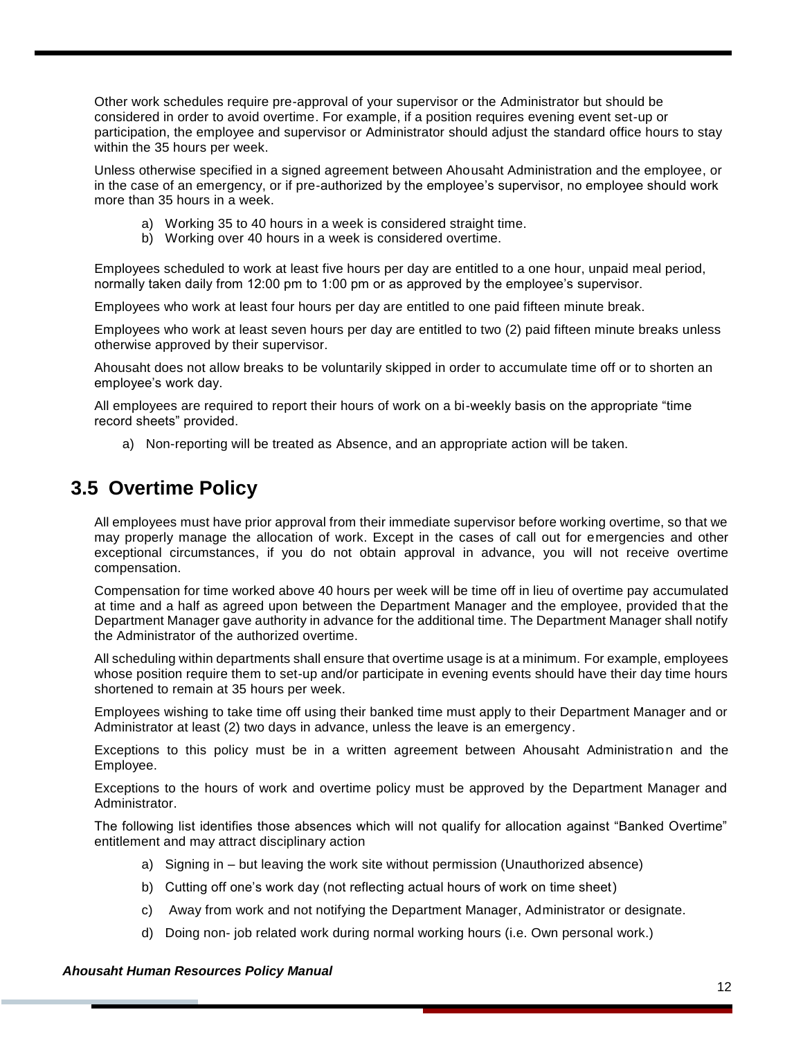Other work schedules require pre-approval of your supervisor or the Administrator but should be considered in order to avoid overtime. For example, if a position requires evening event set-up or participation, the employee and supervisor or Administrator should adjust the standard office hours to stay within the 35 hours per week.

Unless otherwise specified in a signed agreement between Ahousaht Administration and the employee, or in the case of an emergency, or if pre-authorized by the employee's supervisor, no employee should work more than 35 hours in a week.

a) Working 35 to 40 hours in a week is considered straight time.
b) Working over 40 hours in a week is considered overtime.

Employees scheduled to work at least five hours per day are entitled to a one hour, unpaid meal period, normally taken daily from 12:00 pm to 1:00 pm or as approved by the employee's supervisor.

Employees who work at least four hours per day are entitled to one paid fifteen minute break.

Employees who work at least seven hours per day are entitled to two (2) paid fifteen minute breaks unless otherwise approved by their supervisor.

Ahousaht does not allow breaks to be voluntarily skipped in order to accumulate time off or to shorten an employee's work day.

All employees are required to report their hours of work on a bi-weekly basis on the appropriate "time record sheets" provided.

a) Non-reporting will be treated as Absence, and an appropriate action will be taken.

## 3.5 Overtime Policy

All employees must have prior approval from their immediate supervisor before working overtime, so that we may properly manage the allocation of work. Except in the cases of call out for emergencies and other exceptional circumstances, if you do not obtain approval in advance, you will not receive overtime compensation.

Compensation for time worked above 40 hours per week will be time off in lieu of overtime pay accumulated at time and a half as agreed upon between the Department Manager and the employee, provided that the Department Manager gave authority in advance for the additional time. The Department Manager shall notify the Administrator of the authorized overtime.

All scheduling within departments shall ensure that overtime usage is at a minimum. For example, employees whose position require them to set-up and/or participate in evening events should have their day time hours shortened to remain at 35 hours per week.

Employees wishing to take time off using their banked time must apply to their Department Manager and or Administrator at least (2) two days in advance, unless the leave is an emergency.

Exceptions to this policy must be in a written agreement between Ahousaht Administration and the Employee.

Exceptions to the hours of work and overtime policy must be approved by the Department Manager and Administrator.

The following list identifies those absences which will not qualify for allocation against "Banked Overtime" entitlement and may attract disciplinary action

a) Signing in – but leaving the work site without permission (Unauthorized absence)
b) Cutting off one's work day (not reflecting actual hours of work on time sheet)
c) Away from work and not notifying the Department Manager, Administrator or designate.
d) Doing non- job related work during normal working hours (i.e. Own personal work.)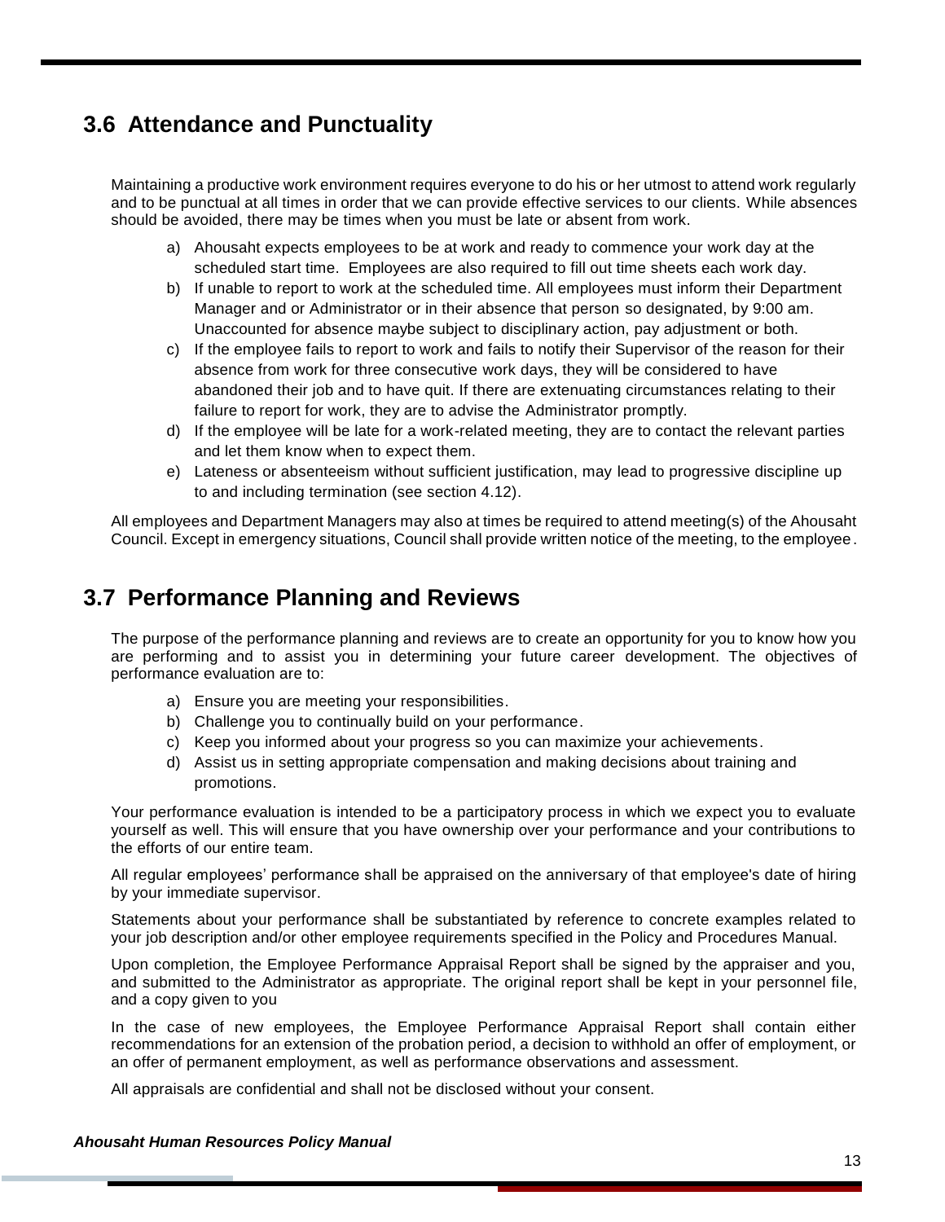## 3.6 Attendance and Punctuality

Maintaining a productive work environment requires everyone to do his or her utmost to attend work regularly and to be punctual at all times in order that we can provide effective services to our clients. While absences should be avoided, there may be times when you must be late or absent from work.

a) Ahousaht expects employees to be at work and ready to commence your work day at the scheduled start time. Employees are also required to fill out time sheets each work day.
b) If unable to report to work at the scheduled time. All employees must inform their Department Manager and or Administrator or in their absence that person so designated, by 9:00 am. Unaccounted for absence maybe subject to disciplinary action, pay adjustment or both.
c) If the employee fails to report to work and fails to notify their Supervisor of the reason for their absence from work for three consecutive work days, they will be considered to have abandoned their job and to have quit. If there are extenuating circumstances relating to their failure to report for work, they are to advise the Administrator promptly.
d) If the employee will be late for a work-related meeting, they are to contact the relevant parties and let them know when to expect them.
e) Lateness or absenteeism without sufficient justification, may lead to progressive discipline up to and including termination (see section 4.12).

All employees and Department Managers may also at times be required to attend meeting(s) of the Ahousaht Council. Except in emergency situations, Council shall provide written notice of the meeting, to the employee.

## 3.7 Performance Planning and Reviews

The purpose of the performance planning and reviews are to create an opportunity for you to know how you are performing and to assist you in determining your future career development. The objectives of performance evaluation are to:

a) Ensure you are meeting your responsibilities.
b) Challenge you to continually build on your performance.
c) Keep you informed about your progress so you can maximize your achievements.
d) Assist us in setting appropriate compensation and making decisions about training and promotions.

Your performance evaluation is intended to be a participatory process in which we expect you to evaluate yourself as well. This will ensure that you have ownership over your performance and your contributions to the efforts of our entire team.

All regular employees' performance shall be appraised on the anniversary of that employee's date of hiring by your immediate supervisor.

Statements about your performance shall be substantiated by reference to concrete examples related to your job description and/or other employee requirements specified in the Policy and Procedures Manual.

Upon completion, the Employee Performance Appraisal Report shall be signed by the appraiser and you, and submitted to the Administrator as appropriate. The original report shall be kept in your personnel file, and a copy given to you

In the case of new employees, the Employee Performance Appraisal Report shall contain either recommendations for an extension of the probation period, a decision to withhold an offer of employment, or an offer of permanent employment, as well as performance observations and assessment.

All appraisals are confidential and shall not be disclosed without your consent.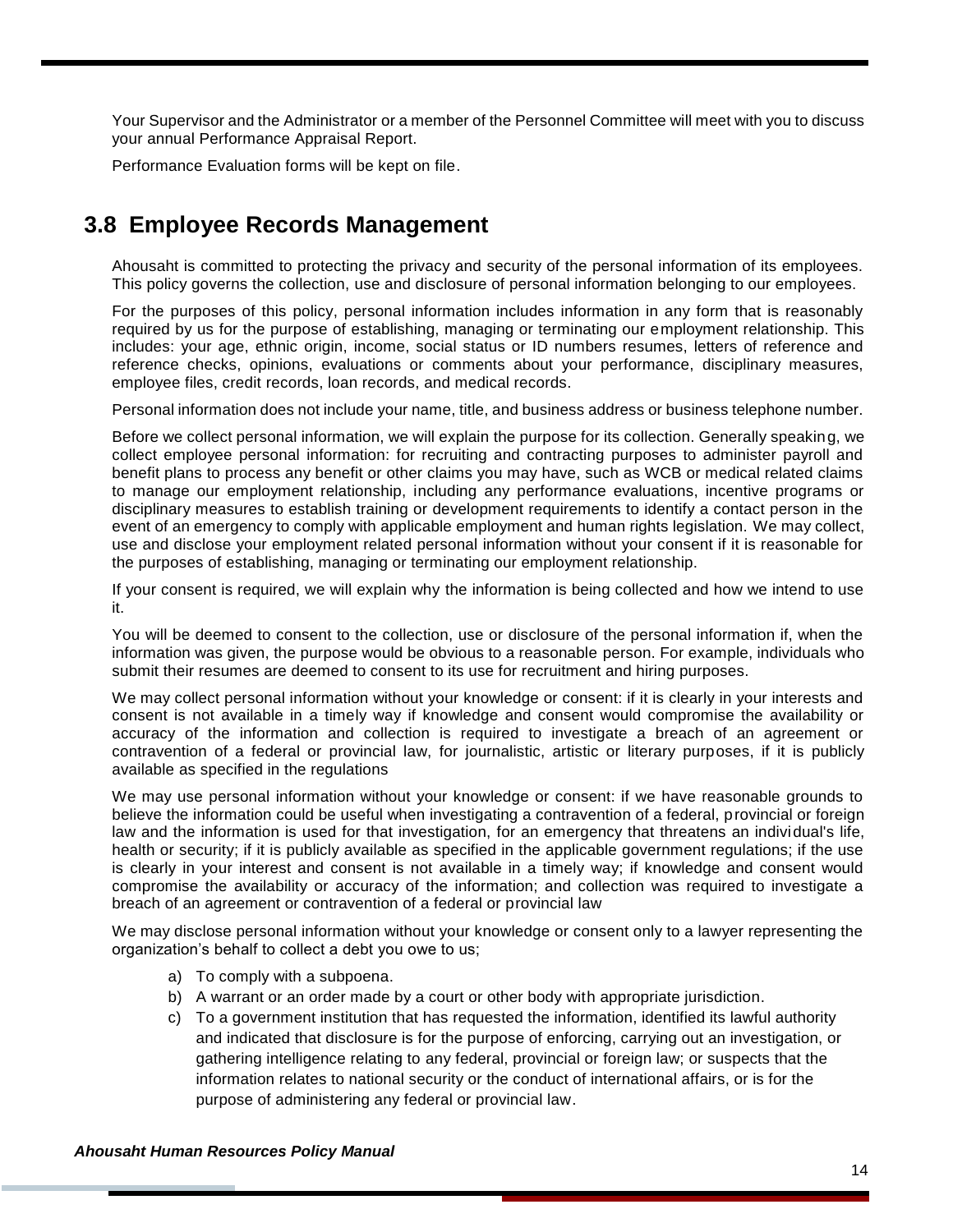Your Supervisor and the Administrator or a member of the Personnel Committee will meet with you to discuss your annual Performance Appraisal Report.

Performance Evaluation forms will be kept on file.

## 3.8 Employee Records Management

Ahousaht is committed to protecting the privacy and security of the personal information of its employees. This policy governs the collection, use and disclosure of personal information belonging to our employees.

For the purposes of this policy, personal information includes information in any form that is reasonably required by us for the purpose of establishing, managing or terminating our employment relationship. This includes: your age, ethnic origin, income, social status or ID numbers resumes, letters of reference and reference checks, opinions, evaluations or comments about your performance, disciplinary measures, employee files, credit records, loan records, and medical records.

Personal information does not include your name, title, and business address or business telephone number.

Before we collect personal information, we will explain the purpose for its collection. Generally speaking, we collect employee personal information: for recruiting and contracting purposes to administer payroll and benefit plans to process any benefit or other claims you may have, such as WCB or medical related claims to manage our employment relationship, including any performance evaluations, incentive programs or disciplinary measures to establish training or development requirements to identify a contact person in the event of an emergency to comply with applicable employment and human rights legislation. We may collect, use and disclose your employment related personal information without your consent if it is reasonable for the purposes of establishing, managing or terminating our employment relationship.

If your consent is required, we will explain why the information is being collected and how we intend to use it.

You will be deemed to consent to the collection, use or disclosure of the personal information if, when the information was given, the purpose would be obvious to a reasonable person. For example, individuals who submit their resumes are deemed to consent to its use for recruitment and hiring purposes.

We may collect personal information without your knowledge or consent: if it is clearly in your interests and consent is not available in a timely way if knowledge and consent would compromise the availability or accuracy of the information and collection is required to investigate a breach of an agreement or contravention of a federal or provincial law, for journalistic, artistic or literary purposes, if it is publicly available as specified in the regulations

We may use personal information without your knowledge or consent: if we have reasonable grounds to believe the information could be useful when investigating a contravention of a federal, provincial or foreign law and the information is used for that investigation, for an emergency that threatens an individual's life, health or security; if it is publicly available as specified in the applicable government regulations; if the use is clearly in your interest and consent is not available in a timely way; if knowledge and consent would compromise the availability or accuracy of the information; and collection was required to investigate a breach of an agreement or contravention of a federal or provincial law

We may disclose personal information without your knowledge or consent only to a lawyer representing the organization's behalf to collect a debt you owe to us;

a) To comply with a subpoena.
b) A warrant or an order made by a court or other body with appropriate jurisdiction.
c) To a government institution that has requested the information, identified its lawful authority and indicated that disclosure is for the purpose of enforcing, carrying out an investigation, or gathering intelligence relating to any federal, provincial or foreign law; or suspects that the information relates to national security or the conduct of international affairs, or is for the purpose of administering any federal or provincial law.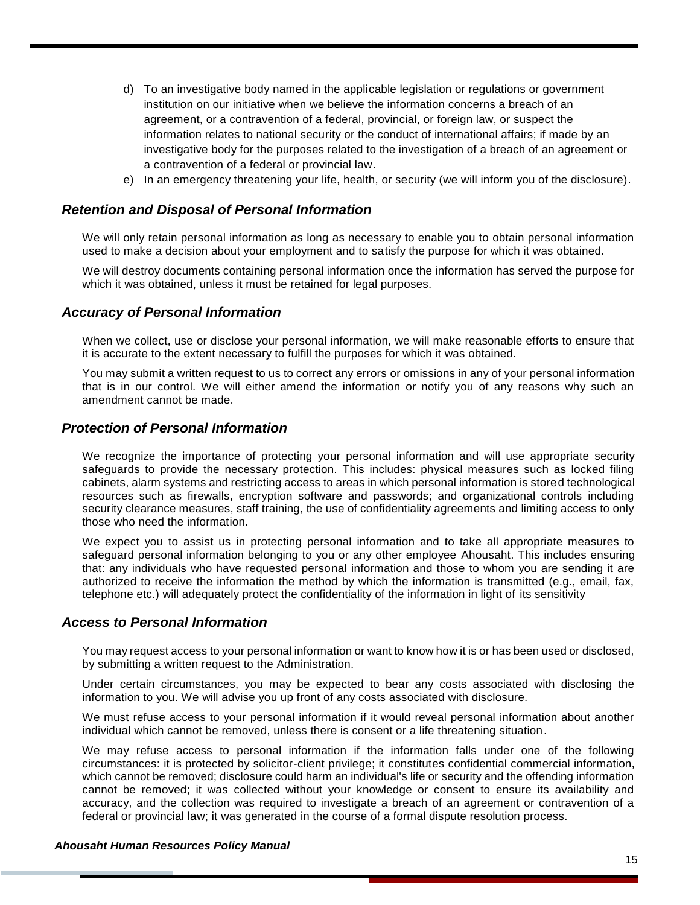d) To an investigative body named in the applicable legislation or regulations or government institution on our initiative when we believe the information concerns a breach of an agreement, or a contravention of a federal, provincial, or foreign law, or suspect the information relates to national security or the conduct of international affairs; if made by an investigative body for the purposes related to the investigation of a breach of an agreement or a contravention of a federal or provincial law.
e) In an emergency threatening your life, health, or security (we will inform you of the disclosure).

### *Retention and Disposal of Personal Information*

We will only retain personal information as long as necessary to enable you to obtain personal information used to make a decision about your employment and to satisfy the purpose for which it was obtained.

We will destroy documents containing personal information once the information has served the purpose for which it was obtained, unless it must be retained for legal purposes.

### *Accuracy of Personal Information*

When we collect, use or disclose your personal information, we will make reasonable efforts to ensure that it is accurate to the extent necessary to fulfill the purposes for which it was obtained.

You may submit a written request to us to correct any errors or omissions in any of your personal information that is in our control. We will either amend the information or notify you of any reasons why such an amendment cannot be made.

### *Protection of Personal Information*

We recognize the importance of protecting your personal information and will use appropriate security safeguards to provide the necessary protection. This includes: physical measures such as locked filing cabinets, alarm systems and restricting access to areas in which personal information is stored technological resources such as firewalls, encryption software and passwords; and organizational controls including security clearance measures, staff training, the use of confidentiality agreements and limiting access to only those who need the information.

We expect you to assist us in protecting personal information and to take all appropriate measures to safeguard personal information belonging to you or any other employee Ahousaht. This includes ensuring that: any individuals who have requested personal information and those to whom you are sending it are authorized to receive the information the method by which the information is transmitted (e.g., email, fax, telephone etc.) will adequately protect the confidentiality of the information in light of its sensitivity

### *Access to Personal Information*

You may request access to your personal information or want to know how it is or has been used or disclosed, by submitting a written request to the Administration.

Under certain circumstances, you may be expected to bear any costs associated with disclosing the information to you. We will advise you up front of any costs associated with disclosure.

We must refuse access to your personal information if it would reveal personal information about another individual which cannot be removed, unless there is consent or a life threatening situation.

We may refuse access to personal information if the information falls under one of the following circumstances: it is protected by solicitor-client privilege; it constitutes confidential commercial information, which cannot be removed; disclosure could harm an individual's life or security and the offending information cannot be removed; it was collected without your knowledge or consent to ensure its availability and accuracy, and the collection was required to investigate a breach of an agreement or contravention of a federal or provincial law; it was generated in the course of a formal dispute resolution process.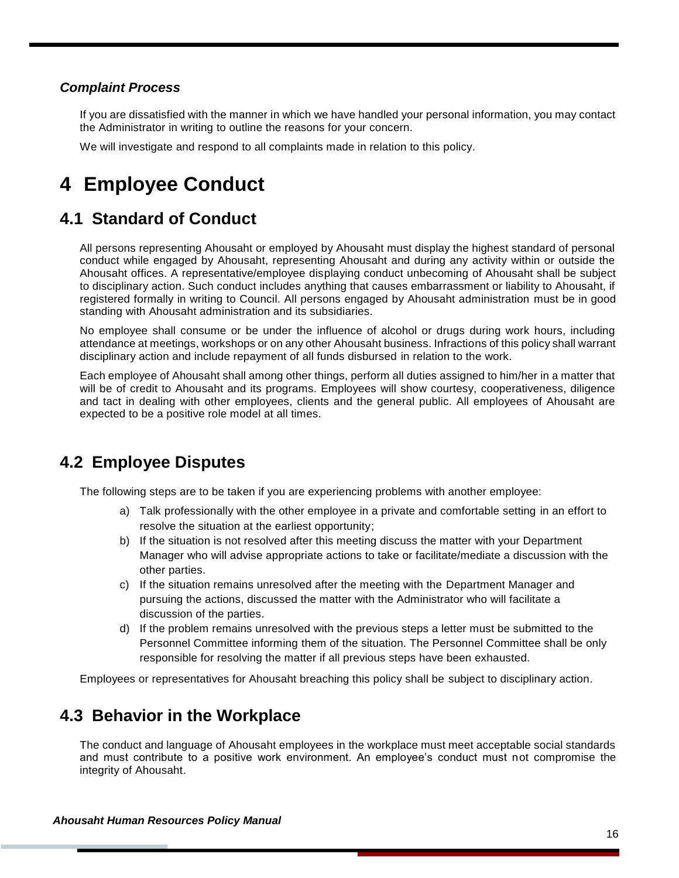### *Complaint Process*

If you are dissatisfied with the manner in which we have handled your personal information, you may contact the Administrator in writing to outline the reasons for your concern.

We will investigate and respond to all complaints made in relation to this policy.

# 4 Employee Conduct

## 4.1 Standard of Conduct

All persons representing Ahousaht or employed by Ahousaht must display the highest standard of personal conduct while engaged by Ahousaht, representing Ahousaht and during any activity within or outside the Ahousaht offices. A representative/employee displaying conduct unbecoming of Ahousaht shall be subject to disciplinary action. Such conduct includes anything that causes embarrassment or liability to Ahousaht, if registered formally in writing to Council. All persons engaged by Ahousaht administration must be in good standing with Ahousaht administration and its subsidiaries.

No employee shall consume or be under the influence of alcohol or drugs during work hours, including attendance at meetings, workshops or on any other Ahousaht business. Infractions of this policy shall warrant disciplinary action and include repayment of all funds disbursed in relation to the work.

Each employee of Ahousaht shall among other things, perform all duties assigned to him/her in a matter that will be of credit to Ahousaht and its programs. Employees will show courtesy, cooperativeness, diligence and tact in dealing with other employees, clients and the general public. All employees of Ahousaht are expected to be a positive role model at all times.

## 4.2 Employee Disputes

The following steps are to be taken if you are experiencing problems with another employee:

a) Talk professionally with the other employee in a private and comfortable setting in an effort to resolve the situation at the earliest opportunity;
b) If the situation is not resolved after this meeting discuss the matter with your Department Manager who will advise appropriate actions to take or facilitate/mediate a discussion with the other parties.
c) If the situation remains unresolved after the meeting with the Department Manager and pursuing the actions, discussed the matter with the Administrator who will facilitate a discussion of the parties.
d) If the problem remains unresolved with the previous steps a letter must be submitted to the Personnel Committee informing them of the situation. The Personnel Committee shall be only responsible for resolving the matter if all previous steps have been exhausted.

Employees or representatives for Ahousaht breaching this policy shall be subject to disciplinary action.

## 4.3 Behavior in the Workplace

The conduct and language of Ahousaht employees in the workplace must meet acceptable social standards and must contribute to a positive work environment. An employee's conduct must not compromise the integrity of Ahousaht.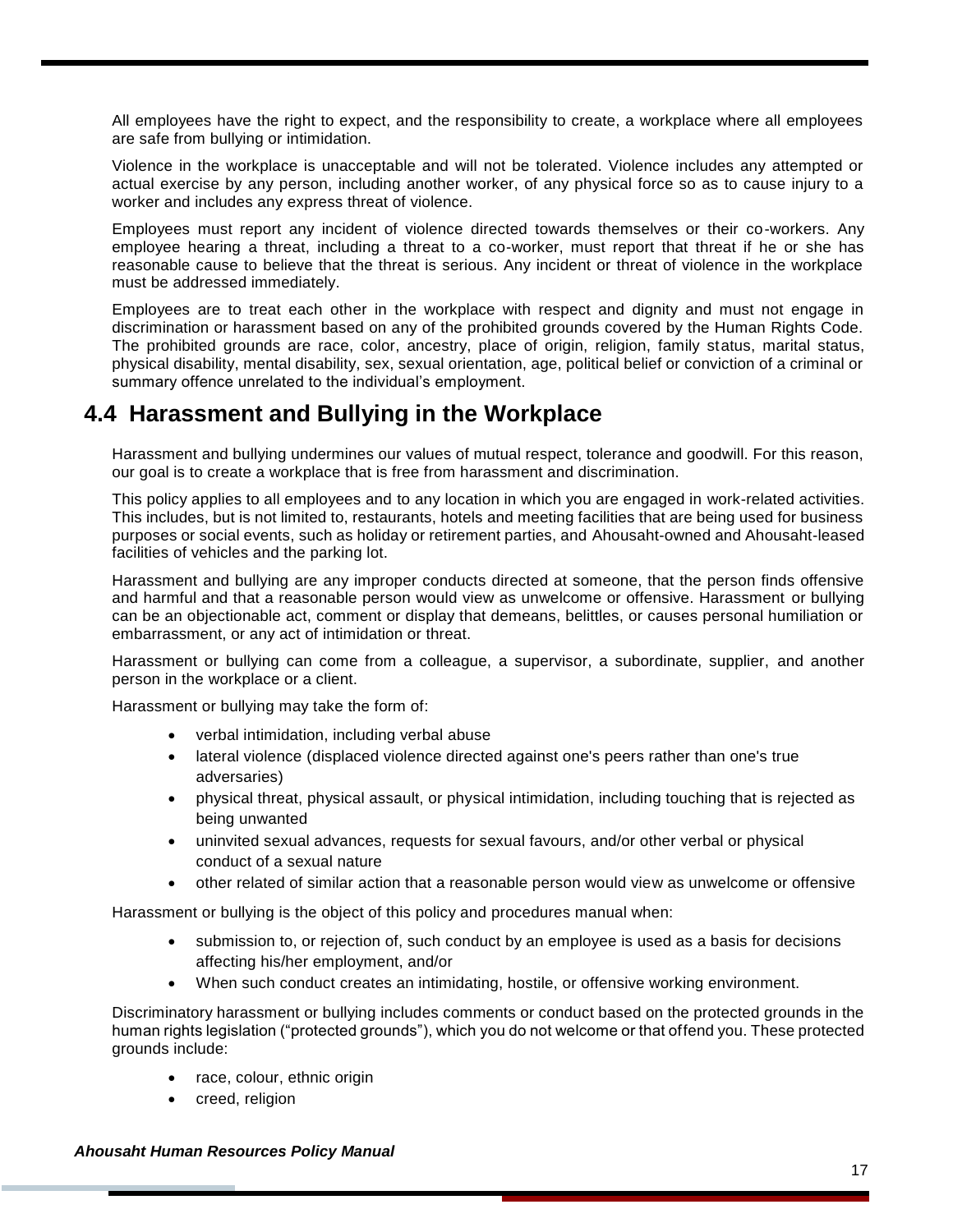All employees have the right to expect, and the responsibility to create, a workplace where all employees are safe from bullying or intimidation.

Violence in the workplace is unacceptable and will not be tolerated. Violence includes any attempted or actual exercise by any person, including another worker, of any physical force so as to cause injury to a worker and includes any express threat of violence.

Employees must report any incident of violence directed towards themselves or their co-workers. Any employee hearing a threat, including a threat to a co-worker, must report that threat if he or she has reasonable cause to believe that the threat is serious. Any incident or threat of violence in the workplace must be addressed immediately.

Employees are to treat each other in the workplace with respect and dignity and must not engage in discrimination or harassment based on any of the prohibited grounds covered by the Human Rights Code. The prohibited grounds are race, color, ancestry, place of origin, religion, family status, marital status, physical disability, mental disability, sex, sexual orientation, age, political belief or conviction of a criminal or summary offence unrelated to the individual's employment.

## 4.4 Harassment and Bullying in the Workplace

Harassment and bullying undermines our values of mutual respect, tolerance and goodwill. For this reason, our goal is to create a workplace that is free from harassment and discrimination.

This policy applies to all employees and to any location in which you are engaged in work-related activities. This includes, but is not limited to, restaurants, hotels and meeting facilities that are being used for business purposes or social events, such as holiday or retirement parties, and Ahousaht-owned and Ahousaht-leased facilities of vehicles and the parking lot.

Harassment and bullying are any improper conducts directed at someone, that the person finds offensive and harmful and that a reasonable person would view as unwelcome or offensive. Harassment or bullying can be an objectionable act, comment or display that demeans, belittles, or causes personal humiliation or embarrassment, or any act of intimidation or threat.

Harassment or bullying can come from a colleague, a supervisor, a subordinate, supplier, and another person in the workplace or a client.

Harassment or bullying may take the form of:

- verbal intimidation, including verbal abuse
- lateral violence (displaced violence directed against one's peers rather than one's true adversaries)
- physical threat, physical assault, or physical intimidation, including touching that is rejected as being unwanted
- uninvited sexual advances, requests for sexual favours, and/or other verbal or physical conduct of a sexual nature
- other related of similar action that a reasonable person would view as unwelcome or offensive

Harassment or bullying is the object of this policy and procedures manual when:

- submission to, or rejection of, such conduct by an employee is used as a basis for decisions affecting his/her employment, and/or
- When such conduct creates an intimidating, hostile, or offensive working environment.

Discriminatory harassment or bullying includes comments or conduct based on the protected grounds in the human rights legislation ("protected grounds"), which you do not welcome or that offend you. These protected grounds include:

- race, colour, ethnic origin
- creed, religion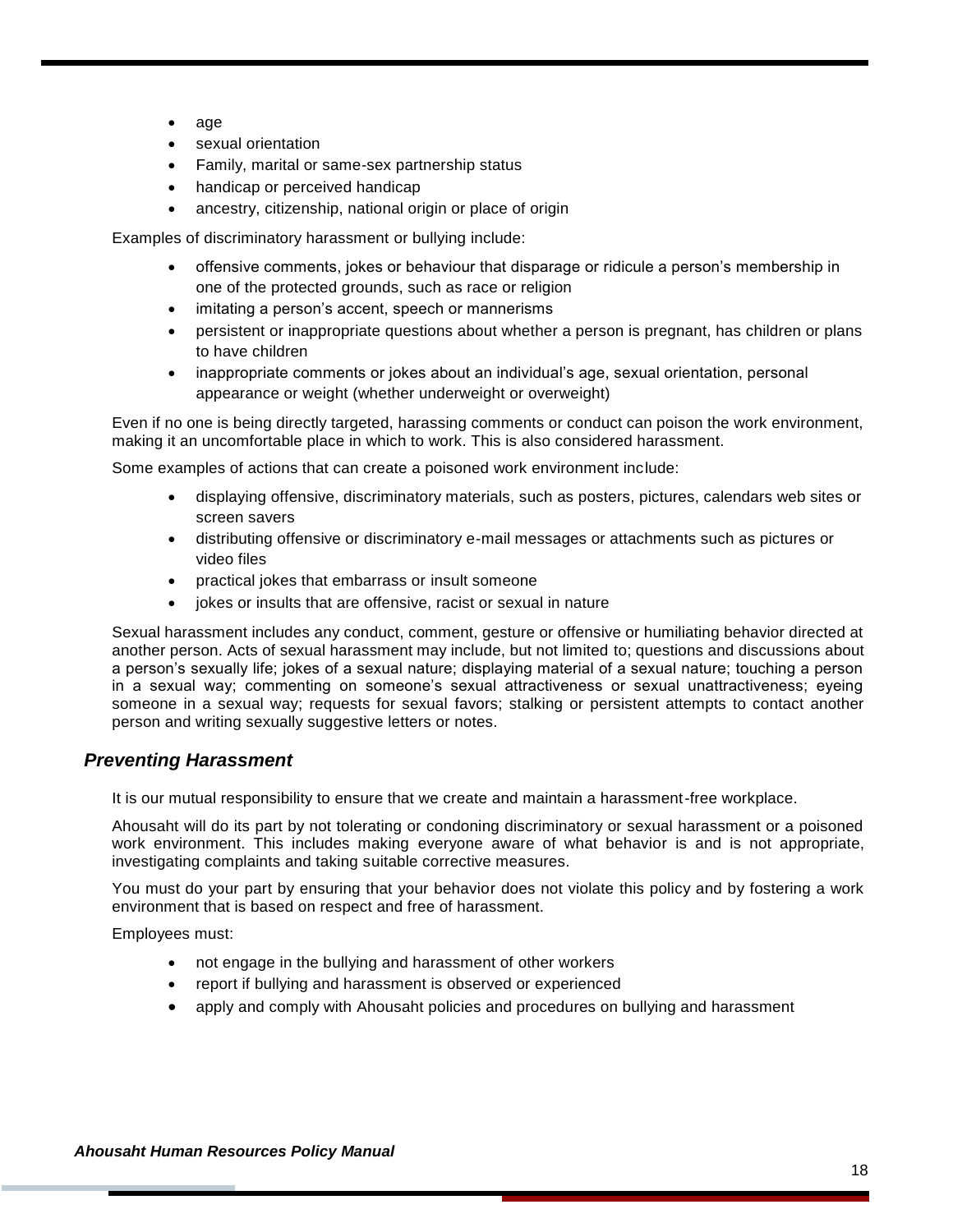- age
- sexual orientation
- Family, marital or same-sex partnership status
- handicap or perceived handicap
- ancestry, citizenship, national origin or place of origin

Examples of discriminatory harassment or bullying include:

- offensive comments, jokes or behaviour that disparage or ridicule a person's membership in one of the protected grounds, such as race or religion
- imitating a person's accent, speech or mannerisms
- persistent or inappropriate questions about whether a person is pregnant, has children or plans to have children
- inappropriate comments or jokes about an individual's age, sexual orientation, personal appearance or weight (whether underweight or overweight)

Even if no one is being directly targeted, harassing comments or conduct can poison the work environment, making it an uncomfortable place in which to work. This is also considered harassment.

Some examples of actions that can create a poisoned work environment include:

- displaying offensive, discriminatory materials, such as posters, pictures, calendars web sites or screen savers
- distributing offensive or discriminatory e-mail messages or attachments such as pictures or video files
- practical jokes that embarrass or insult someone
- jokes or insults that are offensive, racist or sexual in nature

Sexual harassment includes any conduct, comment, gesture or offensive or humiliating behavior directed at another person. Acts of sexual harassment may include, but not limited to; questions and discussions about a person's sexually life; jokes of a sexual nature; displaying material of a sexual nature; touching a person in a sexual way; commenting on someone's sexual attractiveness or sexual unattractiveness; eyeing someone in a sexual way; requests for sexual favors; stalking or persistent attempts to contact another person and writing sexually suggestive letters or notes.

## *Preventing Harassment*

It is our mutual responsibility to ensure that we create and maintain a harassment-free workplace.

Ahousaht will do its part by not tolerating or condoning discriminatory or sexual harassment or a poisoned work environment. This includes making everyone aware of what behavior is and is not appropriate, investigating complaints and taking suitable corrective measures.

You must do your part by ensuring that your behavior does not violate this policy and by fostering a work environment that is based on respect and free of harassment.

Employees must:

- not engage in the bullying and harassment of other workers
- report if bullying and harassment is observed or experienced
- apply and comply with Ahousaht policies and procedures on bullying and harassment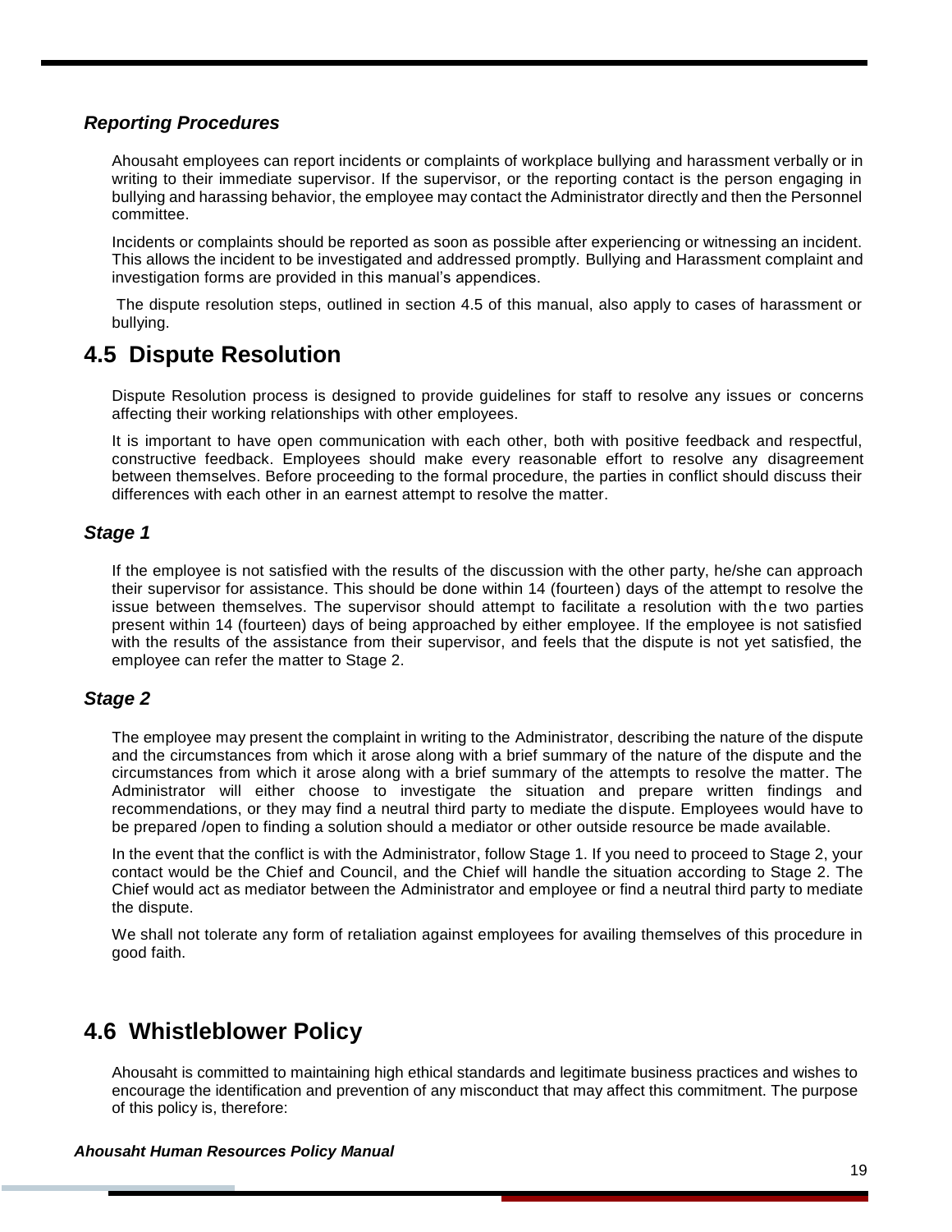### *Reporting Procedures*

Ahousaht employees can report incidents or complaints of workplace bullying and harassment verbally or in writing to their immediate supervisor. If the supervisor, or the reporting contact is the person engaging in bullying and harassing behavior, the employee may contact the Administrator directly and then the Personnel committee.

Incidents or complaints should be reported as soon as possible after experiencing or witnessing an incident. This allows the incident to be investigated and addressed promptly. Bullying and Harassment complaint and investigation forms are provided in this manual's appendices.

The dispute resolution steps, outlined in section 4.5 of this manual, also apply to cases of harassment or bullying.

## 4.5 Dispute Resolution

Dispute Resolution process is designed to provide guidelines for staff to resolve any issues or concerns affecting their working relationships with other employees.

It is important to have open communication with each other, both with positive feedback and respectful, constructive feedback. Employees should make every reasonable effort to resolve any disagreement between themselves. Before proceeding to the formal procedure, the parties in conflict should discuss their differences with each other in an earnest attempt to resolve the matter.

### *Stage 1*

If the employee is not satisfied with the results of the discussion with the other party, he/she can approach their supervisor for assistance. This should be done within 14 (fourteen) days of the attempt to resolve the issue between themselves. The supervisor should attempt to facilitate a resolution with the two parties present within 14 (fourteen) days of being approached by either employee. If the employee is not satisfied with the results of the assistance from their supervisor, and feels that the dispute is not yet satisfied, the employee can refer the matter to Stage 2.

### *Stage 2*

The employee may present the complaint in writing to the Administrator, describing the nature of the dispute and the circumstances from which it arose along with a brief summary of the nature of the dispute and the circumstances from which it arose along with a brief summary of the attempts to resolve the matter. The Administrator will either choose to investigate the situation and prepare written findings and recommendations, or they may find a neutral third party to mediate the dispute. Employees would have to be prepared /open to finding a solution should a mediator or other outside resource be made available.

In the event that the conflict is with the Administrator, follow Stage 1. If you need to proceed to Stage 2, your contact would be the Chief and Council, and the Chief will handle the situation according to Stage 2. The Chief would act as mediator between the Administrator and employee or find a neutral third party to mediate the dispute.

We shall not tolerate any form of retaliation against employees for availing themselves of this procedure in good faith.

## 4.6 Whistleblower Policy

Ahousaht is committed to maintaining high ethical standards and legitimate business practices and wishes to encourage the identification and prevention of any misconduct that may affect this commitment. The purpose of this policy is, therefore: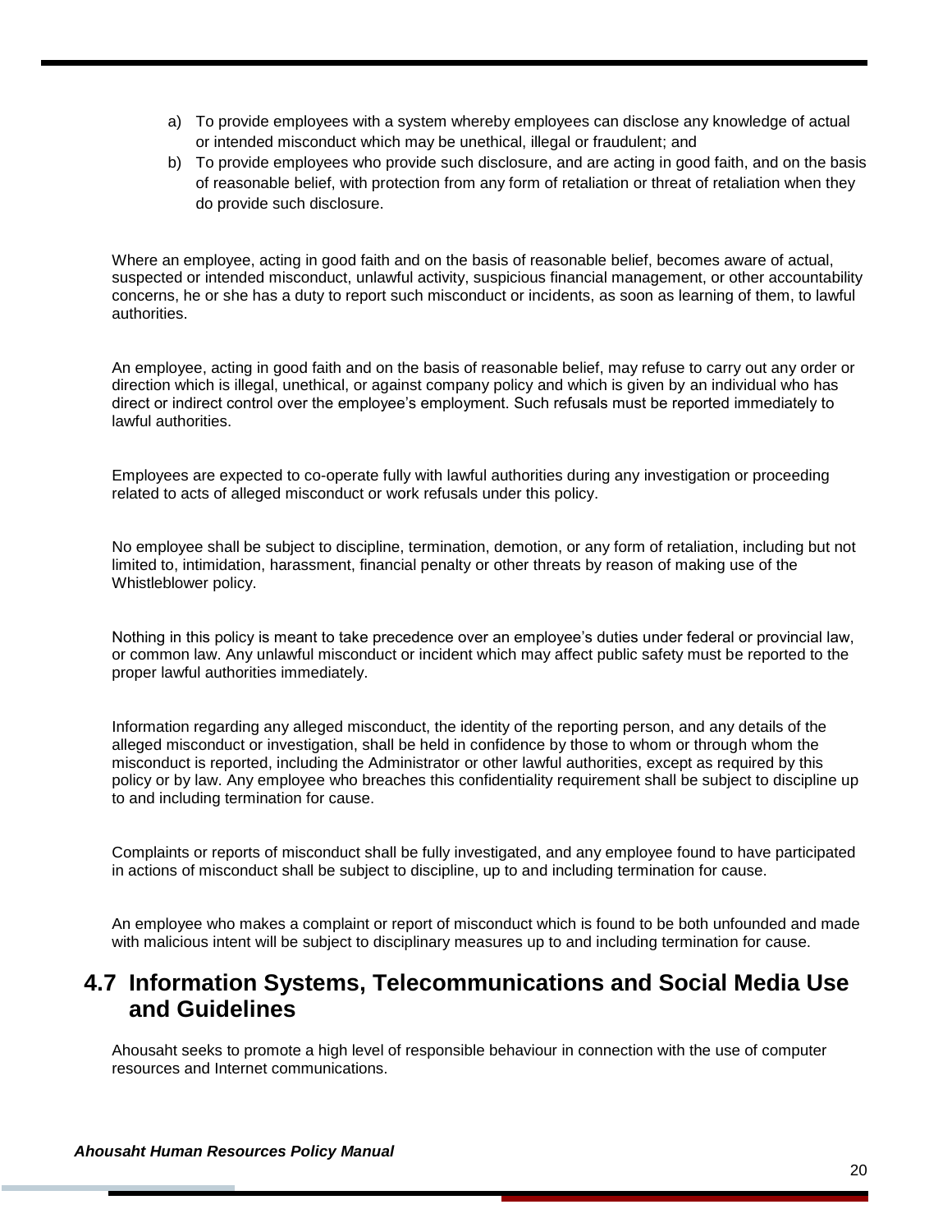a) To provide employees with a system whereby employees can disclose any knowledge of actual or intended misconduct which may be unethical, illegal or fraudulent; and
b) To provide employees who provide such disclosure, and are acting in good faith, and on the basis of reasonable belief, with protection from any form of retaliation or threat of retaliation when they do provide such disclosure.

Where an employee, acting in good faith and on the basis of reasonable belief, becomes aware of actual, suspected or intended misconduct, unlawful activity, suspicious financial management, or other accountability concerns, he or she has a duty to report such misconduct or incidents, as soon as learning of them, to lawful authorities.

An employee, acting in good faith and on the basis of reasonable belief, may refuse to carry out any order or direction which is illegal, unethical, or against company policy and which is given by an individual who has direct or indirect control over the employee's employment. Such refusals must be reported immediately to lawful authorities.

Employees are expected to co-operate fully with lawful authorities during any investigation or proceeding related to acts of alleged misconduct or work refusals under this policy.

No employee shall be subject to discipline, termination, demotion, or any form of retaliation, including but not limited to, intimidation, harassment, financial penalty or other threats by reason of making use of the Whistleblower policy.

Nothing in this policy is meant to take precedence over an employee's duties under federal or provincial law, or common law. Any unlawful misconduct or incident which may affect public safety must be reported to the proper lawful authorities immediately.

Information regarding any alleged misconduct, the identity of the reporting person, and any details of the alleged misconduct or investigation, shall be held in confidence by those to whom or through whom the misconduct is reported, including the Administrator or other lawful authorities, except as required by this policy or by law. Any employee who breaches this confidentiality requirement shall be subject to discipline up to and including termination for cause.

Complaints or reports of misconduct shall be fully investigated, and any employee found to have participated in actions of misconduct shall be subject to discipline, up to and including termination for cause.

An employee who makes a complaint or report of misconduct which is found to be both unfounded and made with malicious intent will be subject to disciplinary measures up to and including termination for cause.

## 4.7 Information Systems, Telecommunications and Social Media Use and Guidelines

Ahousaht seeks to promote a high level of responsible behaviour in connection with the use of computer resources and Internet communications.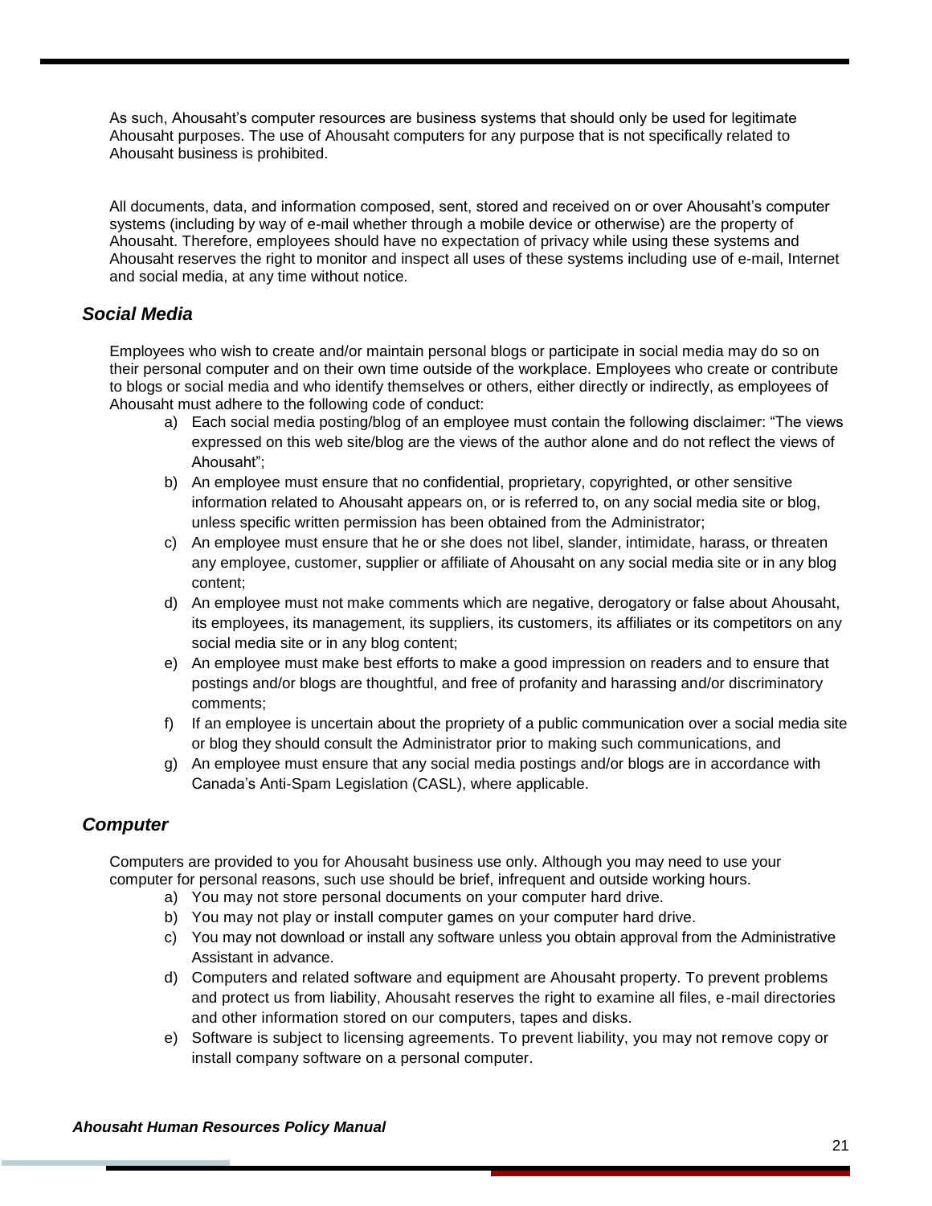As such, Ahousaht's computer resources are business systems that should only be used for legitimate Ahousaht purposes. The use of Ahousaht computers for any purpose that is not specifically related to Ahousaht business is prohibited.

All documents, data, and information composed, sent, stored and received on or over Ahousaht's computer systems (including by way of e-mail whether through a mobile device or otherwise) are the property of Ahousaht. Therefore, employees should have no expectation of privacy while using these systems and Ahousaht reserves the right to monitor and inspect all uses of these systems including use of e-mail, Internet and social media, at any time without notice.

## *Social Media*

Employees who wish to create and/or maintain personal blogs or participate in social media may do so on their personal computer and on their own time outside of the workplace. Employees who create or contribute to blogs or social media and who identify themselves or others, either directly or indirectly, as employees of Ahousaht must adhere to the following code of conduct:

a) Each social media posting/blog of an employee must contain the following disclaimer: "The views expressed on this web site/blog are the views of the author alone and do not reflect the views of Ahousaht";
b) An employee must ensure that no confidential, proprietary, copyrighted, or other sensitive information related to Ahousaht appears on, or is referred to, on any social media site or blog, unless specific written permission has been obtained from the Administrator;
c) An employee must ensure that he or she does not libel, slander, intimidate, harass, or threaten any employee, customer, supplier or affiliate of Ahousaht on any social media site or in any blog content;
d) An employee must not make comments which are negative, derogatory or false about Ahousaht, its employees, its management, its suppliers, its customers, its affiliates or its competitors on any social media site or in any blog content;
e) An employee must make best efforts to make a good impression on readers and to ensure that postings and/or blogs are thoughtful, and free of profanity and harassing and/or discriminatory comments;
f) If an employee is uncertain about the propriety of a public communication over a social media site or blog they should consult the Administrator prior to making such communications, and
g) An employee must ensure that any social media postings and/or blogs are in accordance with Canada's Anti-Spam Legislation (CASL), where applicable.

## *Computer*

Computers are provided to you for Ahousaht business use only. Although you may need to use your computer for personal reasons, such use should be brief, infrequent and outside working hours.

a) You may not store personal documents on your computer hard drive.
b) You may not play or install computer games on your computer hard drive.
c) You may not download or install any software unless you obtain approval from the Administrative Assistant in advance.
d) Computers and related software and equipment are Ahousaht property. To prevent problems and protect us from liability, Ahousaht reserves the right to examine all files, e-mail directories and other information stored on our computers, tapes and disks.
e) Software is subject to licensing agreements. To prevent liability, you may not remove copy or install company software on a personal computer.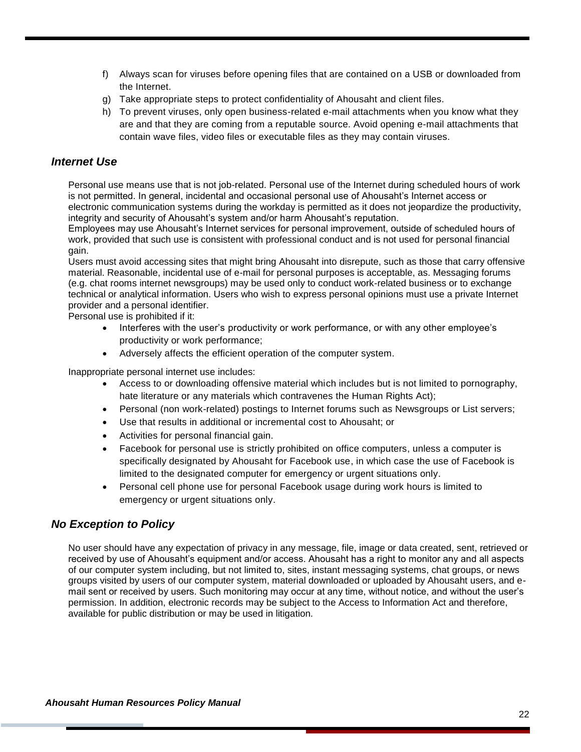f) Always scan for viruses before opening files that are contained on a USB or downloaded from the Internet.
g) Take appropriate steps to protect confidentiality of Ahousaht and client files.
h) To prevent viruses, only open business-related e-mail attachments when you know what they are and that they are coming from a reputable source. Avoid opening e-mail attachments that contain wave files, video files or executable files as they may contain viruses.

## *Internet Use*

Personal use means use that is not job-related. Personal use of the Internet during scheduled hours of work is not permitted. In general, incidental and occasional personal use of Ahousaht's Internet access or electronic communication systems during the workday is permitted as it does not jeopardize the productivity, integrity and security of Ahousaht's system and/or harm Ahousaht's reputation.
Employees may use Ahousaht's Internet services for personal improvement, outside of scheduled hours of work, provided that such use is consistent with professional conduct and is not used for personal financial gain.
Users must avoid accessing sites that might bring Ahousaht into disrepute, such as those that carry offensive material. Reasonable, incidental use of e-mail for personal purposes is acceptable, as. Messaging forums (e.g. chat rooms internet newsgroups) may be used only to conduct work-related business or to exchange technical or analytical information. Users who wish to express personal opinions must use a private Internet provider and a personal identifier.
Personal use is prohibited if it:

- Interferes with the user's productivity or work performance, or with any other employee's productivity or work performance;
- Adversely affects the efficient operation of the computer system.

Inappropriate personal internet use includes:

- Access to or downloading offensive material which includes but is not limited to pornography, hate literature or any materials which contravenes the Human Rights Act);
- Personal (non work-related) postings to Internet forums such as Newsgroups or List servers;
- Use that results in additional or incremental cost to Ahousaht; or
- Activities for personal financial gain.
- Facebook for personal use is strictly prohibited on office computers, unless a computer is specifically designated by Ahousaht for Facebook use, in which case the use of Facebook is limited to the designated computer for emergency or urgent situations only.
- Personal cell phone use for personal Facebook usage during work hours is limited to emergency or urgent situations only.

## *No Exception to Policy*

No user should have any expectation of privacy in any message, file, image or data created, sent, retrieved or received by use of Ahousaht's equipment and/or access. Ahousaht has a right to monitor any and all aspects of our computer system including, but not limited to, sites, instant messaging systems, chat groups, or news groups visited by users of our computer system, material downloaded or uploaded by Ahousaht users, and e-mail sent or received by users. Such monitoring may occur at any time, without notice, and without the user's permission. In addition, electronic records may be subject to the Access to Information Act and therefore, available for public distribution or may be used in litigation.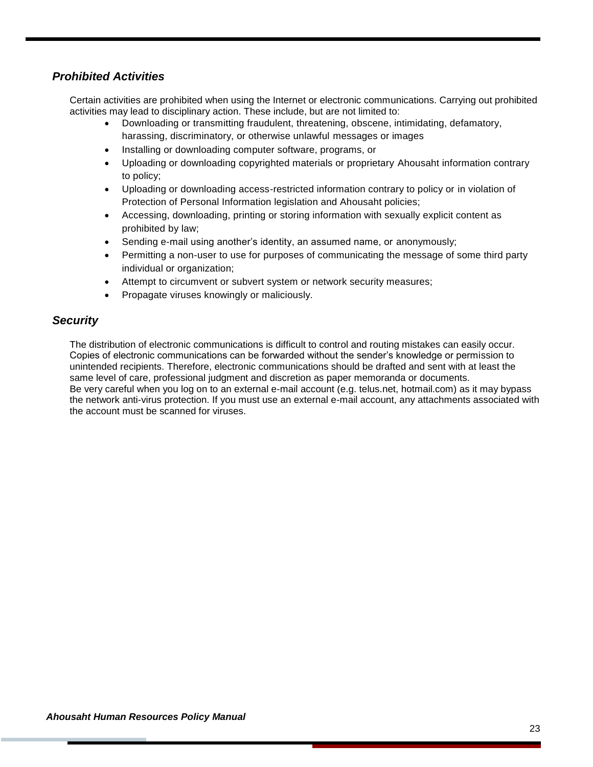## *Prohibited Activities*

Certain activities are prohibited when using the Internet or electronic communications. Carrying out prohibited activities may lead to disciplinary action. These include, but are not limited to:

- Downloading or transmitting fraudulent, threatening, obscene, intimidating, defamatory, harassing, discriminatory, or otherwise unlawful messages or images
- Installing or downloading computer software, programs, or
- Uploading or downloading copyrighted materials or proprietary Ahousaht information contrary to policy;
- Uploading or downloading access-restricted information contrary to policy or in violation of Protection of Personal Information legislation and Ahousaht policies;
- Accessing, downloading, printing or storing information with sexually explicit content as prohibited by law;
- Sending e-mail using another's identity, an assumed name, or anonymously;
- Permitting a non-user to use for purposes of communicating the message of some third party individual or organization;
- Attempt to circumvent or subvert system or network security measures;
- Propagate viruses knowingly or maliciously.

## *Security*

The distribution of electronic communications is difficult to control and routing mistakes can easily occur. Copies of electronic communications can be forwarded without the sender's knowledge or permission to unintended recipients. Therefore, electronic communications should be drafted and sent with at least the same level of care, professional judgment and discretion as paper memoranda or documents.
Be very careful when you log on to an external e-mail account (e.g. telus.net, hotmail.com) as it may bypass the network anti-virus protection. If you must use an external e-mail account, any attachments associated with the account must be scanned for viruses.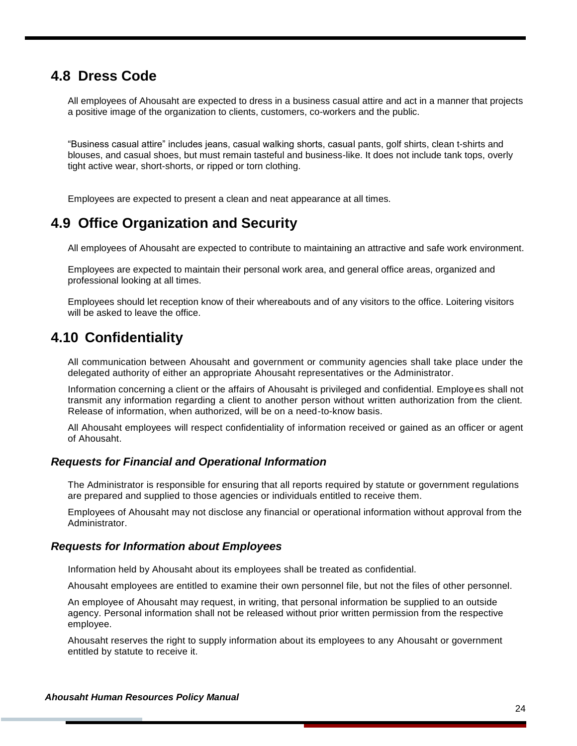## 4.8 Dress Code

All employees of Ahousaht are expected to dress in a business casual attire and act in a manner that projects a positive image of the organization to clients, customers, co-workers and the public.

"Business casual attire" includes jeans, casual walking shorts, casual pants, golf shirts, clean t-shirts and blouses, and casual shoes, but must remain tasteful and business-like. It does not include tank tops, overly tight active wear, short-shorts, or ripped or torn clothing.

Employees are expected to present a clean and neat appearance at all times.

## 4.9 Office Organization and Security

All employees of Ahousaht are expected to contribute to maintaining an attractive and safe work environment.

Employees are expected to maintain their personal work area, and general office areas, organized and professional looking at all times.

Employees should let reception know of their whereabouts and of any visitors to the office. Loitering visitors will be asked to leave the office.

## 4.10 Confidentiality

All communication between Ahousaht and government or community agencies shall take place under the delegated authority of either an appropriate Ahousaht representatives or the Administrator.

Information concerning a client or the affairs of Ahousaht is privileged and confidential. Employees shall not transmit any information regarding a client to another person without written authorization from the client. Release of information, when authorized, will be on a need-to-know basis.

All Ahousaht employees will respect confidentiality of information received or gained as an officer or agent of Ahousaht.

### *Requests for Financial and Operational Information*

The Administrator is responsible for ensuring that all reports required by statute or government regulations are prepared and supplied to those agencies or individuals entitled to receive them.

Employees of Ahousaht may not disclose any financial or operational information without approval from the Administrator.

### *Requests for Information about Employees*

Information held by Ahousaht about its employees shall be treated as confidential.

Ahousaht employees are entitled to examine their own personnel file, but not the files of other personnel.

An employee of Ahousaht may request, in writing, that personal information be supplied to an outside agency. Personal information shall not be released without prior written permission from the respective employee.

Ahousaht reserves the right to supply information about its employees to any Ahousaht or government entitled by statute to receive it.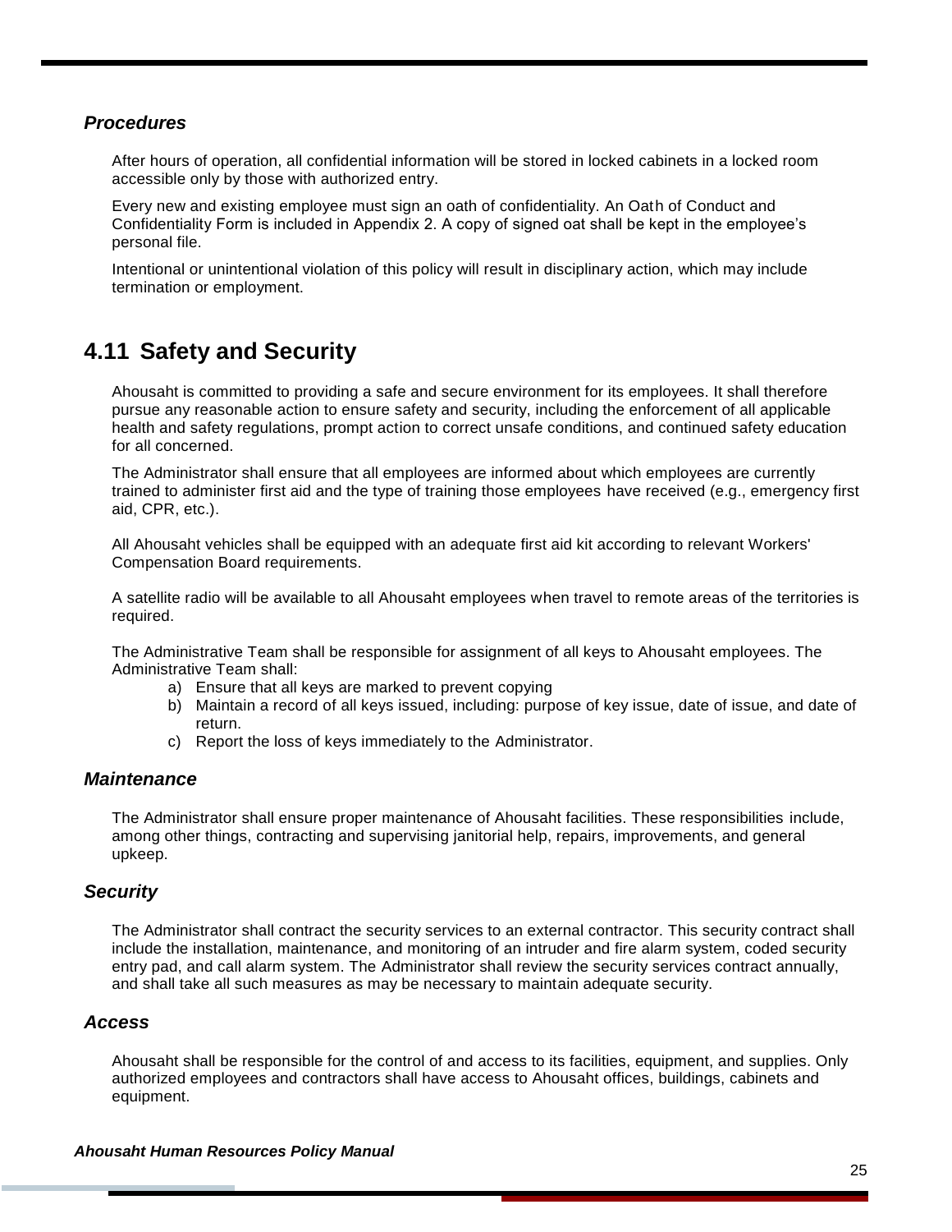### *Procedures*

After hours of operation, all confidential information will be stored in locked cabinets in a locked room accessible only by those with authorized entry.

Every new and existing employee must sign an oath of confidentiality. An Oath of Conduct and Confidentiality Form is included in Appendix 2. A copy of signed oat shall be kept in the employee's personal file.

Intentional or unintentional violation of this policy will result in disciplinary action, which may include termination or employment.

## 4.11 Safety and Security

Ahousaht is committed to providing a safe and secure environment for its employees. It shall therefore pursue any reasonable action to ensure safety and security, including the enforcement of all applicable health and safety regulations, prompt action to correct unsafe conditions, and continued safety education for all concerned.

The Administrator shall ensure that all employees are informed about which employees are currently trained to administer first aid and the type of training those employees have received (e.g., emergency first aid, CPR, etc.).

All Ahousaht vehicles shall be equipped with an adequate first aid kit according to relevant Workers' Compensation Board requirements.

A satellite radio will be available to all Ahousaht employees when travel to remote areas of the territories is required.

The Administrative Team shall be responsible for assignment of all keys to Ahousaht employees. The Administrative Team shall:

a) Ensure that all keys are marked to prevent copying
b) Maintain a record of all keys issued, including: purpose of key issue, date of issue, and date of return.
c) Report the loss of keys immediately to the Administrator.

### *Maintenance*

The Administrator shall ensure proper maintenance of Ahousaht facilities. These responsibilities include, among other things, contracting and supervising janitorial help, repairs, improvements, and general upkeep.

### *Security*

The Administrator shall contract the security services to an external contractor. This security contract shall include the installation, maintenance, and monitoring of an intruder and fire alarm system, coded security entry pad, and call alarm system. The Administrator shall review the security services contract annually, and shall take all such measures as may be necessary to maintain adequate security.

### *Access*

Ahousaht shall be responsible for the control of and access to its facilities, equipment, and supplies. Only authorized employees and contractors shall have access to Ahousaht offices, buildings, cabinets and equipment.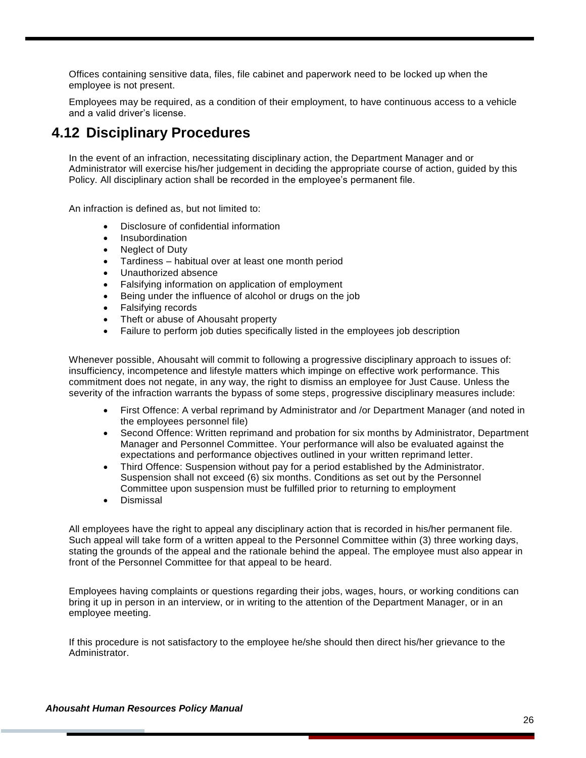Offices containing sensitive data, files, file cabinet and paperwork need to be locked up when the employee is not present.

Employees may be required, as a condition of their employment, to have continuous access to a vehicle and a valid driver's license.

## 4.12 Disciplinary Procedures

In the event of an infraction, necessitating disciplinary action, the Department Manager and or Administrator will exercise his/her judgement in deciding the appropriate course of action, guided by this Policy. All disciplinary action shall be recorded in the employee's permanent file.

An infraction is defined as, but not limited to:

- Disclosure of confidential information
- Insubordination
- Neglect of Duty
- Tardiness – habitual over at least one month period
- Unauthorized absence
- Falsifying information on application of employment
- Being under the influence of alcohol or drugs on the job
- Falsifying records
- Theft or abuse of Ahousaht property
- Failure to perform job duties specifically listed in the employees job description

Whenever possible, Ahousaht will commit to following a progressive disciplinary approach to issues of: insufficiency, incompetence and lifestyle matters which impinge on effective work performance. This commitment does not negate, in any way, the right to dismiss an employee for Just Cause. Unless the severity of the infraction warrants the bypass of some steps, progressive disciplinary measures include:

- First Offence: A verbal reprimand by Administrator and /or Department Manager (and noted in the employees personnel file)
- Second Offence: Written reprimand and probation for six months by Administrator, Department Manager and Personnel Committee. Your performance will also be evaluated against the expectations and performance objectives outlined in your written reprimand letter.
- Third Offence: Suspension without pay for a period established by the Administrator. Suspension shall not exceed (6) six months. Conditions as set out by the Personnel Committee upon suspension must be fulfilled prior to returning to employment
- Dismissal

All employees have the right to appeal any disciplinary action that is recorded in his/her permanent file. Such appeal will take form of a written appeal to the Personnel Committee within (3) three working days, stating the grounds of the appeal and the rationale behind the appeal. The employee must also appear in front of the Personnel Committee for that appeal to be heard.

Employees having complaints or questions regarding their jobs, wages, hours, or working conditions can bring it up in person in an interview, or in writing to the attention of the Department Manager, or in an employee meeting.

If this procedure is not satisfactory to the employee he/she should then direct his/her grievance to the Administrator.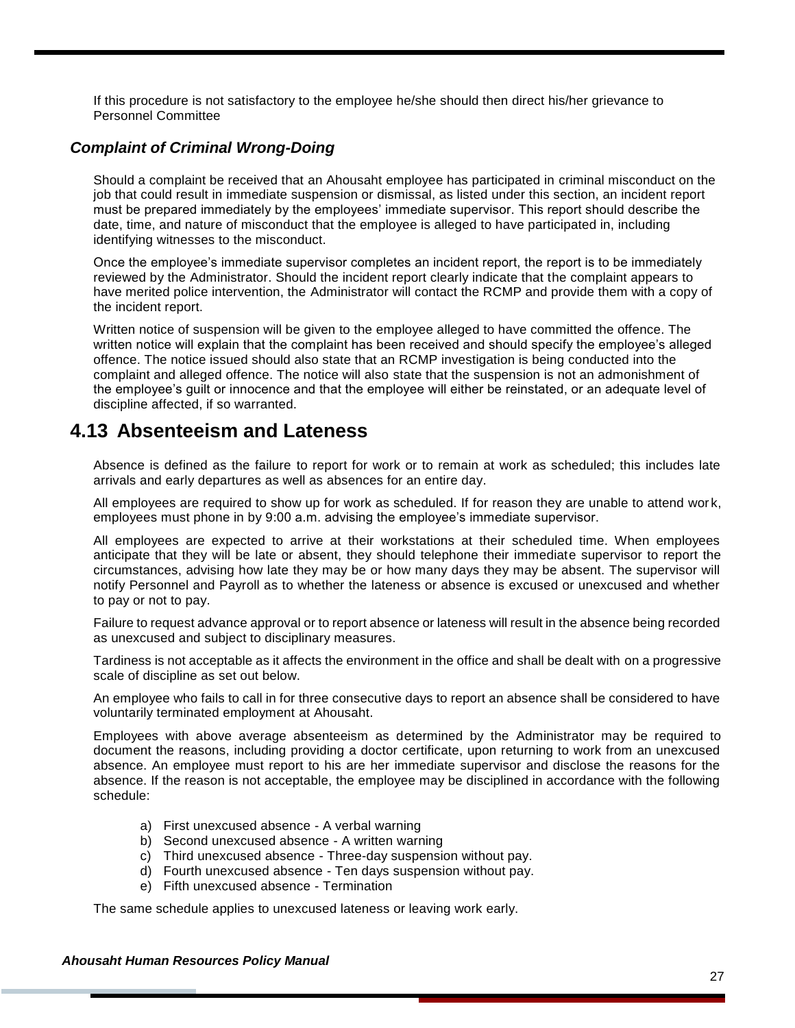If this procedure is not satisfactory to the employee he/she should then direct his/her grievance to Personnel Committee

### *Complaint of Criminal Wrong-Doing*

Should a complaint be received that an Ahousaht employee has participated in criminal misconduct on the job that could result in immediate suspension or dismissal, as listed under this section, an incident report must be prepared immediately by the employees' immediate supervisor. This report should describe the date, time, and nature of misconduct that the employee is alleged to have participated in, including identifying witnesses to the misconduct.

Once the employee's immediate supervisor completes an incident report, the report is to be immediately reviewed by the Administrator. Should the incident report clearly indicate that the complaint appears to have merited police intervention, the Administrator will contact the RCMP and provide them with a copy of the incident report.

Written notice of suspension will be given to the employee alleged to have committed the offence. The written notice will explain that the complaint has been received and should specify the employee's alleged offence. The notice issued should also state that an RCMP investigation is being conducted into the complaint and alleged offence. The notice will also state that the suspension is not an admonishment of the employee's guilt or innocence and that the employee will either be reinstated, or an adequate level of discipline affected, if so warranted.

## 4.13 Absenteeism and Lateness

Absence is defined as the failure to report for work or to remain at work as scheduled; this includes late arrivals and early departures as well as absences for an entire day.

All employees are required to show up for work as scheduled. If for reason they are unable to attend work, employees must phone in by 9:00 a.m. advising the employee's immediate supervisor.

All employees are expected to arrive at their workstations at their scheduled time. When employees anticipate that they will be late or absent, they should telephone their immediate supervisor to report the circumstances, advising how late they may be or how many days they may be absent. The supervisor will notify Personnel and Payroll as to whether the lateness or absence is excused or unexcused and whether to pay or not to pay.

Failure to request advance approval or to report absence or lateness will result in the absence being recorded as unexcused and subject to disciplinary measures.

Tardiness is not acceptable as it affects the environment in the office and shall be dealt with on a progressive scale of discipline as set out below.

An employee who fails to call in for three consecutive days to report an absence shall be considered to have voluntarily terminated employment at Ahousaht.

Employees with above average absenteeism as determined by the Administrator may be required to document the reasons, including providing a doctor certificate, upon returning to work from an unexcused absence. An employee must report to his are her immediate supervisor and disclose the reasons for the absence. If the reason is not acceptable, the employee may be disciplined in accordance with the following schedule:

a) First unexcused absence - A verbal warning
b) Second unexcused absence - A written warning
c) Third unexcused absence - Three-day suspension without pay.
d) Fourth unexcused absence - Ten days suspension without pay.
e) Fifth unexcused absence - Termination

The same schedule applies to unexcused lateness or leaving work early.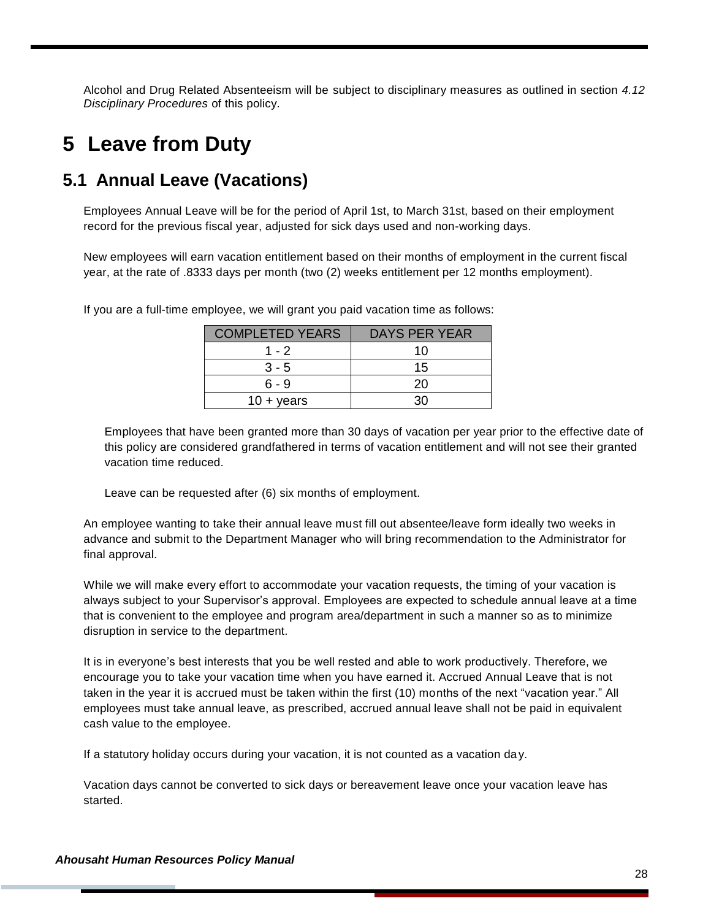Alcohol and Drug Related Absenteeism will be subject to disciplinary measures as outlined in section *4.12 Disciplinary Procedures* of this policy.

# 5 Leave from Duty

## 5.1 Annual Leave (Vacations)

Employees Annual Leave will be for the period of April 1st, to March 31st, based on their employment record for the previous fiscal year, adjusted for sick days used and non-working days.

New employees will earn vacation entitlement based on their months of employment in the current fiscal year, at the rate of .8333 days per month (two (2) weeks entitlement per 12 months employment).

If you are a full-time employee, we will grant you paid vacation time as follows:

| COMPLETED YEARS | DAYS PER YEAR |
|---|---|
| 1 - 2 | 10 |
| 3 - 5 | 15 |
| 6 - 9 | 20 |
| 10 + years | 30 |

Employees that have been granted more than 30 days of vacation per year prior to the effective date of this policy are considered grandfathered in terms of vacation entitlement and will not see their granted vacation time reduced.

Leave can be requested after (6) six months of employment.

An employee wanting to take their annual leave must fill out absentee/leave form ideally two weeks in advance and submit to the Department Manager who will bring recommendation to the Administrator for final approval.

While we will make every effort to accommodate your vacation requests, the timing of your vacation is always subject to your Supervisor's approval. Employees are expected to schedule annual leave at a time that is convenient to the employee and program area/department in such a manner so as to minimize disruption in service to the department.

It is in everyone's best interests that you be well rested and able to work productively. Therefore, we encourage you to take your vacation time when you have earned it. Accrued Annual Leave that is not taken in the year it is accrued must be taken within the first (10) months of the next "vacation year." All employees must take annual leave, as prescribed, accrued annual leave shall not be paid in equivalent cash value to the employee.

If a statutory holiday occurs during your vacation, it is not counted as a vacation day.

Vacation days cannot be converted to sick days or bereavement leave once your vacation leave has started.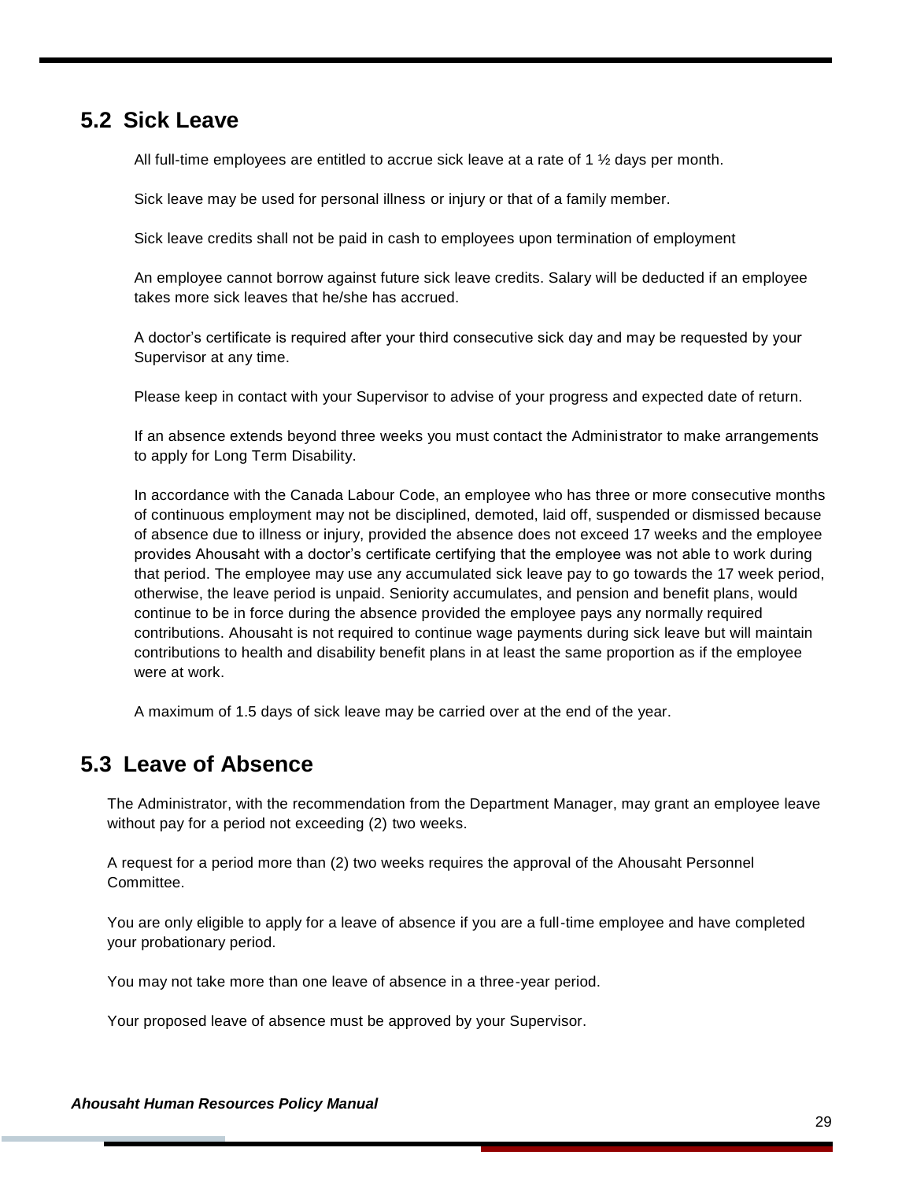## 5.2 Sick Leave

All full-time employees are entitled to accrue sick leave at a rate of 1 ½ days per month.

Sick leave may be used for personal illness or injury or that of a family member.

Sick leave credits shall not be paid in cash to employees upon termination of employment

An employee cannot borrow against future sick leave credits. Salary will be deducted if an employee takes more sick leaves that he/she has accrued.

A doctor's certificate is required after your third consecutive sick day and may be requested by your Supervisor at any time.

Please keep in contact with your Supervisor to advise of your progress and expected date of return.

If an absence extends beyond three weeks you must contact the Administrator to make arrangements to apply for Long Term Disability.

In accordance with the Canada Labour Code, an employee who has three or more consecutive months of continuous employment may not be disciplined, demoted, laid off, suspended or dismissed because of absence due to illness or injury, provided the absence does not exceed 17 weeks and the employee provides Ahousaht with a doctor's certificate certifying that the employee was not able to work during that period. The employee may use any accumulated sick leave pay to go towards the 17 week period, otherwise, the leave period is unpaid. Seniority accumulates, and pension and benefit plans, would continue to be in force during the absence provided the employee pays any normally required contributions. Ahousaht is not required to continue wage payments during sick leave but will maintain contributions to health and disability benefit plans in at least the same proportion as if the employee were at work.

A maximum of 1.5 days of sick leave may be carried over at the end of the year.

## 5.3 Leave of Absence

The Administrator, with the recommendation from the Department Manager, may grant an employee leave without pay for a period not exceeding (2) two weeks.

A request for a period more than (2) two weeks requires the approval of the Ahousaht Personnel Committee.

You are only eligible to apply for a leave of absence if you are a full-time employee and have completed your probationary period.

You may not take more than one leave of absence in a three-year period.

Your proposed leave of absence must be approved by your Supervisor.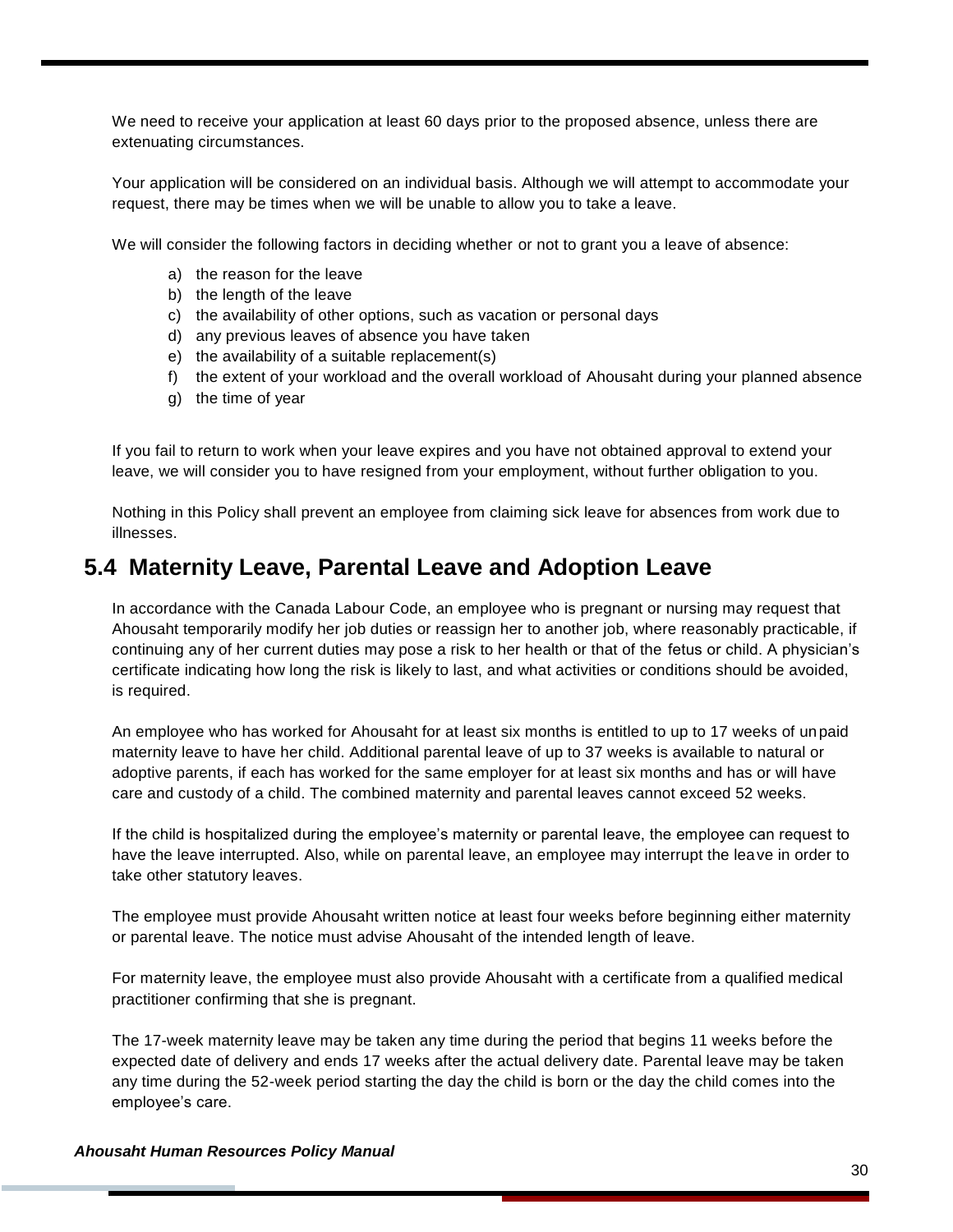We need to receive your application at least 60 days prior to the proposed absence, unless there are extenuating circumstances.

Your application will be considered on an individual basis. Although we will attempt to accommodate your request, there may be times when we will be unable to allow you to take a leave.

We will consider the following factors in deciding whether or not to grant you a leave of absence:

a) the reason for the leave
b) the length of the leave
c) the availability of other options, such as vacation or personal days
d) any previous leaves of absence you have taken
e) the availability of a suitable replacement(s)
f) the extent of your workload and the overall workload of Ahousaht during your planned absence
g) the time of year

If you fail to return to work when your leave expires and you have not obtained approval to extend your leave, we will consider you to have resigned from your employment, without further obligation to you.

Nothing in this Policy shall prevent an employee from claiming sick leave for absences from work due to illnesses.

## 5.4 Maternity Leave, Parental Leave and Adoption Leave

In accordance with the Canada Labour Code, an employee who is pregnant or nursing may request that Ahousaht temporarily modify her job duties or reassign her to another job, where reasonably practicable, if continuing any of her current duties may pose a risk to her health or that of the fetus or child. A physician's certificate indicating how long the risk is likely to last, and what activities or conditions should be avoided, is required.

An employee who has worked for Ahousaht for at least six months is entitled to up to 17 weeks of unpaid maternity leave to have her child. Additional parental leave of up to 37 weeks is available to natural or adoptive parents, if each has worked for the same employer for at least six months and has or will have care and custody of a child. The combined maternity and parental leaves cannot exceed 52 weeks.

If the child is hospitalized during the employee's maternity or parental leave, the employee can request to have the leave interrupted. Also, while on parental leave, an employee may interrupt the leave in order to take other statutory leaves.

The employee must provide Ahousaht written notice at least four weeks before beginning either maternity or parental leave. The notice must advise Ahousaht of the intended length of leave.

For maternity leave, the employee must also provide Ahousaht with a certificate from a qualified medical practitioner confirming that she is pregnant.

The 17-week maternity leave may be taken any time during the period that begins 11 weeks before the expected date of delivery and ends 17 weeks after the actual delivery date. Parental leave may be taken any time during the 52-week period starting the day the child is born or the day the child comes into the employee's care.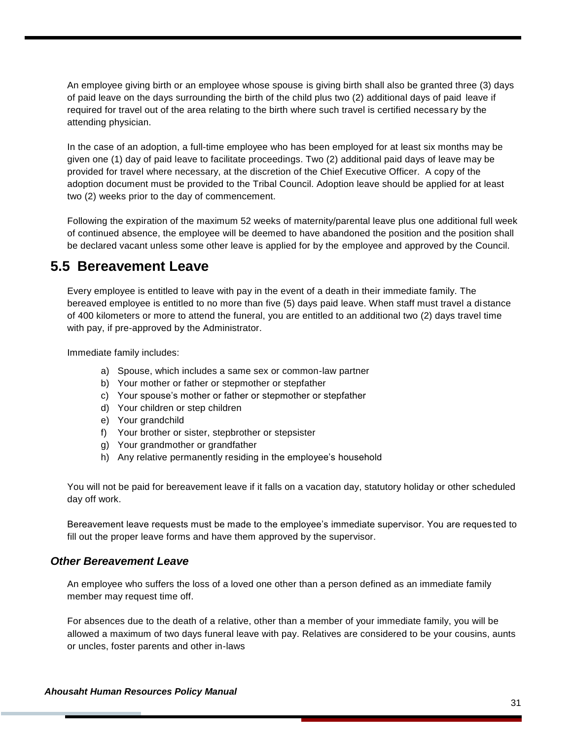An employee giving birth or an employee whose spouse is giving birth shall also be granted three (3) days of paid leave on the days surrounding the birth of the child plus two (2) additional days of paid leave if required for travel out of the area relating to the birth where such travel is certified necessary by the attending physician.

In the case of an adoption, a full-time employee who has been employed for at least six months may be given one (1) day of paid leave to facilitate proceedings. Two (2) additional paid days of leave may be provided for travel where necessary, at the discretion of the Chief Executive Officer. A copy of the adoption document must be provided to the Tribal Council. Adoption leave should be applied for at least two (2) weeks prior to the day of commencement.

Following the expiration of the maximum 52 weeks of maternity/parental leave plus one additional full week of continued absence, the employee will be deemed to have abandoned the position and the position shall be declared vacant unless some other leave is applied for by the employee and approved by the Council.

## 5.5 Bereavement Leave

Every employee is entitled to leave with pay in the event of a death in their immediate family. The bereaved employee is entitled to no more than five (5) days paid leave. When staff must travel a distance of 400 kilometers or more to attend the funeral, you are entitled to an additional two (2) days travel time with pay, if pre-approved by the Administrator.

Immediate family includes:

a) Spouse, which includes a same sex or common-law partner
b) Your mother or father or stepmother or stepfather
c) Your spouse's mother or father or stepmother or stepfather
d) Your children or step children
e) Your grandchild
f) Your brother or sister, stepbrother or stepsister
g) Your grandmother or grandfather
h) Any relative permanently residing in the employee's household

You will not be paid for bereavement leave if it falls on a vacation day, statutory holiday or other scheduled day off work.

Bereavement leave requests must be made to the employee's immediate supervisor. You are requested to fill out the proper leave forms and have them approved by the supervisor.

### *Other Bereavement Leave*

An employee who suffers the loss of a loved one other than a person defined as an immediate family member may request time off.

For absences due to the death of a relative, other than a member of your immediate family, you will be allowed a maximum of two days funeral leave with pay. Relatives are considered to be your cousins, aunts or uncles, foster parents and other in-laws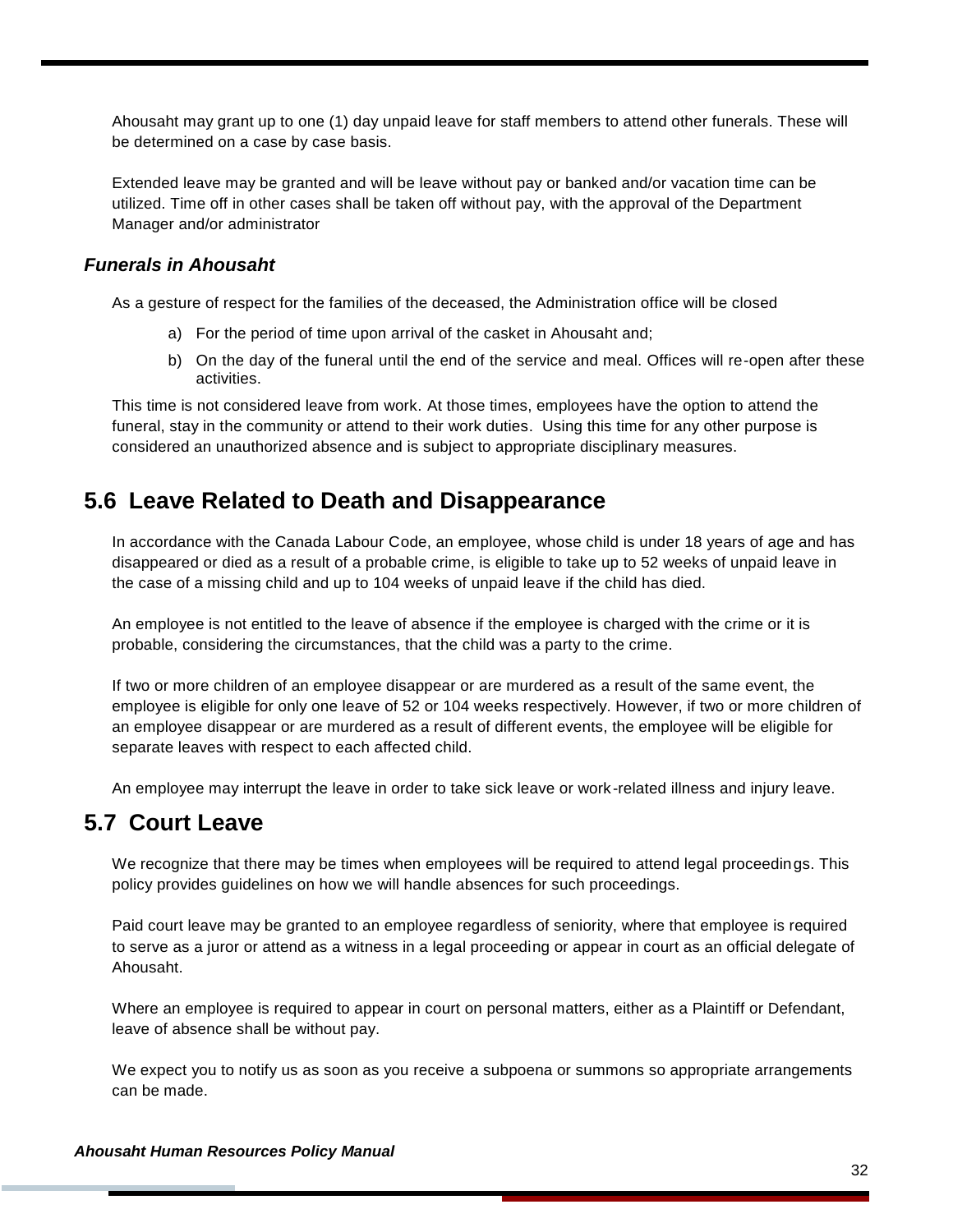Ahousaht may grant up to one (1) day unpaid leave for staff members to attend other funerals. These will be determined on a case by case basis.

Extended leave may be granted and will be leave without pay or banked and/or vacation time can be utilized. Time off in other cases shall be taken off without pay, with the approval of the Department Manager and/or administrator

### *Funerals in Ahousaht*

As a gesture of respect for the families of the deceased, the Administration office will be closed

a) For the period of time upon arrival of the casket in Ahousaht and;

b) On the day of the funeral until the end of the service and meal. Offices will re-open after these activities.

This time is not considered leave from work. At those times, employees have the option to attend the funeral, stay in the community or attend to their work duties. Using this time for any other purpose is considered an unauthorized absence and is subject to appropriate disciplinary measures.

## 5.6 Leave Related to Death and Disappearance

In accordance with the Canada Labour Code, an employee, whose child is under 18 years of age and has disappeared or died as a result of a probable crime, is eligible to take up to 52 weeks of unpaid leave in the case of a missing child and up to 104 weeks of unpaid leave if the child has died.

An employee is not entitled to the leave of absence if the employee is charged with the crime or it is probable, considering the circumstances, that the child was a party to the crime.

If two or more children of an employee disappear or are murdered as a result of the same event, the employee is eligible for only one leave of 52 or 104 weeks respectively. However, if two or more children of an employee disappear or are murdered as a result of different events, the employee will be eligible for separate leaves with respect to each affected child.

An employee may interrupt the leave in order to take sick leave or work-related illness and injury leave.

## 5.7 Court Leave

We recognize that there may be times when employees will be required to attend legal proceedings. This policy provides guidelines on how we will handle absences for such proceedings.

Paid court leave may be granted to an employee regardless of seniority, where that employee is required to serve as a juror or attend as a witness in a legal proceeding or appear in court as an official delegate of Ahousaht.

Where an employee is required to appear in court on personal matters, either as a Plaintiff or Defendant, leave of absence shall be without pay.

We expect you to notify us as soon as you receive a subpoena or summons so appropriate arrangements can be made.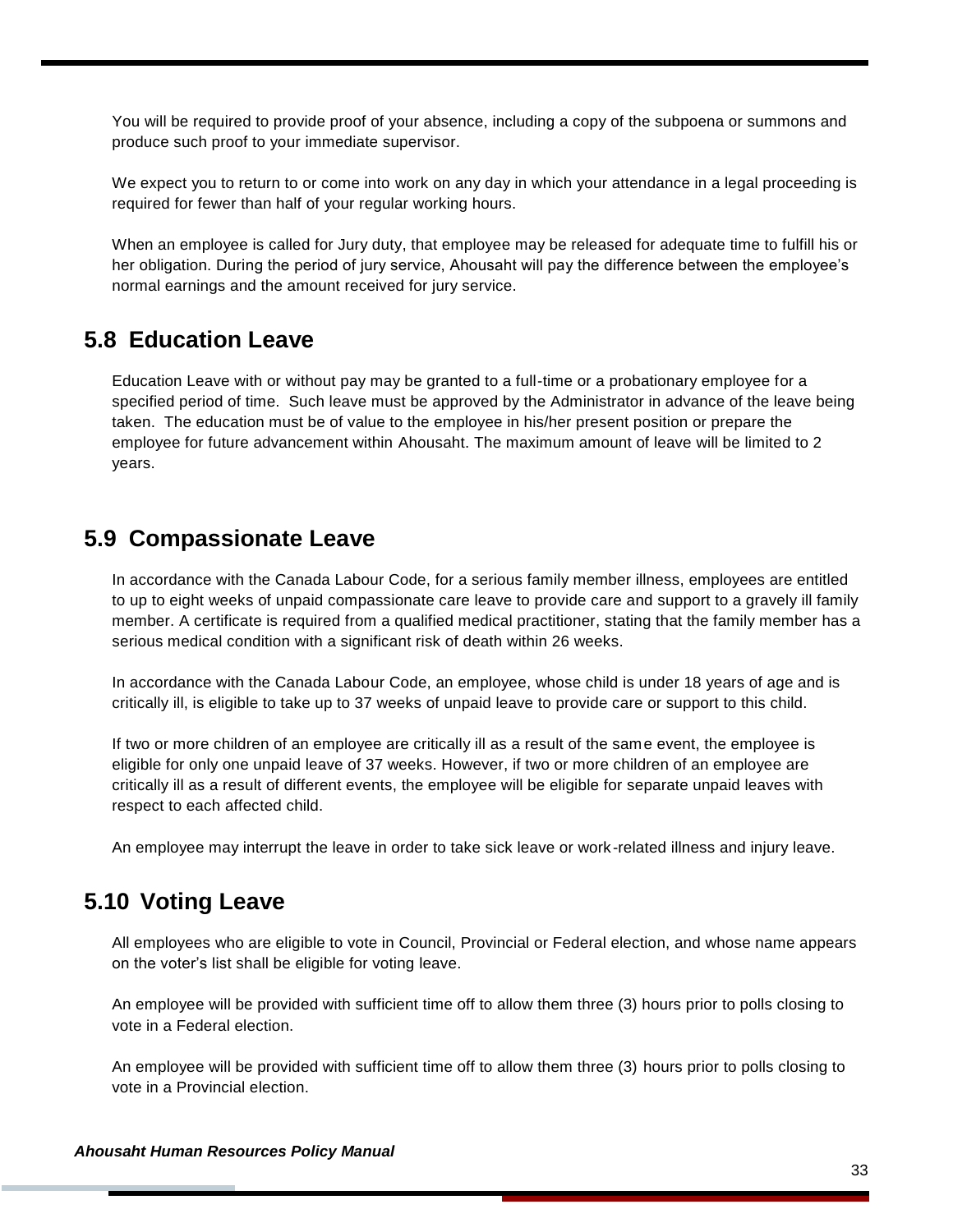You will be required to provide proof of your absence, including a copy of the subpoena or summons and produce such proof to your immediate supervisor.

We expect you to return to or come into work on any day in which your attendance in a legal proceeding is required for fewer than half of your regular working hours.

When an employee is called for Jury duty, that employee may be released for adequate time to fulfill his or her obligation. During the period of jury service, Ahousaht will pay the difference between the employee's normal earnings and the amount received for jury service.

## 5.8 Education Leave

Education Leave with or without pay may be granted to a full-time or a probationary employee for a specified period of time. Such leave must be approved by the Administrator in advance of the leave being taken. The education must be of value to the employee in his/her present position or prepare the employee for future advancement within Ahousaht. The maximum amount of leave will be limited to 2 years.

## 5.9 Compassionate Leave

In accordance with the Canada Labour Code, for a serious family member illness, employees are entitled to up to eight weeks of unpaid compassionate care leave to provide care and support to a gravely ill family member. A certificate is required from a qualified medical practitioner, stating that the family member has a serious medical condition with a significant risk of death within 26 weeks.

In accordance with the Canada Labour Code, an employee, whose child is under 18 years of age and is critically ill, is eligible to take up to 37 weeks of unpaid leave to provide care or support to this child.

If two or more children of an employee are critically ill as a result of the same event, the employee is eligible for only one unpaid leave of 37 weeks. However, if two or more children of an employee are critically ill as a result of different events, the employee will be eligible for separate unpaid leaves with respect to each affected child.

An employee may interrupt the leave in order to take sick leave or work-related illness and injury leave.

## 5.10 Voting Leave

All employees who are eligible to vote in Council, Provincial or Federal election, and whose name appears on the voter's list shall be eligible for voting leave.

An employee will be provided with sufficient time off to allow them three (3) hours prior to polls closing to vote in a Federal election.

An employee will be provided with sufficient time off to allow them three (3) hours prior to polls closing to vote in a Provincial election.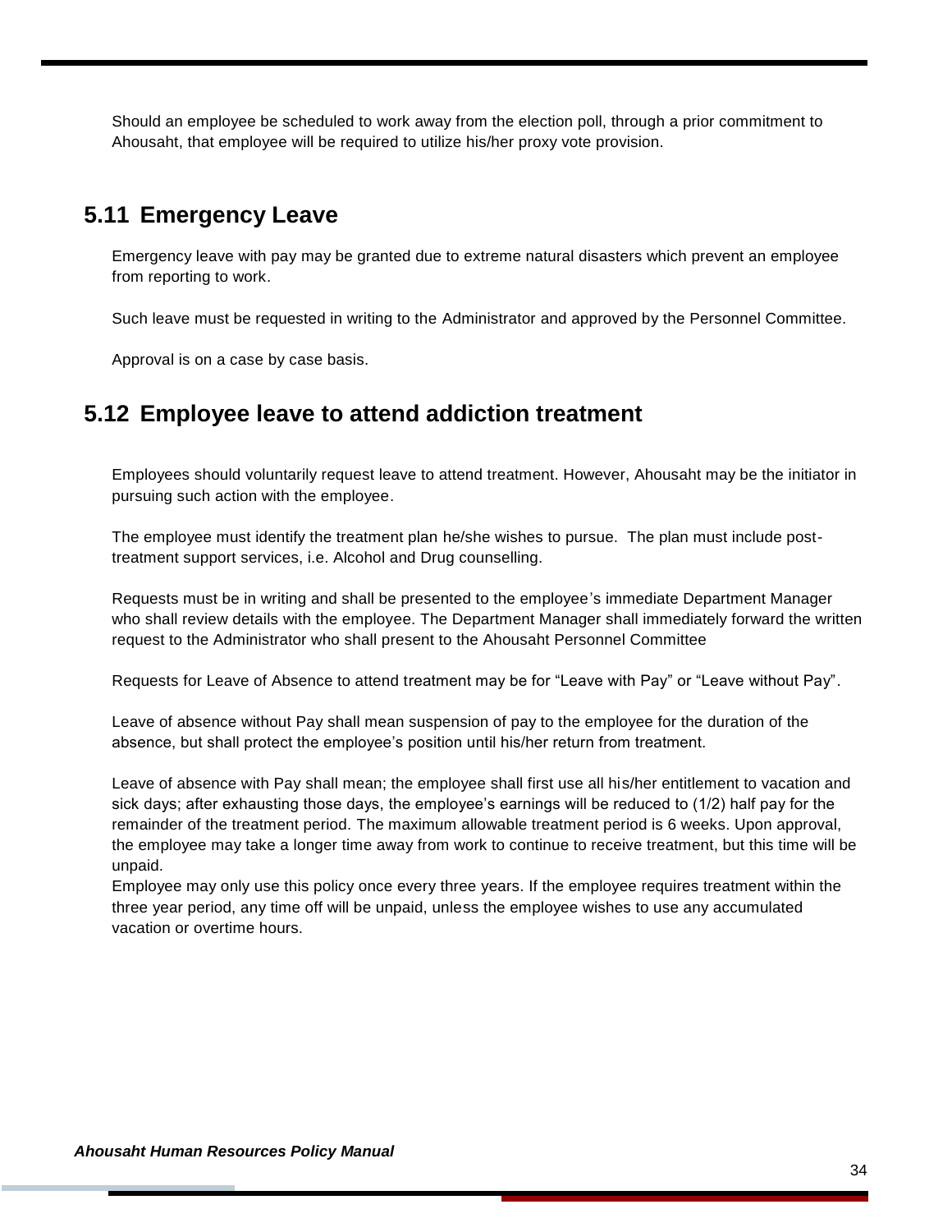Should an employee be scheduled to work away from the election poll, through a prior commitment to Ahousaht, that employee will be required to utilize his/her proxy vote provision.

## 5.11 Emergency Leave

Emergency leave with pay may be granted due to extreme natural disasters which prevent an employee from reporting to work.

Such leave must be requested in writing to the Administrator and approved by the Personnel Committee.

Approval is on a case by case basis.

## 5.12 Employee leave to attend addiction treatment

Employees should voluntarily request leave to attend treatment. However, Ahousaht may be the initiator in pursuing such action with the employee.

The employee must identify the treatment plan he/she wishes to pursue. The plan must include post-treatment support services, i.e. Alcohol and Drug counselling.

Requests must be in writing and shall be presented to the employee's immediate Department Manager who shall review details with the employee. The Department Manager shall immediately forward the written request to the Administrator who shall present to the Ahousaht Personnel Committee

Requests for Leave of Absence to attend treatment may be for "Leave with Pay" or "Leave without Pay".

Leave of absence without Pay shall mean suspension of pay to the employee for the duration of the absence, but shall protect the employee's position until his/her return from treatment.

Leave of absence with Pay shall mean; the employee shall first use all his/her entitlement to vacation and sick days; after exhausting those days, the employee's earnings will be reduced to (1/2) half pay for the remainder of the treatment period. The maximum allowable treatment period is 6 weeks. Upon approval, the employee may take a longer time away from work to continue to receive treatment, but this time will be unpaid.
Employee may only use this policy once every three years. If the employee requires treatment within the three year period, any time off will be unpaid, unless the employee wishes to use any accumulated vacation or overtime hours.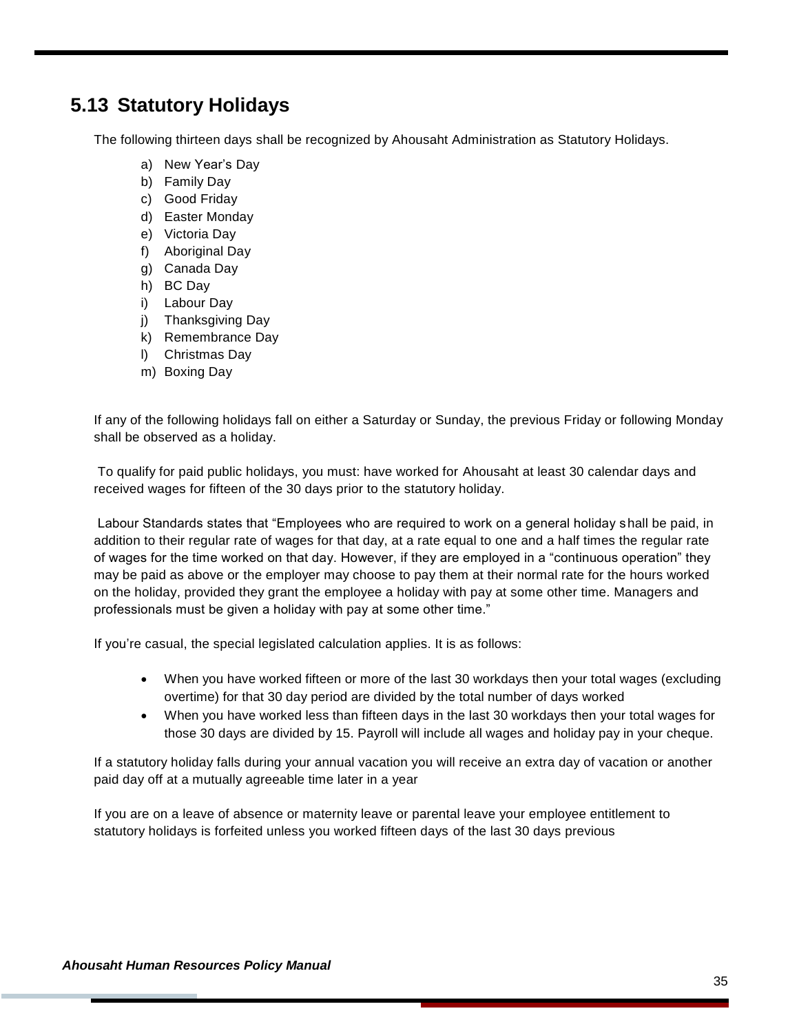## 5.13 Statutory Holidays

The following thirteen days shall be recognized by Ahousaht Administration as Statutory Holidays.

a) New Year's Day
b) Family Day
c) Good Friday
d) Easter Monday
e) Victoria Day
f) Aboriginal Day
g) Canada Day
h) BC Day
i) Labour Day
j) Thanksgiving Day
k) Remembrance Day
l) Christmas Day
m) Boxing Day

If any of the following holidays fall on either a Saturday or Sunday, the previous Friday or following Monday shall be observed as a holiday.

To qualify for paid public holidays, you must: have worked for Ahousaht at least 30 calendar days and received wages for fifteen of the 30 days prior to the statutory holiday.

Labour Standards states that "Employees who are required to work on a general holiday shall be paid, in addition to their regular rate of wages for that day, at a rate equal to one and a half times the regular rate of wages for the time worked on that day. However, if they are employed in a "continuous operation" they may be paid as above or the employer may choose to pay them at their normal rate for the hours worked on the holiday, provided they grant the employee a holiday with pay at some other time. Managers and professionals must be given a holiday with pay at some other time."

If you're casual, the special legislated calculation applies. It is as follows:

- When you have worked fifteen or more of the last 30 workdays then your total wages (excluding overtime) for that 30 day period are divided by the total number of days worked
- When you have worked less than fifteen days in the last 30 workdays then your total wages for those 30 days are divided by 15. Payroll will include all wages and holiday pay in your cheque.

If a statutory holiday falls during your annual vacation you will receive an extra day of vacation or another paid day off at a mutually agreeable time later in a year

If you are on a leave of absence or maternity leave or parental leave your employee entitlement to statutory holidays is forfeited unless you worked fifteen days of the last 30 days previous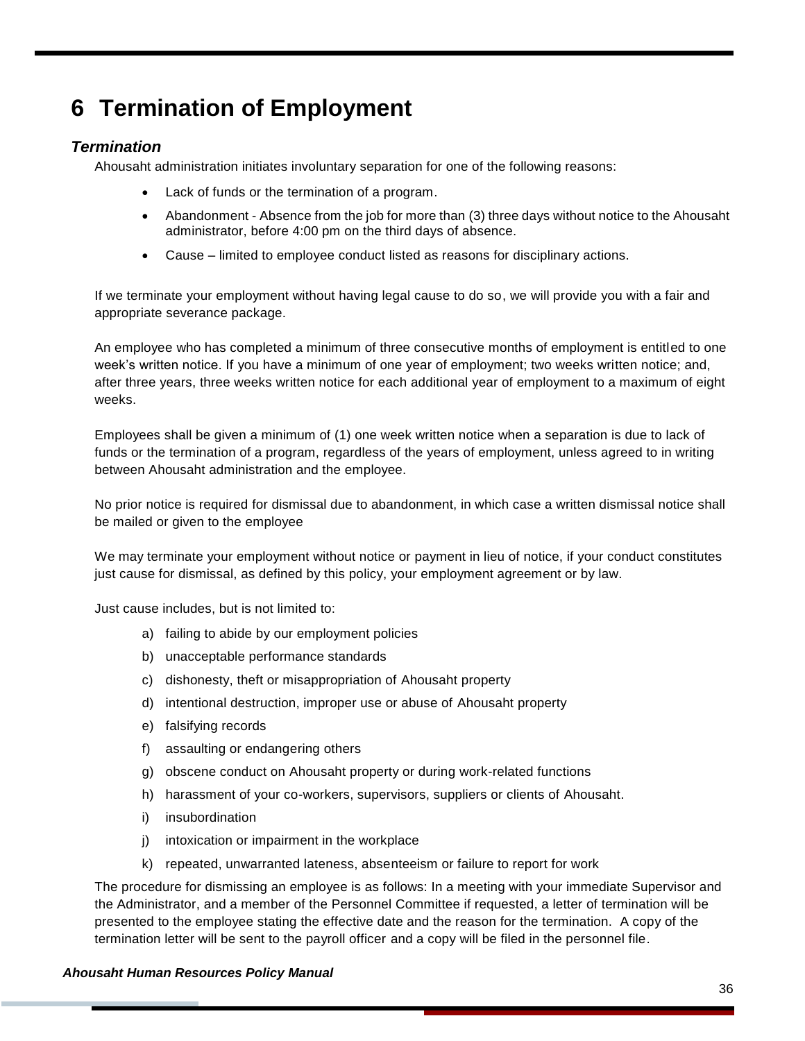# 6 Termination of Employment

### *Termination*

Ahousaht administration initiates involuntary separation for one of the following reasons:

- Lack of funds or the termination of a program.
- Abandonment - Absence from the job for more than (3) three days without notice to the Ahousaht administrator, before 4:00 pm on the third days of absence.
- Cause – limited to employee conduct listed as reasons for disciplinary actions.

If we terminate your employment without having legal cause to do so, we will provide you with a fair and appropriate severance package.

An employee who has completed a minimum of three consecutive months of employment is entitled to one week's written notice. If you have a minimum of one year of employment; two weeks written notice; and, after three years, three weeks written notice for each additional year of employment to a maximum of eight weeks.

Employees shall be given a minimum of (1) one week written notice when a separation is due to lack of funds or the termination of a program, regardless of the years of employment, unless agreed to in writing between Ahousaht administration and the employee.

No prior notice is required for dismissal due to abandonment, in which case a written dismissal notice shall be mailed or given to the employee

We may terminate your employment without notice or payment in lieu of notice, if your conduct constitutes just cause for dismissal, as defined by this policy, your employment agreement or by law.

Just cause includes, but is not limited to:

a) failing to abide by our employment policies
b) unacceptable performance standards
c) dishonesty, theft or misappropriation of Ahousaht property
d) intentional destruction, improper use or abuse of Ahousaht property
e) falsifying records
f) assaulting or endangering others
g) obscene conduct on Ahousaht property or during work-related functions
h) harassment of your co-workers, supervisors, suppliers or clients of Ahousaht.
i) insubordination
j) intoxication or impairment in the workplace
k) repeated, unwarranted lateness, absenteeism or failure to report for work

The procedure for dismissing an employee is as follows: In a meeting with your immediate Supervisor and the Administrator, and a member of the Personnel Committee if requested, a letter of termination will be presented to the employee stating the effective date and the reason for the termination. A copy of the termination letter will be sent to the payroll officer and a copy will be filed in the personnel file.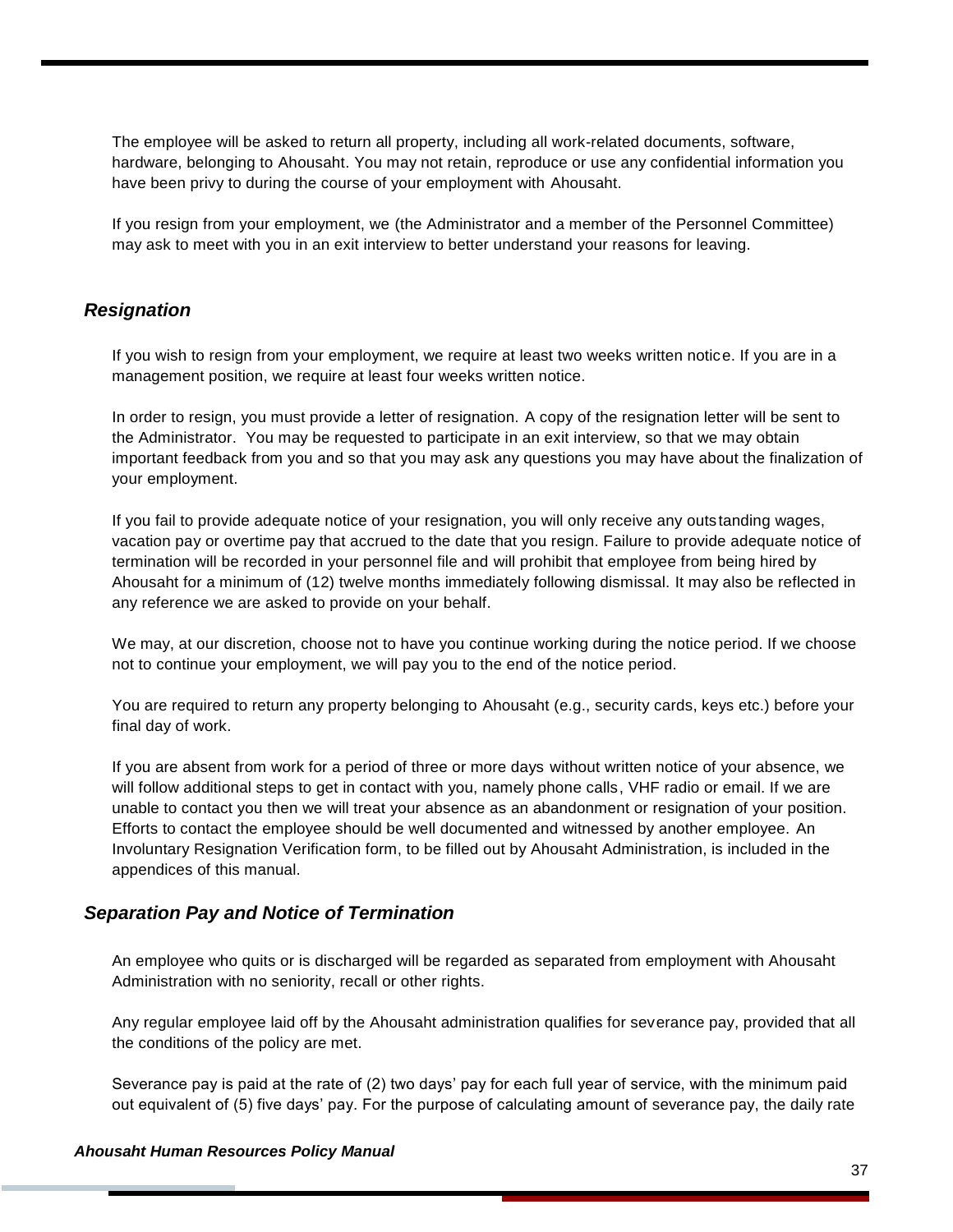The employee will be asked to return all property, including all work-related documents, software, hardware, belonging to Ahousaht. You may not retain, reproduce or use any confidential information you have been privy to during the course of your employment with Ahousaht.

If you resign from your employment, we (the Administrator and a member of the Personnel Committee) may ask to meet with you in an exit interview to better understand your reasons for leaving.

## *Resignation*

If you wish to resign from your employment, we require at least two weeks written notice. If you are in a management position, we require at least four weeks written notice.

In order to resign, you must provide a letter of resignation. A copy of the resignation letter will be sent to the Administrator. You may be requested to participate in an exit interview, so that we may obtain important feedback from you and so that you may ask any questions you may have about the finalization of your employment.

If you fail to provide adequate notice of your resignation, you will only receive any outstanding wages, vacation pay or overtime pay that accrued to the date that you resign. Failure to provide adequate notice of termination will be recorded in your personnel file and will prohibit that employee from being hired by Ahousaht for a minimum of (12) twelve months immediately following dismissal. It may also be reflected in any reference we are asked to provide on your behalf.

We may, at our discretion, choose not to have you continue working during the notice period. If we choose not to continue your employment, we will pay you to the end of the notice period.

You are required to return any property belonging to Ahousaht (e.g., security cards, keys etc.) before your final day of work.

If you are absent from work for a period of three or more days without written notice of your absence, we will follow additional steps to get in contact with you, namely phone calls, VHF radio or email. If we are unable to contact you then we will treat your absence as an abandonment or resignation of your position. Efforts to contact the employee should be well documented and witnessed by another employee. An Involuntary Resignation Verification form, to be filled out by Ahousaht Administration, is included in the appendices of this manual.

## *Separation Pay and Notice of Termination*

An employee who quits or is discharged will be regarded as separated from employment with Ahousaht Administration with no seniority, recall or other rights.

Any regular employee laid off by the Ahousaht administration qualifies for severance pay, provided that all the conditions of the policy are met.

Severance pay is paid at the rate of (2) two days' pay for each full year of service, with the minimum paid out equivalent of (5) five days' pay. For the purpose of calculating amount of severance pay, the daily rate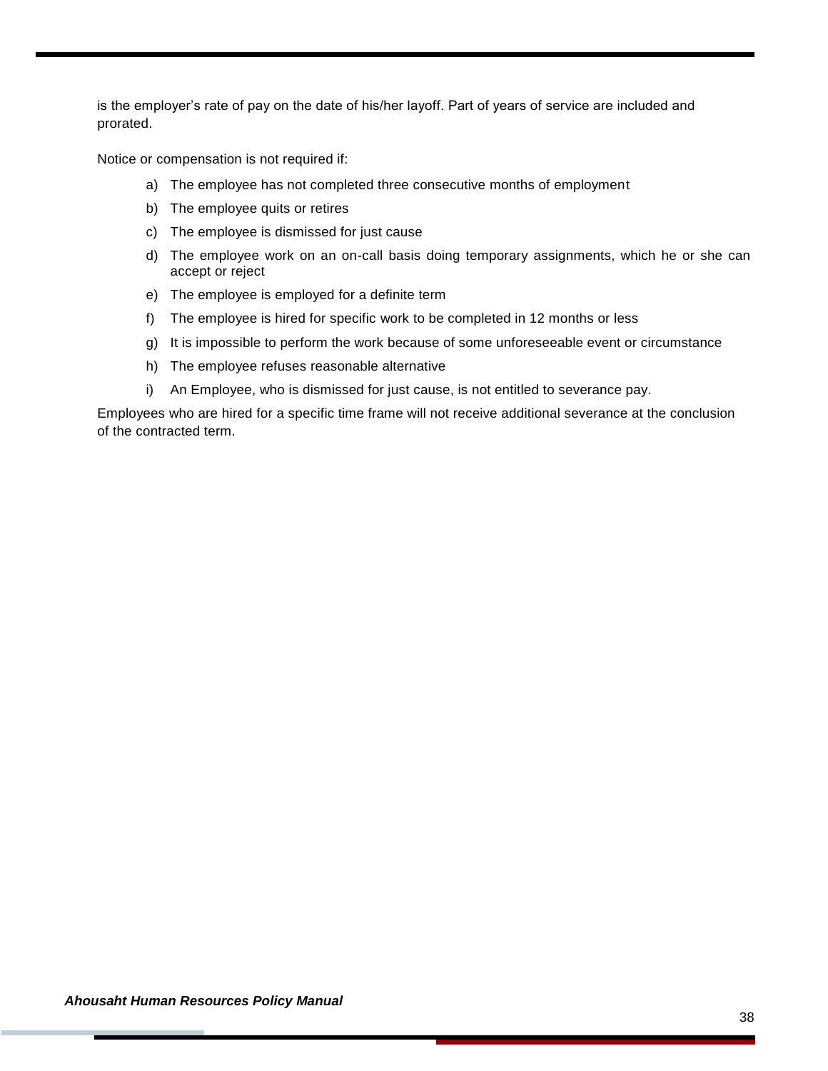is the employer's rate of pay on the date of his/her layoff. Part of years of service are included and prorated.

Notice or compensation is not required if:

a) The employee has not completed three consecutive months of employment
b) The employee quits or retires
c) The employee is dismissed for just cause
d) The employee work on an on-call basis doing temporary assignments, which he or she can accept or reject
e) The employee is employed for a definite term
f) The employee is hired for specific work to be completed in 12 months or less
g) It is impossible to perform the work because of some unforeseeable event or circumstance
h) The employee refuses reasonable alternative
i) An Employee, who is dismissed for just cause, is not entitled to severance pay.

Employees who are hired for a specific time frame will not receive additional severance at the conclusion of the contracted term.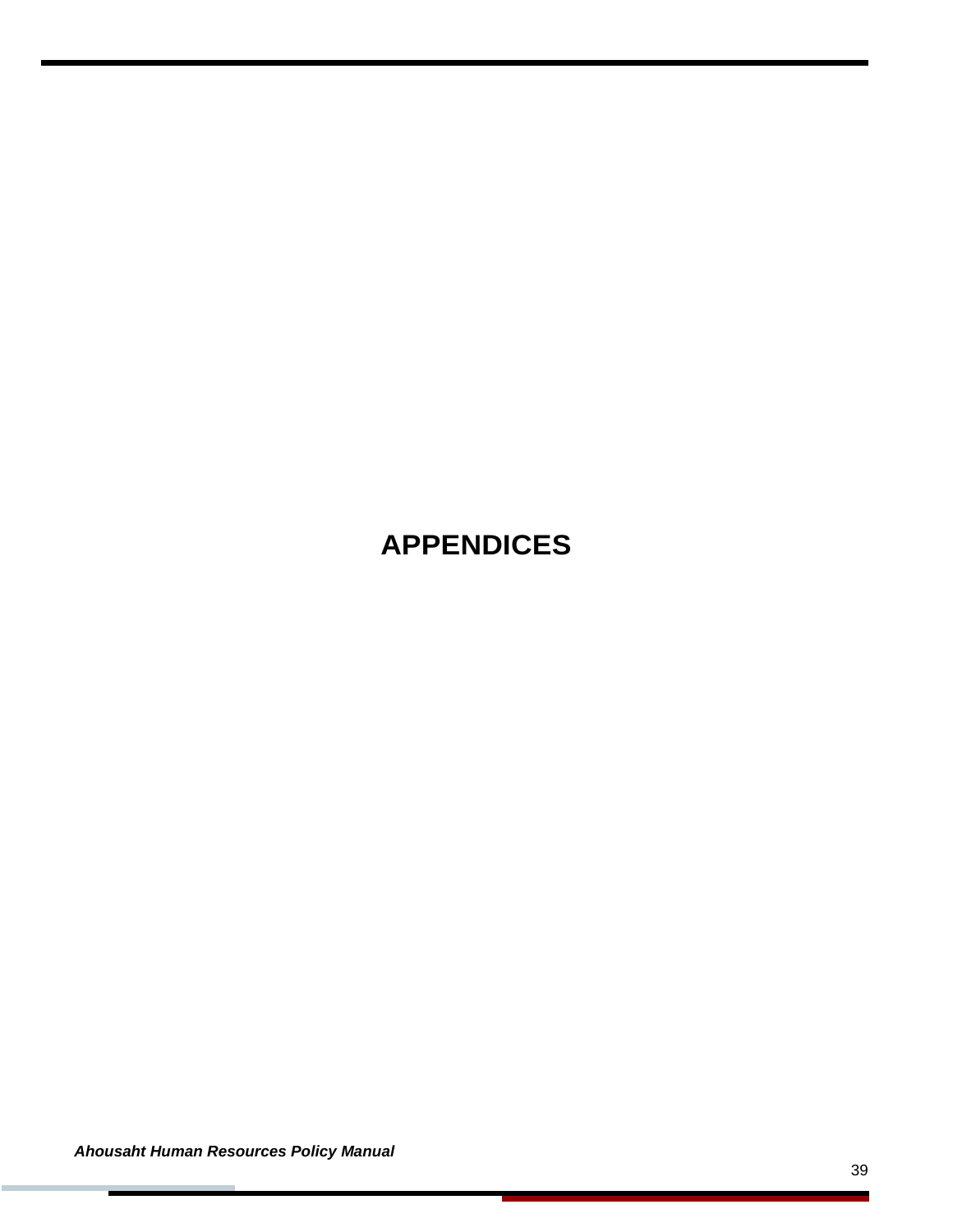# APPENDICES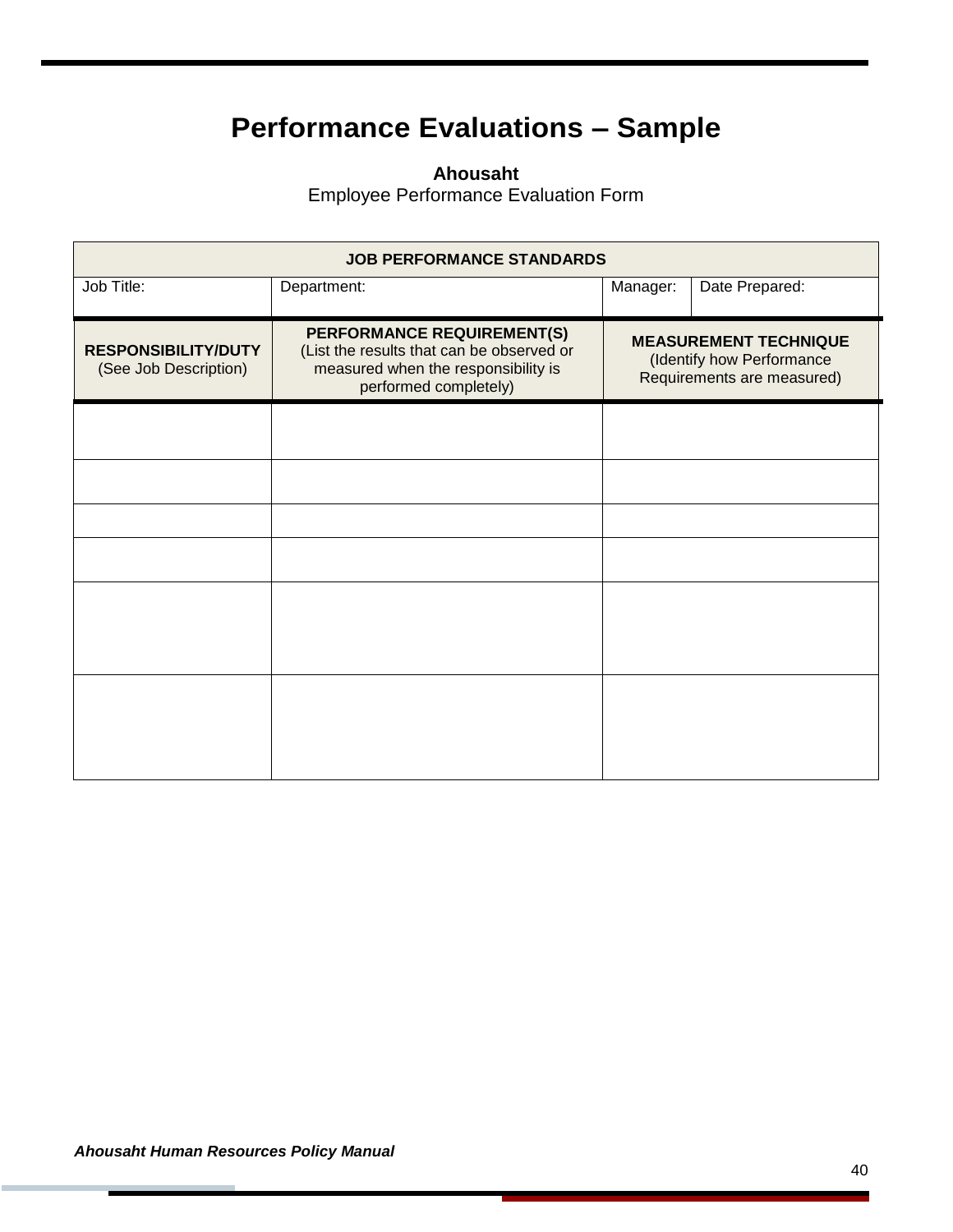# Performance Evaluations – Sample

**Ahousaht**

Employee Performance Evaluation Form

| **JOB PERFORMANCE STANDARDS** | | | |
|---|---|---|---|
| Job Title: | Department: | Manager: | Date Prepared: |
| **RESPONSIBILITY/DUTY** (See Job Description) | **PERFORMANCE REQUIREMENT(S)** (List the results that can be observed or measured when the responsibility is performed completely) | **MEASUREMENT TECHNIQUE** (Identify how Performance Requirements are measured) | |
| | | | |
| | | | |
| | | | |
| | | | |
| | | | |
| | | | |

*Ahousaht Human Resources Policy Manual*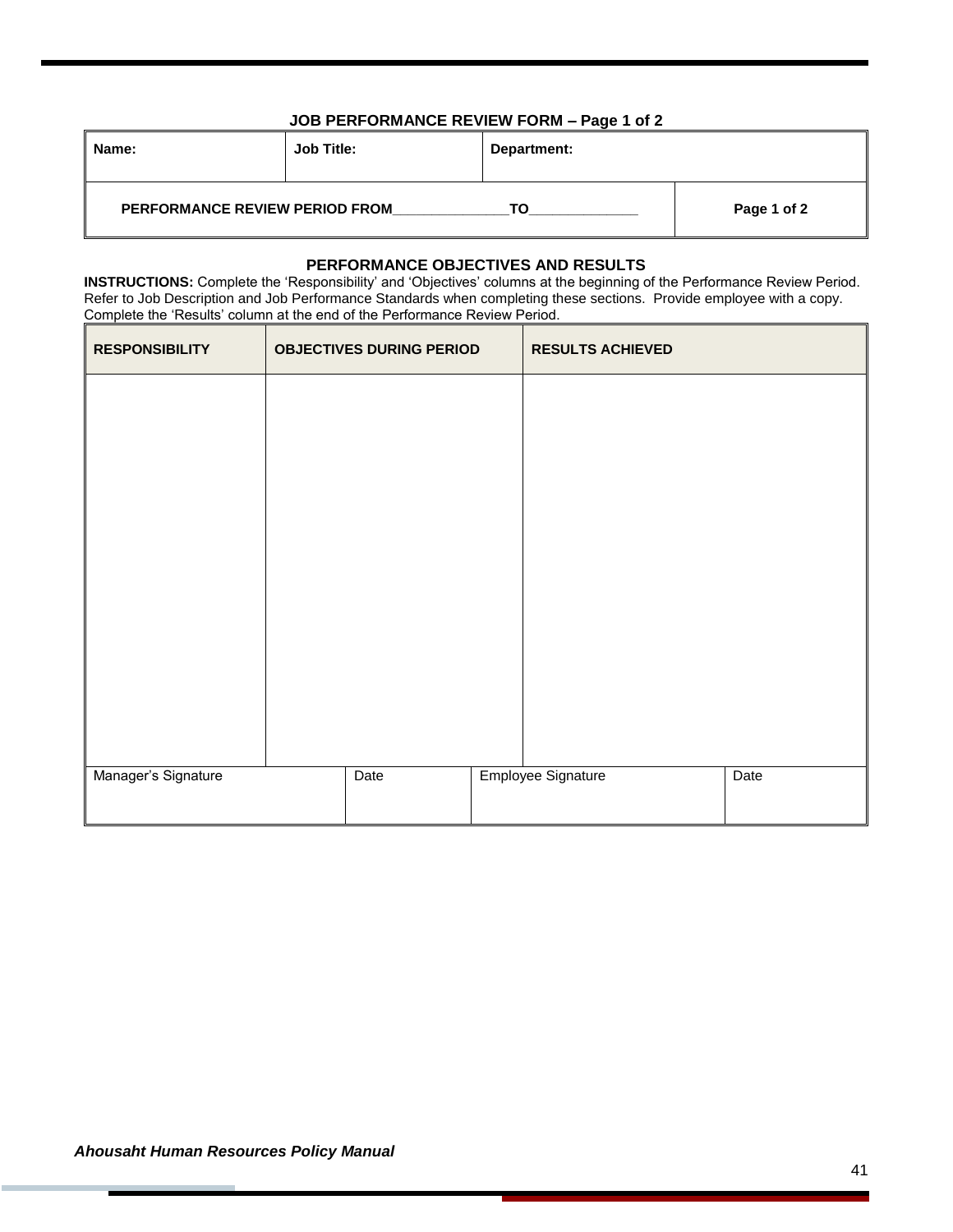### JOB PERFORMANCE REVIEW FORM – Page 1 of 2

| Name: | Job Title: | Department: | |
|---|---|---|---|
| PERFORMANCE REVIEW PERIOD FROM_______________TO_______________ | | | Page 1 of 2 |

### PERFORMANCE OBJECTIVES AND RESULTS

**INSTRUCTIONS:** Complete the 'Responsibility' and 'Objectives' columns at the beginning of the Performance Review Period. Refer to Job Description and Job Performance Standards when completing these sections. Provide employee with a copy. Complete the 'Results' column at the end of the Performance Review Period.

| RESPONSIBILITY | OBJECTIVES DURING PERIOD | RESULTS ACHIEVED |
|---|---|---|
| | | |

| Manager's Signature | Date | Employee Signature | Date |
|---|---|---|---|
| | | | |

*Ahousaht Human Resources Policy Manual*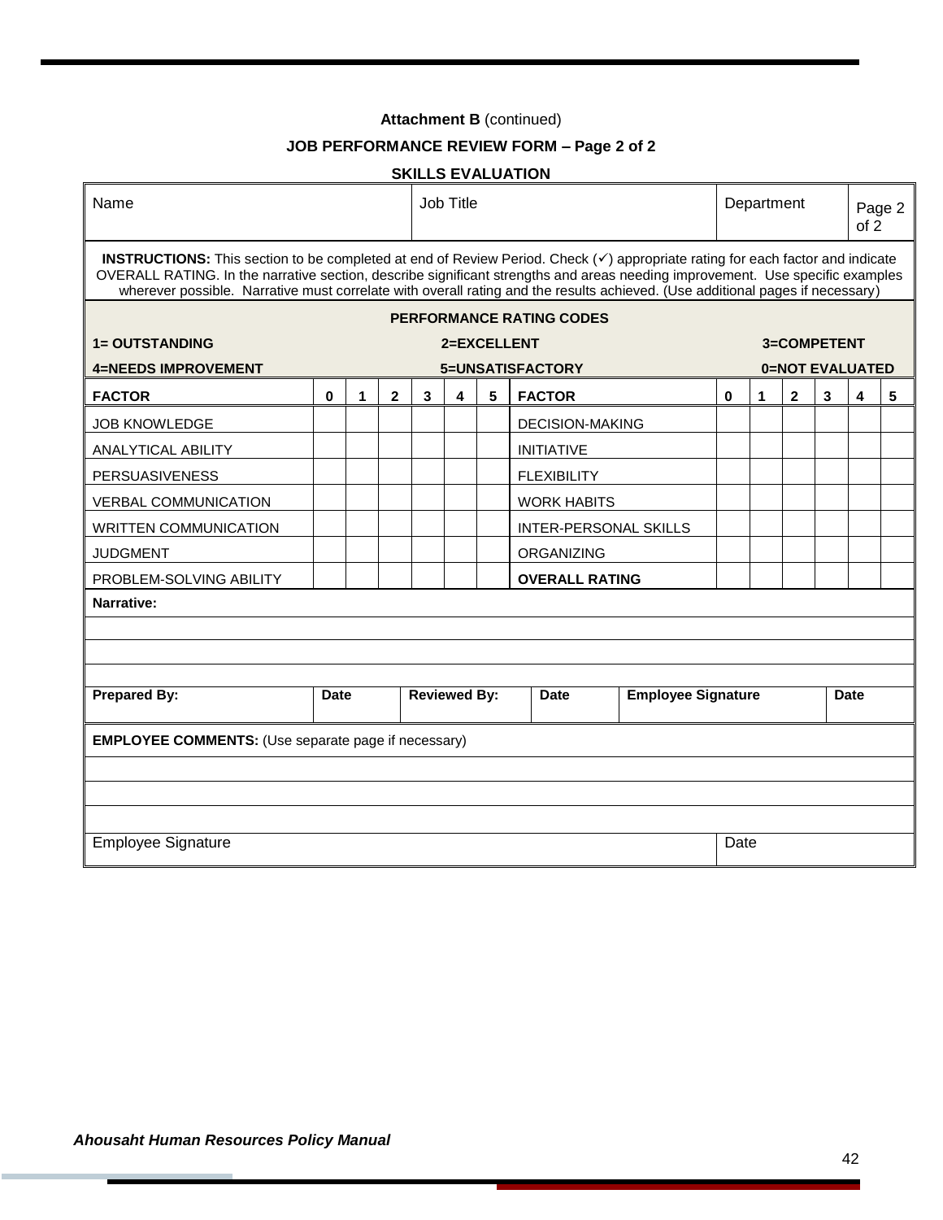**Attachment B** (continued)

**JOB PERFORMANCE REVIEW FORM – Page 2 of 2**

**SKILLS EVALUATION**

| Name | Job Title | Department | Page 2 of 2 |
|---|---|---|---|

**INSTRUCTIONS:** This section to be completed at end of Review Period. Check (✓) appropriate rating for each factor and indicate OVERALL RATING. In the narrative section, describe significant strengths and areas needing improvement. Use specific examples wherever possible. Narrative must correlate with overall rating and the results achieved. (Use additional pages if necessary)

**PERFORMANCE RATING CODES**

**1= OUTSTANDING** | **2=EXCELLENT** | **3=COMPETENT**

**4=NEEDS IMPROVEMENT** | **5=UNSATISFACTORY** | **0=NOT EVALUATED**

| **FACTOR** | **0** | **1** | **2** | **3** | **4** | **5** | **FACTOR** | **0** | **1** | **2** | **3** | **4** | **5** |
|---|---|---|---|---|---|---|---|---|---|---|---|---|---|
| JOB KNOWLEDGE | | | | | | | DECISION-MAKING | | | | | | |
| ANALYTICAL ABILITY | | | | | | | INITIATIVE | | | | | | |
| PERSUASIVENESS | | | | | | | FLEXIBILITY | | | | | | |
| VERBAL COMMUNICATION | | | | | | | WORK HABITS | | | | | | |
| WRITTEN COMMUNICATION | | | | | | | INTER-PERSONAL SKILLS | | | | | | |
| JUDGMENT | | | | | | | ORGANIZING | | | | | | |
| PROBLEM-SOLVING ABILITY | | | | | | | **OVERALL RATING** | | | | | | |

**Narrative:**

| **Prepared By:** | **Date** | **Reviewed By:** | **Date** | **Employee Signature** | **Date** |
|---|---|---|---|---|---|

**EMPLOYEE COMMENTS:** (Use separate page if necessary)

| Employee Signature | Date |
|---|---|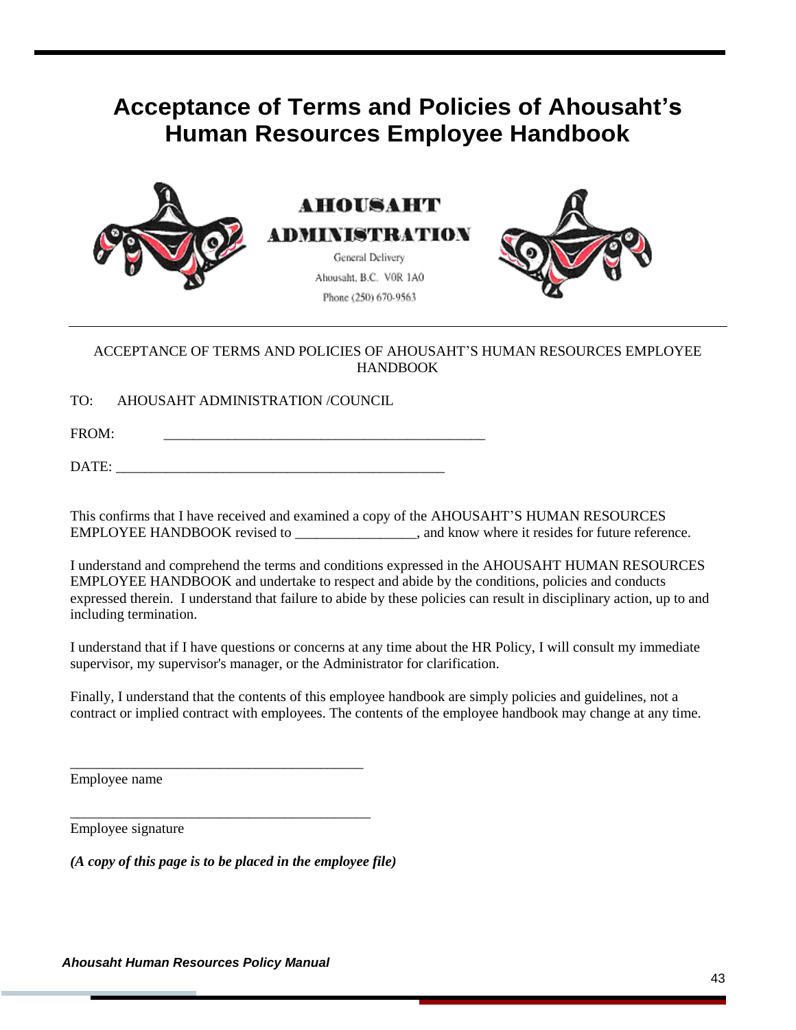# Acceptance of Terms and Policies of Ahousaht's Human Resources Employee Handbook

**AHOUSAHT ADMINISTRATION**

General Delivery
Ahousaht, B.C. V0R 1A0
Phone (250) 670-9563

ACCEPTANCE OF TERMS AND POLICIES OF AHOUSAHT'S HUMAN RESOURCES EMPLOYEE HANDBOOK

TO: AHOUSAHT ADMINISTRATION /COUNCIL

FROM: _____________________________________________

DATE: _____________________________________________

This confirms that I have received and examined a copy of the AHOUSAHT'S HUMAN RESOURCES EMPLOYEE HANDBOOK revised to ________________, and know where it resides for future reference.

I understand and comprehend the terms and conditions expressed in the AHOUSAHT HUMAN RESOURCES EMPLOYEE HANDBOOK and undertake to respect and abide by the conditions, policies and conducts expressed therein. I understand that failure to abide by these policies can result in disciplinary action, up to and including termination.

I understand that if I have questions or concerns at any time about the HR Policy, I will consult my immediate supervisor, my supervisor's manager, or the Administrator for clarification.

Finally, I understand that the contents of this employee handbook are simply policies and guidelines, not a contract or implied contract with employees. The contents of the employee handbook may change at any time.

_________________________________________
Employee name

_________________________________________
Employee signature

***(A copy of this page is to be placed in the employee file)***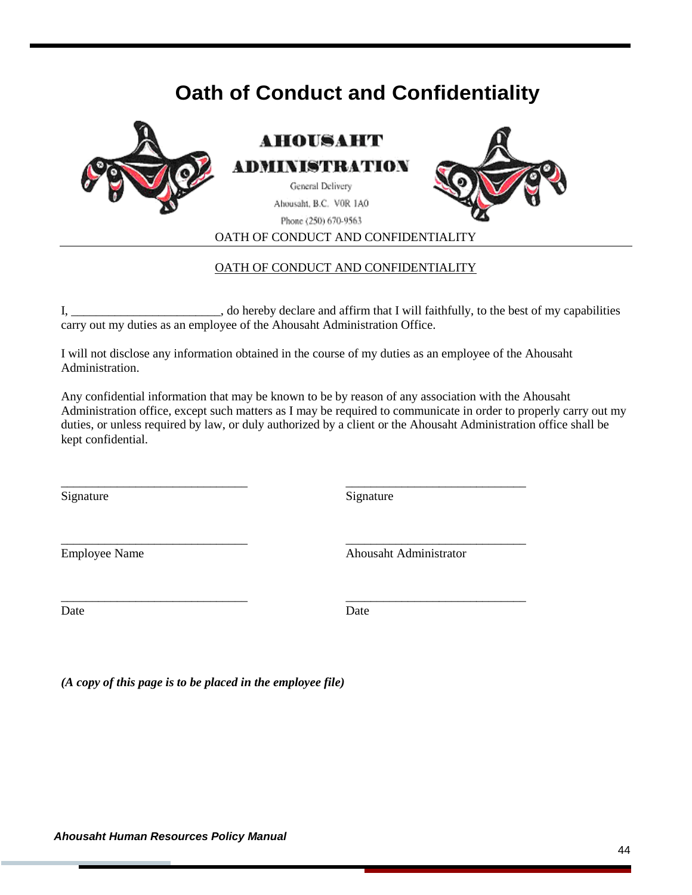# Oath of Conduct and Confidentiality

**AHOUSAHT ADMINISTRATION**

General Delivery

Ahousaht, B.C. V0R 1A0

Phone (250) 670-9563

OATH OF CONDUCT AND CONFIDENTIALITY

---

OATH OF CONDUCT AND CONFIDENTIALITY

I, ________________________, do hereby declare and affirm that I will faithfully, to the best of my capabilities carry out my duties as an employee of the Ahousaht Administration Office.

I will not disclose any information obtained in the course of my duties as an employee of the Ahousaht Administration.

Any confidential information that may be known to be by reason of any association with the Ahousaht Administration office, except such matters as I may be required to communicate in order to properly carry out my duties, or unless required by law, or duly authorized by a client or the Ahousaht Administration office shall be kept confidential.

| | |
|---|---|
| ______________________________ | ______________________________ |
| Signature | Signature |
| ______________________________ | ______________________________ |
| Employee Name | Ahousaht Administrator |
| ______________________________ | ______________________________ |
| Date | Date |

***(A copy of this page is to be placed in the employee file)***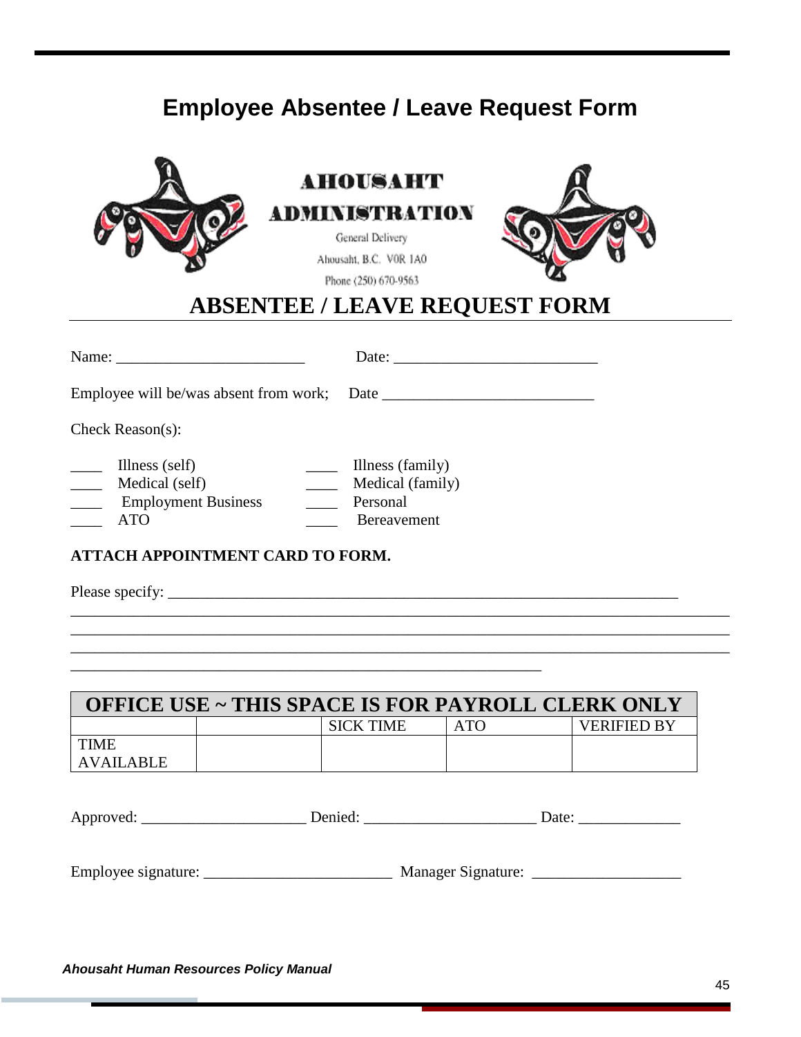# Employee Absentee / Leave Request Form

**AHOUSAHT ADMINISTRATION**

General Delivery

Ahousaht, B.C. V0R 1A0

Phone (250) 670-9563

## ABSENTEE / LEAVE REQUEST FORM

Name: ________________________ Date: __________________________

Employee will be/was absent from work; Date ___________________________

Check Reason(s):

____ Illness (self)
____ Medical (self)
____ Employment Business
____ ATO

____ Illness (family)
____ Medical (family)
____ Personal
____ Bereavement

**ATTACH APPOINTMENT CARD TO FORM.**

Please specify: _________________________________________________________________

___________________________________________________________________________________

___________________________________________________________________________________

___________________________________________________________________________________

____________________________________________________________

| OFFICE USE ~ THIS SPACE IS FOR PAYROLL CLERK ONLY | | | | |
|---|---|---|---|---|
| | | SICK TIME | ATO | VERIFIED BY |
| TIME AVAILABLE | | | | |

Approved: _____________________ Denied: ______________________ Date: _____________

Employee signature: ________________________ Manager Signature: ___________________

*Ahousaht Human Resources Policy Manual*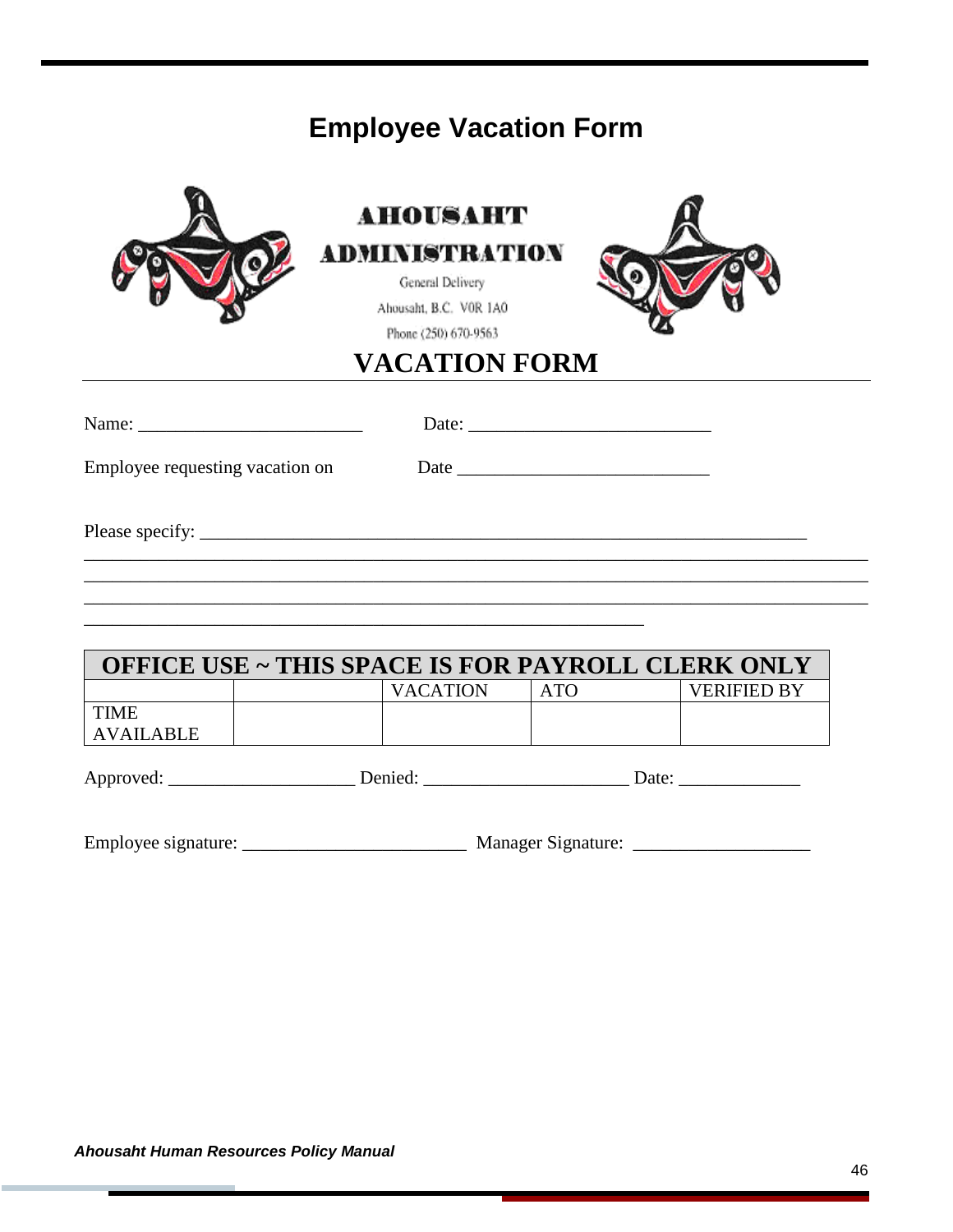# Employee Vacation Form

**AHOUSAHT ADMINISTRATION**

General Delivery

Ahousaht, B.C. V0R 1A0

Phone (250) 670-9563

## VACATION FORM

Name: ________________________ Date: __________________________

Employee requesting vacation on Date ___________________________

Please specify: _________________________________________________________________

_____________________________________________________________________________________

_____________________________________________________________________________________

_____________________________________________________________________________________

____________________________________________________________

| OFFICE USE ~ THIS SPACE IS FOR PAYROLL CLERK ONLY | | | | |
|---|---|---|---|---|
| | | VACATION | ATO | VERIFIED BY |
| TIME AVAILABLE | | | | |

Approved: ____________________ Denied: _____________________ Date: _____________

Employee signature: ________________________ Manager Signature: __________________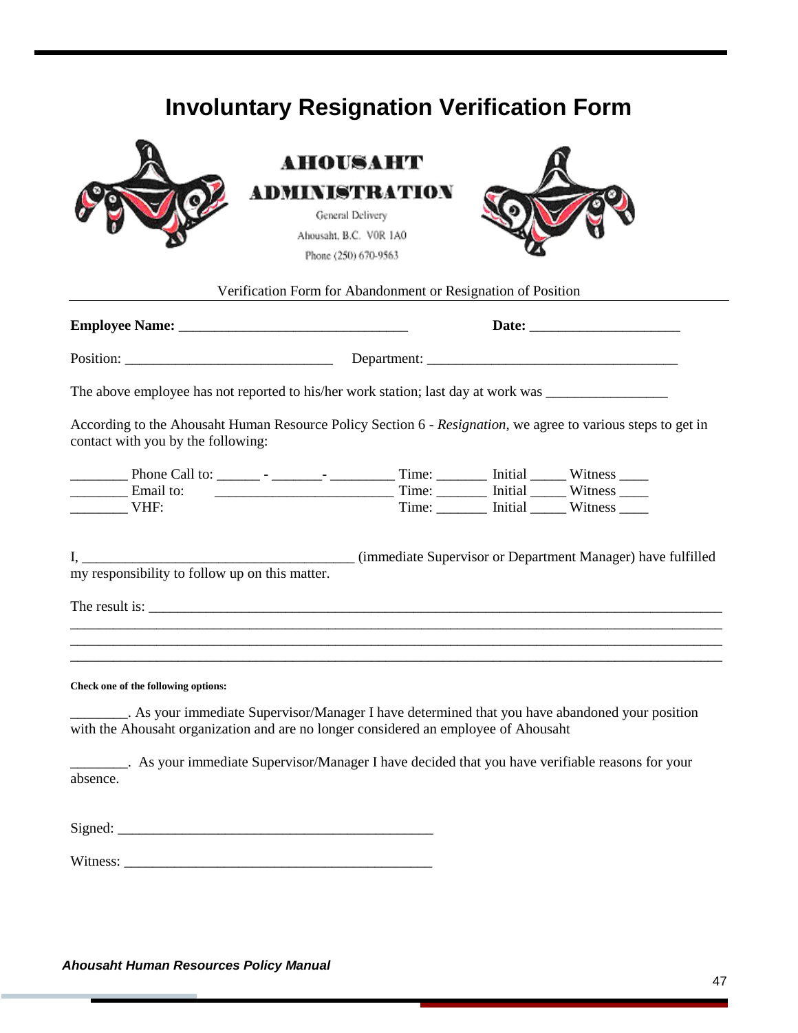# Involuntary Resignation Verification Form

**AHOUSAHT ADMINISTRATION**

General Delivery

Ahousaht, B.C. V0R 1A0

Phone (250) 670-9563

Verification Form for Abandonment or Resignation of Position

**Employee Name:** ________________________________ **Date:** ______________________

Position: ______________________________ Department: ____________________________________

The above employee has not reported to his/her work station; last day at work was _________________

According to the Ahousaht Human Resource Policy Section 6 - *Resignation*, we agree to various steps to get in contact with you by the following:

________ Phone Call to: ______ - _______- _________ Time: _______ Initial _____ Witness ____
________ Email to: __________________________ Time: _______ Initial _____ Witness ____
________ VHF: Time: _______ Initial _____ Witness ____

I, ______________________________________ (immediate Supervisor or Department Manager) have fulfilled my responsibility to follow up on this matter.

The result is: ____________________________________________________________________________
______________________________________________________________________________________________
______________________________________________________________________________________________
______________________________________________________________________________________________

**Check one of the following options:**

________. As your immediate Supervisor/Manager I have determined that you have abandoned your position with the Ahousaht organization and are no longer considered an employee of Ahousaht

________. As your immediate Supervisor/Manager I have decided that you have verifiable reasons for your absence.

Signed: ______________________________________________

Witness: _____________________________________________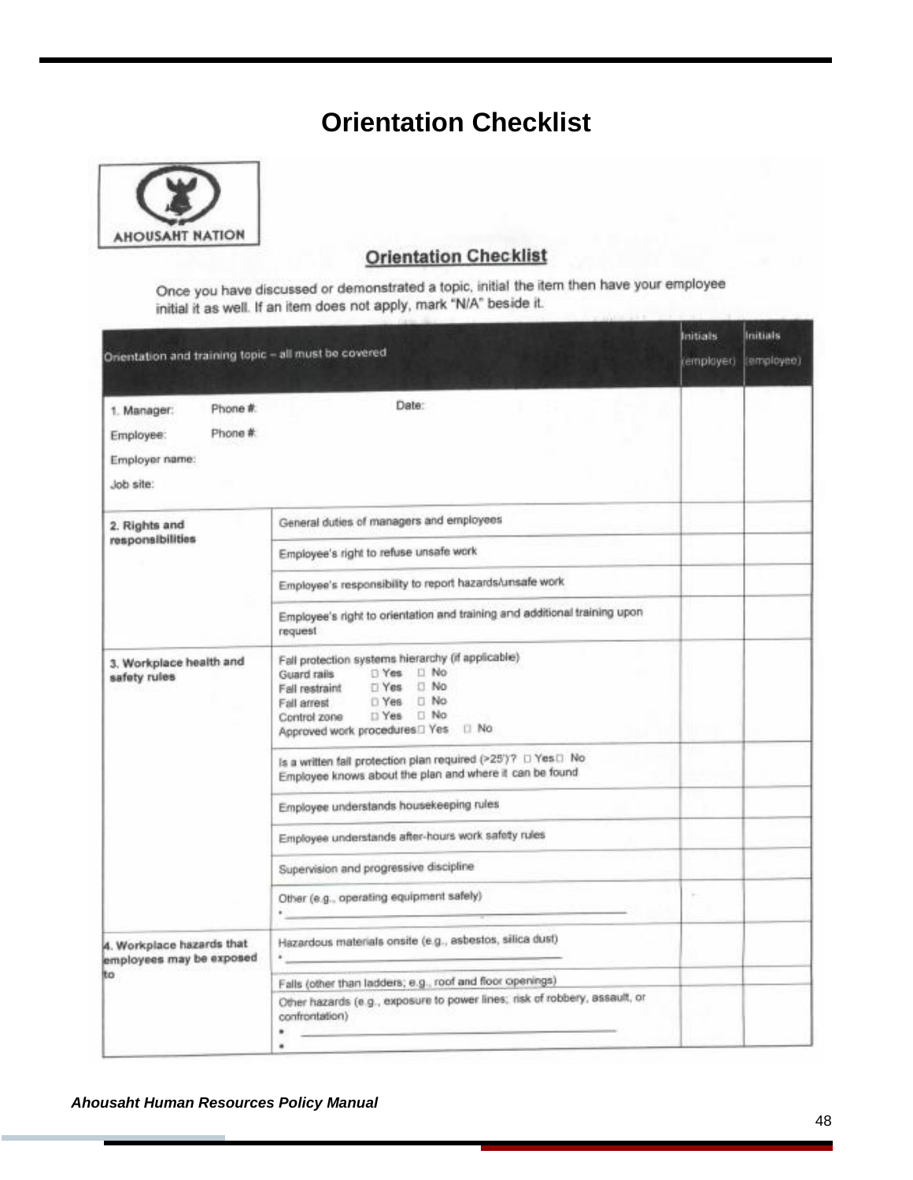# Orientation Checklist

AHOUSAHT NATION

## Orientation Checklist

Once you have discussed or demonstrated a topic, initial the item then have your employee initial it as well. If an item does not apply, mark "N/A" beside it.

| Orientation and training topic – all must be covered | | Initials (employer) | Initials (employee) |
|---|---|---|---|
| 1. Manager: Phone #: Date:<br>Employee: Phone #:<br>Employer name:<br>Job site: | | | |
| **2. Rights and responsibilities** | General duties of managers and employees | | |
| | Employee's right to refuse unsafe work | | |
| | Employee's responsibility to report hazards/unsafe work | | |
| | Employee's right to orientation and training and additional training upon request | | |
| **3. Workplace health and safety rules** | Fall protection systems hierarchy (if applicable)<br>Guard rails ☐ Yes ☐ No<br>Fall restraint ☐ Yes ☐ No<br>Fall arrest ☐ Yes ☐ No<br>Control zone ☐ Yes ☐ No<br>Approved work procedures ☐ Yes ☐ No | | |
| | Is a written fall protection plan required (>25')? ☐ Yes ☐ No<br>Employee knows about the plan and where it can be found | | |
| | Employee understands housekeeping rules | | |
| | Employee understands after-hours work safety rules | | |
| | Supervision and progressive discipline | | |
| | Other (e.g., operating equipment safely)<br>• ______________________ | | |
| **4. Workplace hazards that employees may be exposed to** | Hazardous materials onsite (e.g., asbestos, silica dust)<br>• ______________________ | | |
| | Falls (other than ladders; e.g., roof and floor openings) | | |
| | Other hazards (e.g., exposure to power lines; risk of robbery, assault, or confrontation)<br>• ______________________<br>• | | |

*Ahousaht Human Resources Policy Manual*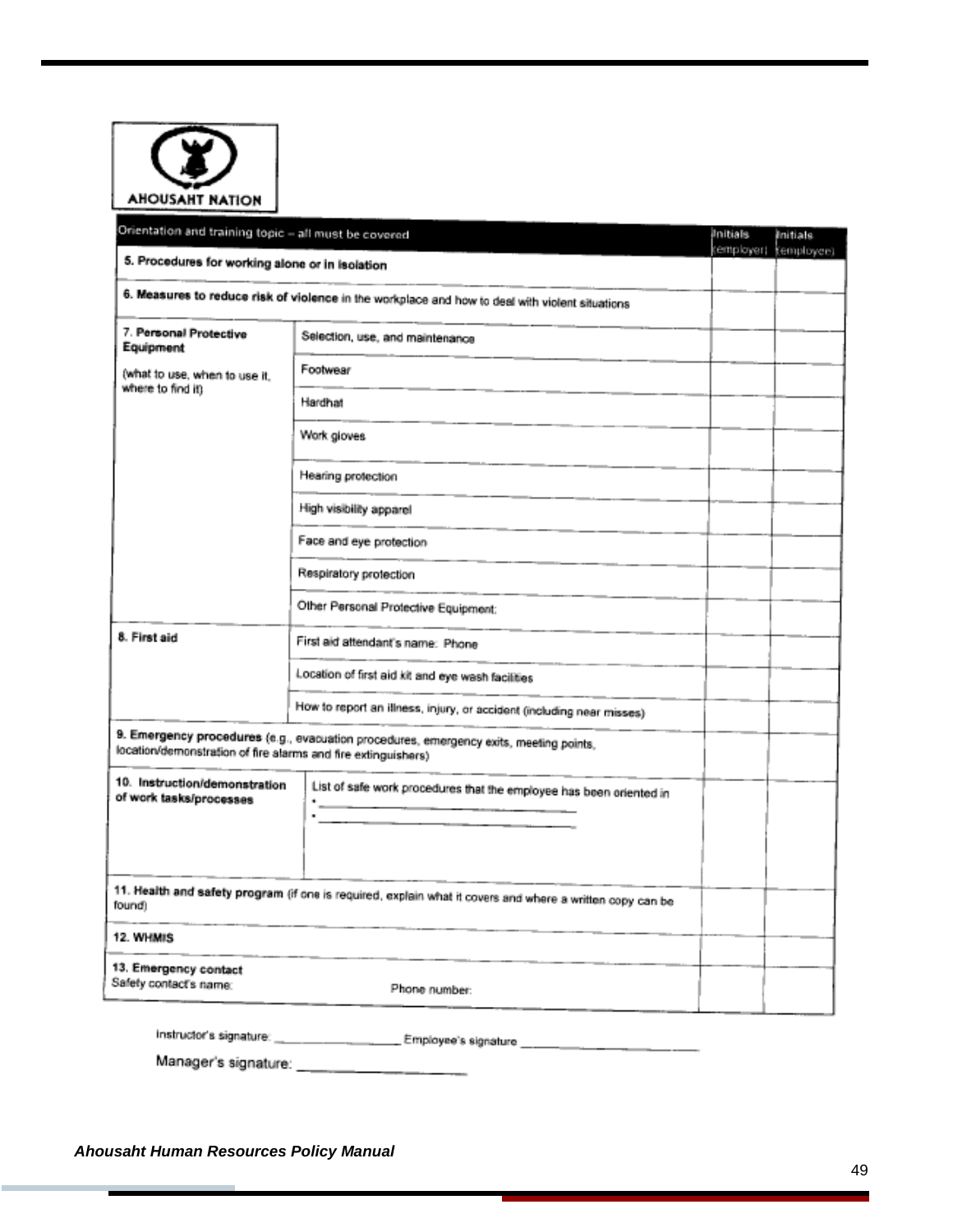AHOUSAHT NATION

| Orientation and training topic – all must be covered | | Initials (employer) | Initials (employee) |
|---|---|---|---|
| **5. Procedures for working alone or in isolation** | | | |
| **6. Measures to reduce risk of violence** in the workplace and how to deal with violent situations | | | |
| **7. Personal Protective Equipment** (what to use, when to use it, where to find it) | Selection, use, and maintenance | | |
| | Footwear | | |
| | Hardhat | | |
| | Work gloves | | |
| | Hearing protection | | |
| | High visibility apparel | | |
| | Face and eye protection | | |
| | Respiratory protection | | |
| | Other Personal Protective Equipment: | | |
| **8. First aid** | First aid attendant's name: Phone | | |
| | Location of first aid kit and eye wash facilities | | |
| | How to report an illness, injury, or accident (including near misses) | | |
| **9. Emergency procedures** (e.g., evacuation procedures, emergency exits, meeting points, location/demonstration of fire alarms and fire extinguishers) | | | |
| **10. Instruction/demonstration of work tasks/processes** | List of safe work procedures that the employee has been oriented in<br>• ____________________<br>• ____________________ | | |
| **11. Health and safety program** (if one is required, explain what it covers and where a written copy can be found) | | | |
| **12. WHMIS** | | | |
| **13. Emergency contact** Safety contact's name: | Phone number: | | |

Instructor's signature: ____________________ Employee's signature ____________________

Manager's signature: ____________________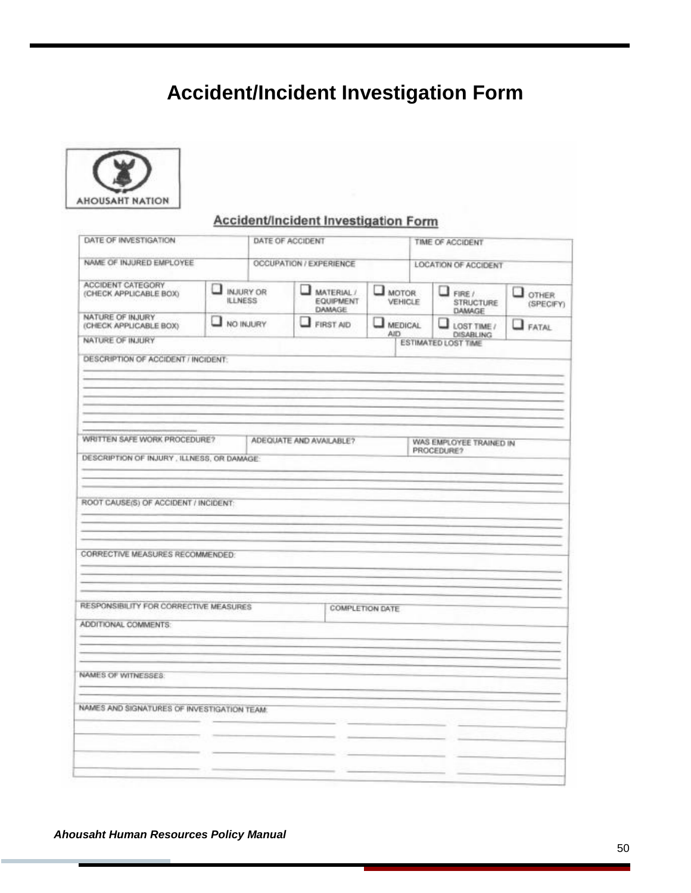# Accident/Incident Investigation Form

AHOUSAHT NATION

## Accident/Incident Investigation Form

| DATE OF INVESTIGATION | | DATE OF ACCIDENT | | TIME OF ACCIDENT | |
|---|---|---|---|---|---|
| NAME OF INJURED EMPLOYEE | | OCCUPATION / EXPERIENCE | | LOCATION OF ACCIDENT | |
| ACCIDENT CATEGORY (CHECK APPLICABLE BOX) | ☐ INJURY OR ILLNESS | ☐ MATERIAL / EQUIPMENT DAMAGE | ☐ MOTOR VEHICLE | ☐ FIRE / STRUCTURE DAMAGE | ☐ OTHER (SPECIFY) |
| NATURE OF INJURY (CHECK APPLICABLE BOX) | ☐ NO INJURY | ☐ FIRST AID | ☐ MEDICAL AID | ☐ LOST TIME / DISABLING | ☐ FATAL |
| NATURE OF INJURY | | | | ESTIMATED LOST TIME | |

DESCRIPTION OF ACCIDENT / INCIDENT:

| WRITTEN SAFE WORK PROCEDURE? | ADEQUATE AND AVAILABLE? | WAS EMPLOYEE TRAINED IN PROCEDURE? |
|---|---|---|

DESCRIPTION OF INJURY , ILLNESS, OR DAMAGE:

ROOT CAUSE(S) OF ACCIDENT / INCIDENT:

CORRECTIVE MEASURES RECOMMENDED:

| RESPONSIBILITY FOR CORRECTIVE MEASURES | COMPLETION DATE |
|---|---|

ADDITIONAL COMMENTS:

NAMES OF WITNESSES:

NAMES AND SIGNATURES OF INVESTIGATION TEAM: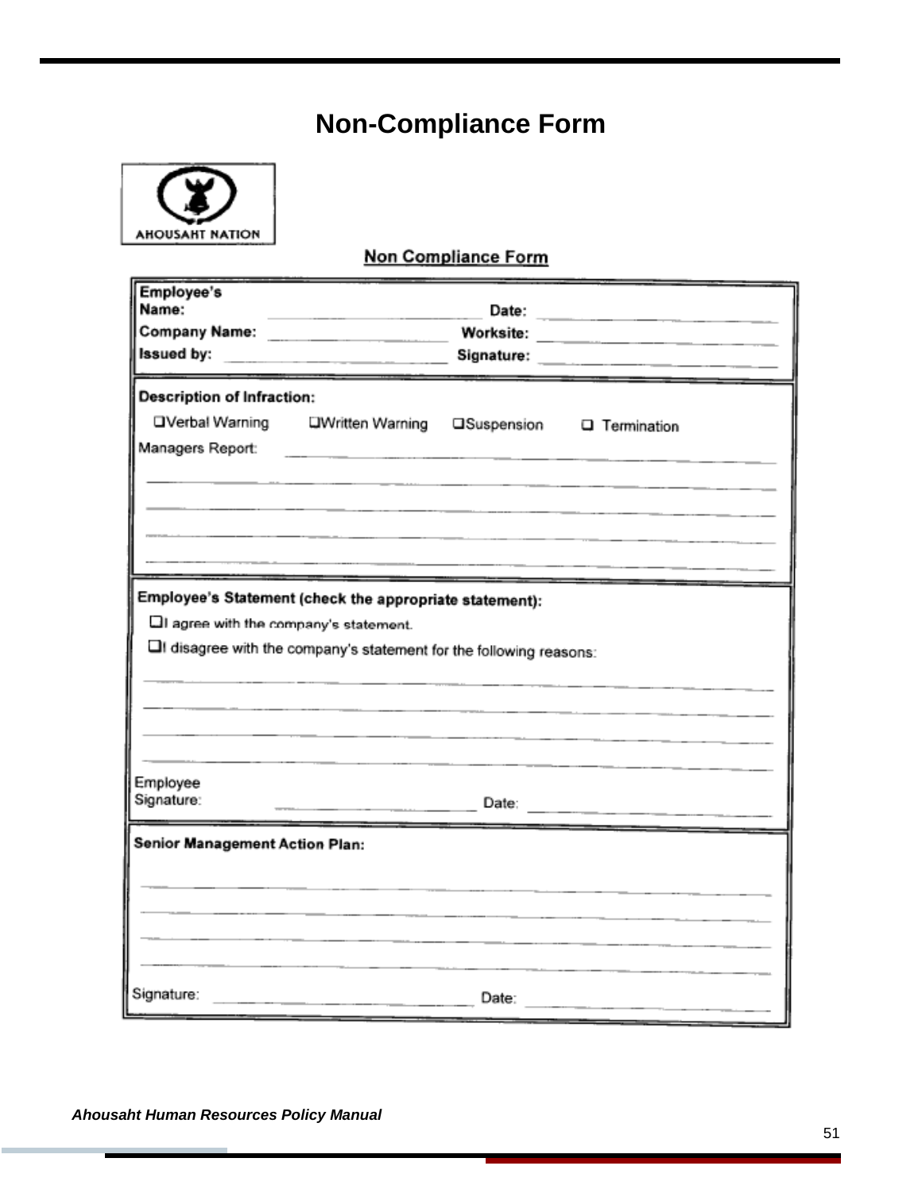# Non-Compliance Form

AHOUSAHT NATION

**Non Compliance Form**

| | | | |
|---|---|---|---|
| **Employee's Name:** | \_\_\_\_\_\_\_\_\_\_\_\_\_\_\_\_\_\_\_\_ | **Date:** | \_\_\_\_\_\_\_\_\_\_\_\_\_\_\_\_\_\_\_\_ |
| **Company Name:** | \_\_\_\_\_\_\_\_\_\_\_\_\_\_\_\_\_\_\_\_ | **Worksite:** | \_\_\_\_\_\_\_\_\_\_\_\_\_\_\_\_\_\_\_\_ |
| **Issued by:** | \_\_\_\_\_\_\_\_\_\_\_\_\_\_\_\_\_\_\_\_ | **Signature:** | \_\_\_\_\_\_\_\_\_\_\_\_\_\_\_\_\_\_\_\_ |

**Description of Infraction:**

☐ Verbal Warning ☐ Written Warning ☐ Suspension ☐ Termination

Managers Report: \_\_\_\_\_\_\_\_\_\_\_\_\_\_\_\_\_\_\_\_\_\_\_\_\_\_\_\_\_\_\_\_\_\_\_\_\_\_\_\_

\_\_\_\_\_\_\_\_\_\_\_\_\_\_\_\_\_\_\_\_\_\_\_\_\_\_\_\_\_\_\_\_\_\_\_\_\_\_\_\_\_\_\_\_\_\_\_\_\_\_\_\_\_\_\_\_

\_\_\_\_\_\_\_\_\_\_\_\_\_\_\_\_\_\_\_\_\_\_\_\_\_\_\_\_\_\_\_\_\_\_\_\_\_\_\_\_\_\_\_\_\_\_\_\_\_\_\_\_\_\_\_\_

\_\_\_\_\_\_\_\_\_\_\_\_\_\_\_\_\_\_\_\_\_\_\_\_\_\_\_\_\_\_\_\_\_\_\_\_\_\_\_\_\_\_\_\_\_\_\_\_\_\_\_\_\_\_\_\_

\_\_\_\_\_\_\_\_\_\_\_\_\_\_\_\_\_\_\_\_\_\_\_\_\_\_\_\_\_\_\_\_\_\_\_\_\_\_\_\_\_\_\_\_\_\_\_\_\_\_\_\_\_\_\_\_

**Employee's Statement (check the appropriate statement):**

☐ I agree with the company's statement.

☐ I disagree with the company's statement for the following reasons:

\_\_\_\_\_\_\_\_\_\_\_\_\_\_\_\_\_\_\_\_\_\_\_\_\_\_\_\_\_\_\_\_\_\_\_\_\_\_\_\_\_\_\_\_\_\_\_\_\_\_\_\_\_\_\_\_

\_\_\_\_\_\_\_\_\_\_\_\_\_\_\_\_\_\_\_\_\_\_\_\_\_\_\_\_\_\_\_\_\_\_\_\_\_\_\_\_\_\_\_\_\_\_\_\_\_\_\_\_\_\_\_\_

\_\_\_\_\_\_\_\_\_\_\_\_\_\_\_\_\_\_\_\_\_\_\_\_\_\_\_\_\_\_\_\_\_\_\_\_\_\_\_\_\_\_\_\_\_\_\_\_\_\_\_\_\_\_\_\_

\_\_\_\_\_\_\_\_\_\_\_\_\_\_\_\_\_\_\_\_\_\_\_\_\_\_\_\_\_\_\_\_\_\_\_\_\_\_\_\_\_\_\_\_\_\_\_\_\_\_\_\_\_\_\_\_

Employee Signature: \_\_\_\_\_\_\_\_\_\_\_\_\_\_\_\_\_\_\_\_ Date: \_\_\_\_\_\_\_\_\_\_\_\_\_\_\_\_\_\_\_\_

**Senior Management Action Plan:**

\_\_\_\_\_\_\_\_\_\_\_\_\_\_\_\_\_\_\_\_\_\_\_\_\_\_\_\_\_\_\_\_\_\_\_\_\_\_\_\_\_\_\_\_\_\_\_\_\_\_\_\_\_\_\_\_

\_\_\_\_\_\_\_\_\_\_\_\_\_\_\_\_\_\_\_\_\_\_\_\_\_\_\_\_\_\_\_\_\_\_\_\_\_\_\_\_\_\_\_\_\_\_\_\_\_\_\_\_\_\_\_\_

\_\_\_\_\_\_\_\_\_\_\_\_\_\_\_\_\_\_\_\_\_\_\_\_\_\_\_\_\_\_\_\_\_\_\_\_\_\_\_\_\_\_\_\_\_\_\_\_\_\_\_\_\_\_\_\_

\_\_\_\_\_\_\_\_\_\_\_\_\_\_\_\_\_\_\_\_\_\_\_\_\_\_\_\_\_\_\_\_\_\_\_\_\_\_\_\_\_\_\_\_\_\_\_\_\_\_\_\_\_\_\_\_

Signature: \_\_\_\_\_\_\_\_\_\_\_\_\_\_\_\_\_\_\_\_ Date: \_\_\_\_\_\_\_\_\_\_\_\_\_\_\_\_\_\_\_\_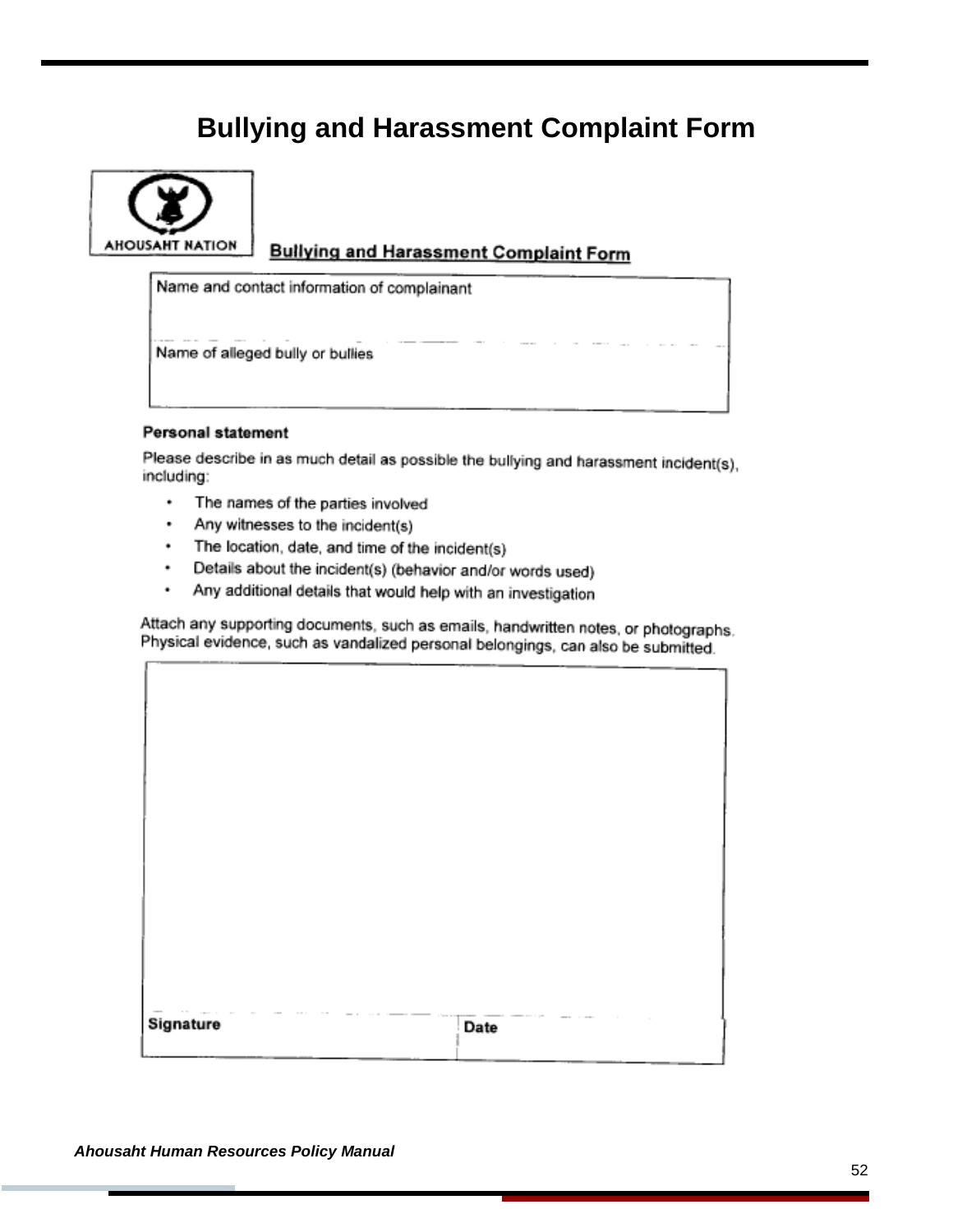# Bullying and Harassment Complaint Form

AHOUSAHT NATION

**Bullying and Harassment Complaint Form**

| Name and contact information of complainant |
|---|
| Name of alleged bully or bullies |

**Personal statement**

Please describe in as much detail as possible the bullying and harassment incident(s), including:

- The names of the parties involved
- Any witnesses to the incident(s)
- The location, date, and time of the incident(s)
- Details about the incident(s) (behavior and/or words used)
- Any additional details that would help with an investigation

Attach any supporting documents, such as emails, handwritten notes, or photographs. Physical evidence, such as vandalized personal belongings, can also be submitted.

| Signature | Date |
|---|---|

*Ahousaht Human Resources Policy Manual*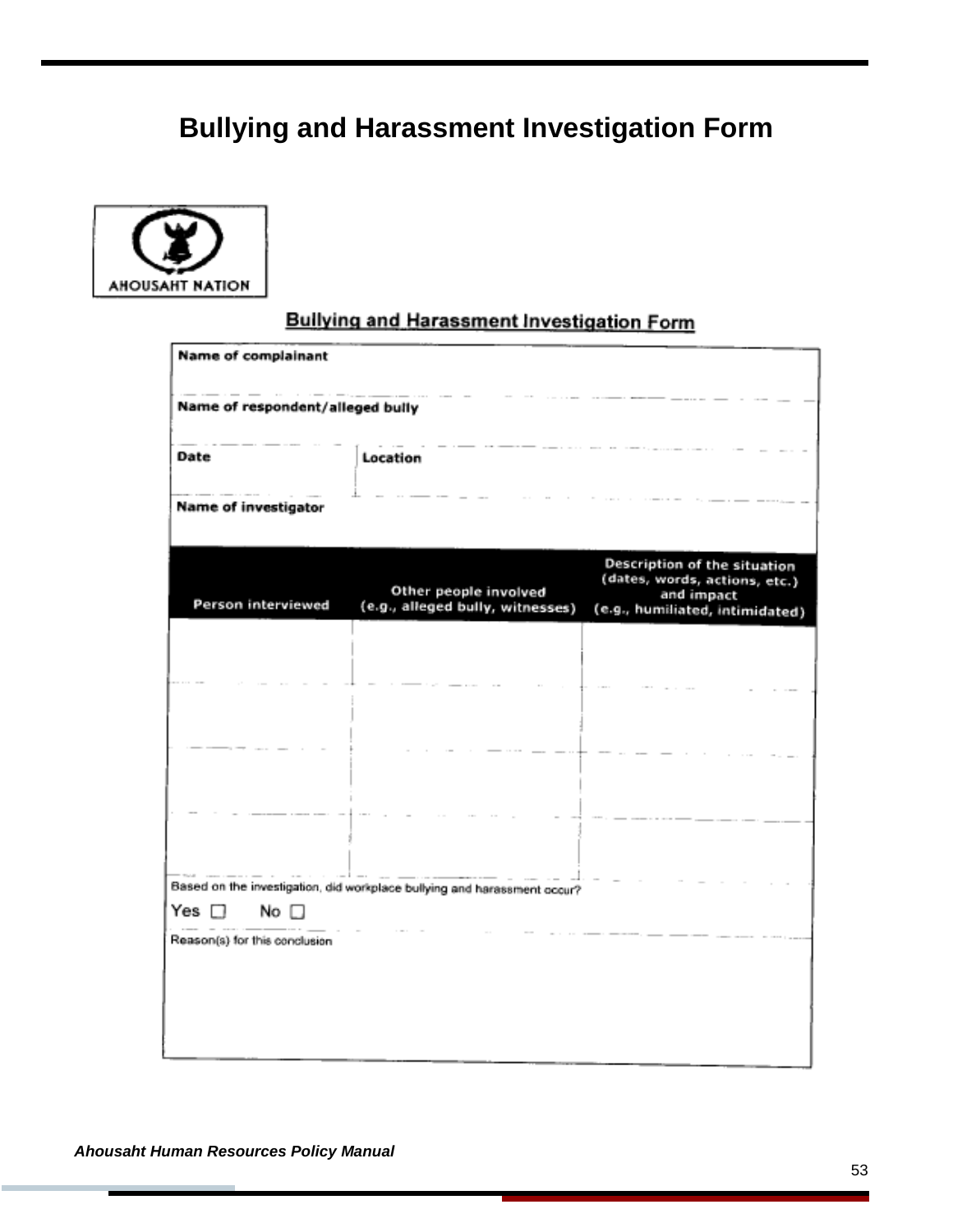# Bullying and Harassment Investigation Form

AHOUSAHT NATION

## Bullying and Harassment Investigation Form

**Name of complainant**

**Name of respondent/alleged bully**

| **Date** | **Location** |
|---|---|
| | |

**Name of investigator**

| Person interviewed | Other people involved (e.g., alleged bully, witnesses) | Description of the situation (dates, words, actions, etc.) and impact (e.g., humiliated, intimidated) |
|---|---|---|
| | | |
| | | |
| | | |
| | | |

Based on the investigation, did workplace bullying and harassment occur?

Yes ☐ No ☐

Reason(s) for this conclusion

*Ahousaht Human Resources Policy Manual*